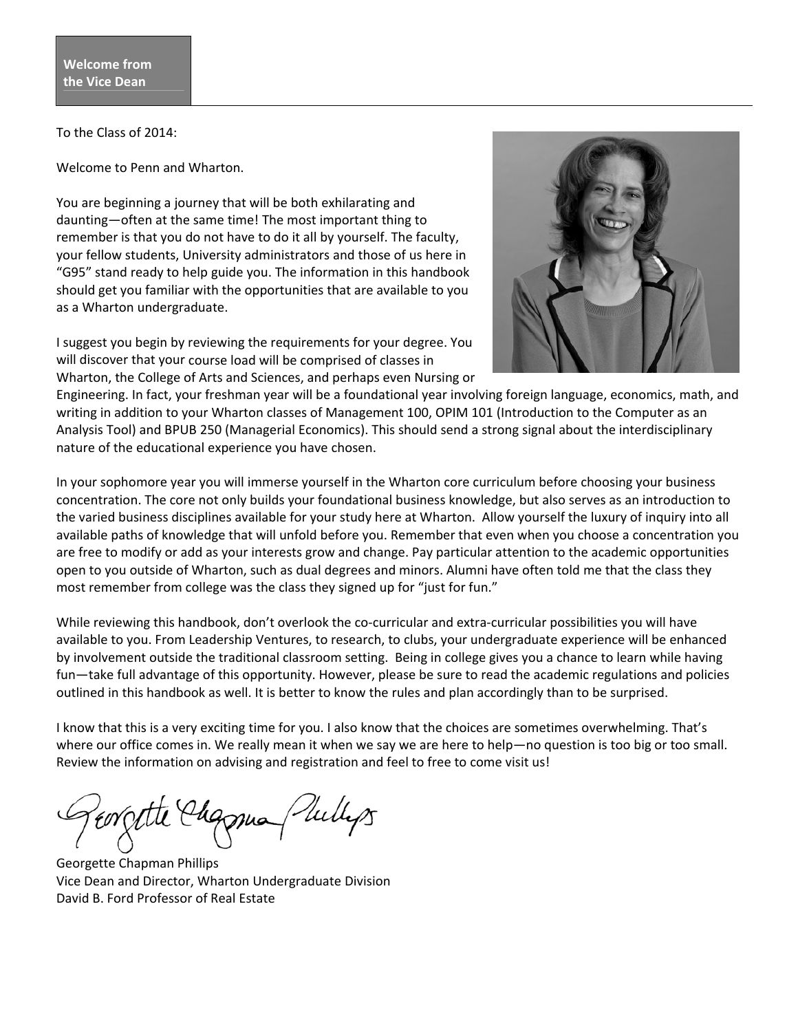## Welcome from the Vice Dean

To the Class of 2014:

Welcome to Penn and Wharton.

You are beginning a journey that will be both exhilarating and daunting—often at the same time! The most important thing to remember is that you do not have to do it all by yourself. The faculty, your fellow students, University administrators and those of us here in "G95" stand ready to help guide you. The information in this handbook should get you familiar with the opportunities that are available to you as a Wharton undergraduate.

I suggest you begin by reviewing the requirements for your degree. You will discover that your course load will be comprised of classes in Wharton, the College of Arts and Sciences, and perhaps even Nursing or Engineering. In fact, your freshman year will be a foundational year involving foreign language, economics, math, and writing in addition to your Wharton classes of Management 100, OPIM 101 (Introduction to the Computer as an Analysis Tool) and BPUB 250 (Managerial Economics). This should send a strong signal about the interdisciplinary nature of the educational experience you have chosen.

In your sophomore year you will immerse yourself in the Wharton core curriculum before choosing your business concentration. The core not only builds your foundational business knowledge, but also serves as an introduction to the varied business disciplines available for your study here at Wharton. Allow yourself the luxury of inquiry into all available paths of knowledge that will unfold before you. Remember that even when you choose a concentration you are free to modify or add as your interests grow and change. Pay particular attention to the academic opportunities open to you outside of Wharton, such as dual degrees and minors. Alumni have often told me that the class they most remember from college was the class they signed up for "just for fun."

While reviewing this handbook, don't overlook the co-curricular and extra-curricular possibilities you will have available to you. From Leadership Ventures, to research, to clubs, your undergraduate experience will be enhanced by involvement outside the traditional classroom setting. Being in college gives you a chance to learn while having fun—take full advantage of this opportunity. However, please be sure to read the academic regulations and policies outlined in this handbook as well. It is better to know the rules and plan accordingly than to be surprised.

I know that this is a very exciting time for you. I also know that the choices are sometimes overwhelming. That's where our office comes in. We really mean it when we say we are here to help—no question is too big or too small. Review the information on advising and registration and feel to free to come visit us!

Georgette Chapman Phillips
Vice Dean and Director, Wharton Undergraduate Division
David B. Ford Professor of Real Estate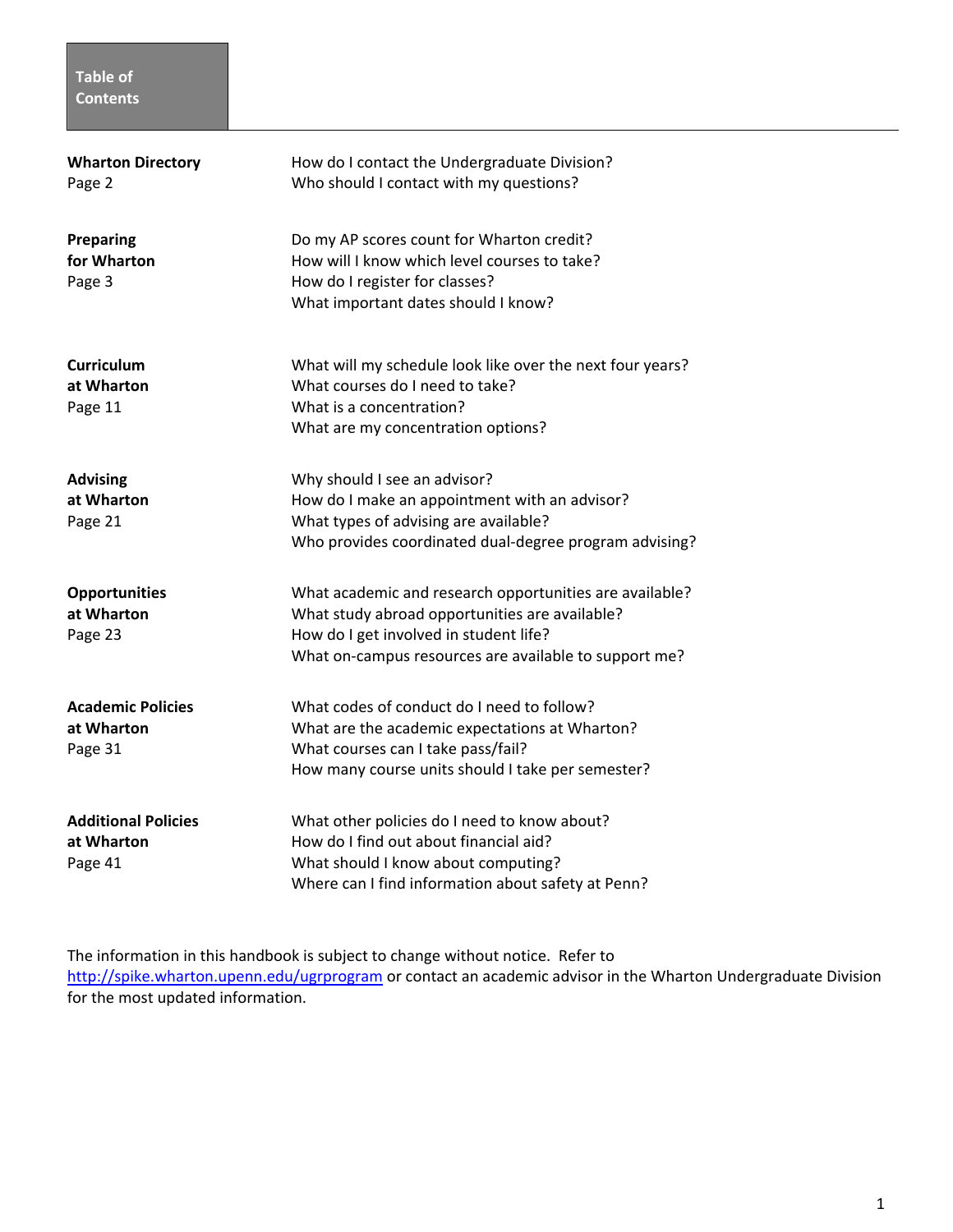# Table of Contents

| | |
|---|---|
| **Wharton Directory**<br>Page 2 | How do I contact the Undergraduate Division?<br>Who should I contact with my questions? |
| **Preparing for Wharton**<br>Page 3 | Do my AP scores count for Wharton credit?<br>How will I know which level courses to take?<br>How do I register for classes?<br>What important dates should I know? |
| **Curriculum at Wharton**<br>Page 11 | What will my schedule look like over the next four years?<br>What courses do I need to take?<br>What is a concentration?<br>What are my concentration options? |
| **Advising at Wharton**<br>Page 21 | Why should I see an advisor?<br>How do I make an appointment with an advisor?<br>What types of advising are available?<br>Who provides coordinated dual-degree program advising? |
| **Opportunities at Wharton**<br>Page 23 | What academic and research opportunities are available?<br>What study abroad opportunities are available?<br>How do I get involved in student life?<br>What on-campus resources are available to support me? |
| **Academic Policies at Wharton**<br>Page 31 | What codes of conduct do I need to follow?<br>What are the academic expectations at Wharton?<br>What courses can I take pass/fail?<br>How many course units should I take per semester? |
| **Additional Policies at Wharton**<br>Page 41 | What other policies do I need to know about?<br>How do I find out about financial aid?<br>What should I know about computing?<br>Where can I find information about safety at Penn? |

The information in this handbook is subject to change without notice. Refer to http://spike.wharton.upenn.edu/ugrprogram or contact an academic advisor in the Wharton Undergraduate Division for the most updated information.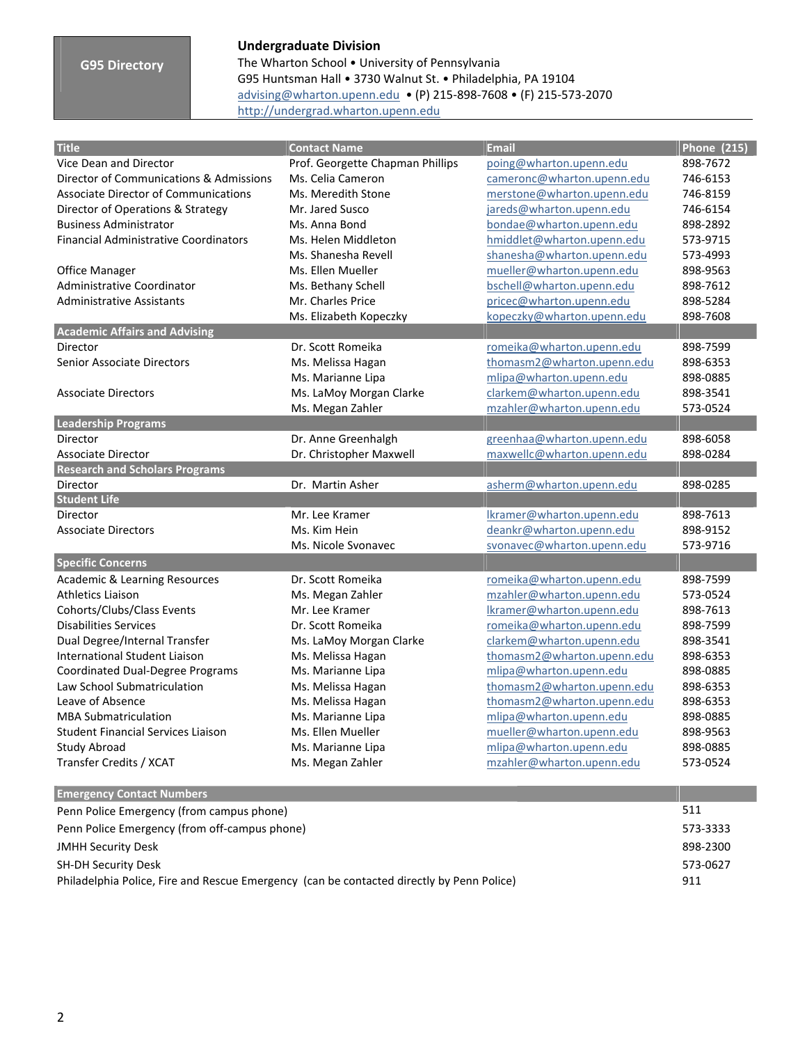## G95 Directory

**Undergraduate Division**
The Wharton School • University of Pennsylvania
G95 Huntsman Hall • 3730 Walnut St. • Philadelphia, PA 19104
advising@wharton.upenn.edu • (P) 215-898-7608 • (F) 215-573-2070
http://undergrad.wharton.upenn.edu

| Title | Contact Name | Email | Phone (215) |
|---|---|---|---|
| Vice Dean and Director | Prof. Georgette Chapman Phillips | poing@wharton.upenn.edu | 898-7672 |
| Director of Communications & Admissions | Ms. Celia Cameron | cameronc@wharton.upenn.edu | 746-6153 |
| Associate Director of Communications | Ms. Meredith Stone | merstone@wharton.upenn.edu | 746-8159 |
| Director of Operations & Strategy | Mr. Jared Susco | jareds@wharton.upenn.edu | 746-6154 |
| Business Administrator | Ms. Anna Bond | bondae@wharton.upenn.edu | 898-2892 |
| Financial Administrative Coordinators | Ms. Helen Middleton | hmiddlet@wharton.upenn.edu | 573-9715 |
| | Ms. Shanesha Revell | shanesha@wharton.upenn.edu | 573-4993 |
| Office Manager | Ms. Ellen Mueller | mueller@wharton.upenn.edu | 898-9563 |
| Administrative Coordinator | Ms. Bethany Schell | bschell@wharton.upenn.edu | 898-7612 |
| Administrative Assistants | Mr. Charles Price | pricec@wharton.upenn.edu | 898-5284 |
| | Ms. Elizabeth Kopeczky | kopeczky@wharton.upenn.edu | 898-7608 |
| **Academic Affairs and Advising** | | | |
| Director | Dr. Scott Romeika | romeika@wharton.upenn.edu | 898-7599 |
| Senior Associate Directors | Ms. Melissa Hagan | thomasm2@wharton.upenn.edu | 898-6353 |
| | Ms. Marianne Lipa | mlipa@wharton.upenn.edu | 898-0885 |
| Associate Directors | Ms. LaMoy Morgan Clarke | clarkem@wharton.upenn.edu | 898-3541 |
| | Ms. Megan Zahler | mzahler@wharton.upenn.edu | 573-0524 |
| **Leadership Programs** | | | |
| Director | Dr. Anne Greenhalgh | greenhaa@wharton.upenn.edu | 898-6058 |
| Associate Director | Dr. Christopher Maxwell | maxwellc@wharton.upenn.edu | 898-0284 |
| **Research and Scholars Programs** | | | |
| Director | Dr. Martin Asher | asherm@wharton.upenn.edu | 898-0285 |
| **Student Life** | | | |
| Director | Mr. Lee Kramer | lkramer@wharton.upenn.edu | 898-7613 |
| Associate Directors | Ms. Kim Hein | deankr@wharton.upenn.edu | 898-9152 |
| | Ms. Nicole Svonavec | svonavec@wharton.upenn.edu | 573-9716 |
| **Specific Concerns** | | | |
| Academic & Learning Resources | Dr. Scott Romeika | romeika@wharton.upenn.edu | 898-7599 |
| Athletics Liaison | Ms. Megan Zahler | mzahler@wharton.upenn.edu | 573-0524 |
| Cohorts/Clubs/Class Events | Mr. Lee Kramer | lkramer@wharton.upenn.edu | 898-7613 |
| Disabilities Services | Dr. Scott Romeika | romeika@wharton.upenn.edu | 898-7599 |
| Dual Degree/Internal Transfer | Ms. LaMoy Morgan Clarke | clarkem@wharton.upenn.edu | 898-3541 |
| International Student Liaison | Ms. Melissa Hagan | thomasm2@wharton.upenn.edu | 898-6353 |
| Coordinated Dual-Degree Programs | Ms. Marianne Lipa | mlipa@wharton.upenn.edu | 898-0885 |
| Law School Submatriculation | Ms. Melissa Hagan | thomasm2@wharton.upenn.edu | 898-6353 |
| Leave of Absence | Ms. Melissa Hagan | thomasm2@wharton.upenn.edu | 898-6353 |
| MBA Submatriculation | Ms. Marianne Lipa | mlipa@wharton.upenn.edu | 898-0885 |
| Student Financial Services Liaison | Ms. Ellen Mueller | mueller@wharton.upenn.edu | 898-9563 |
| Study Abroad | Ms. Marianne Lipa | mlipa@wharton.upenn.edu | 898-0885 |
| Transfer Credits / XCAT | Ms. Megan Zahler | mzahler@wharton.upenn.edu | 573-0524 |

| Emergency Contact Numbers | |
|---|---|
| Penn Police Emergency (from campus phone) | 511 |
| Penn Police Emergency (from off-campus phone) | 573-3333 |
| JMHH Security Desk | 898-2300 |
| SH-DH Security Desk | 573-0627 |
| Philadelphia Police, Fire and Rescue Emergency (can be contacted directly by Penn Police) | 911 |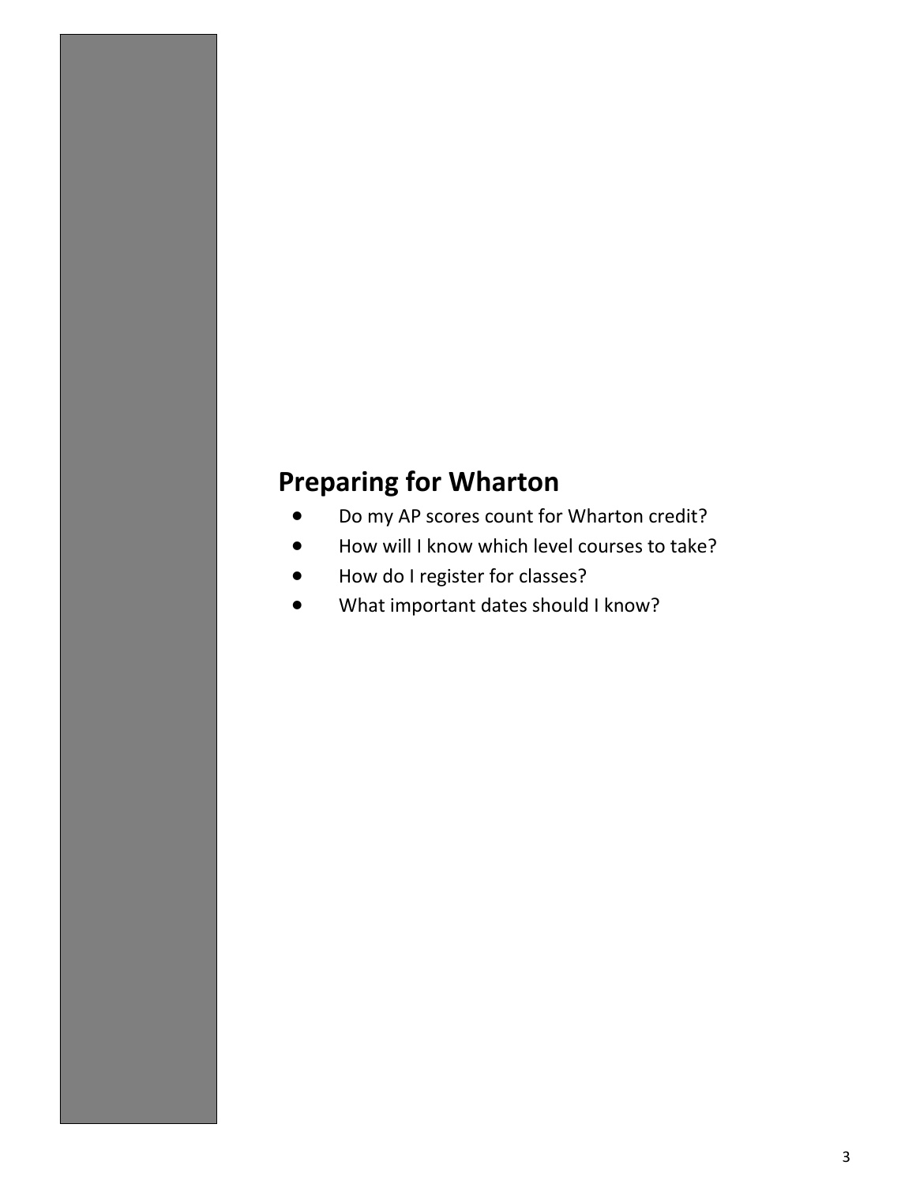# Preparing for Wharton

- Do my AP scores count for Wharton credit?
- How will I know which level courses to take?
- How do I register for classes?
- What important dates should I know?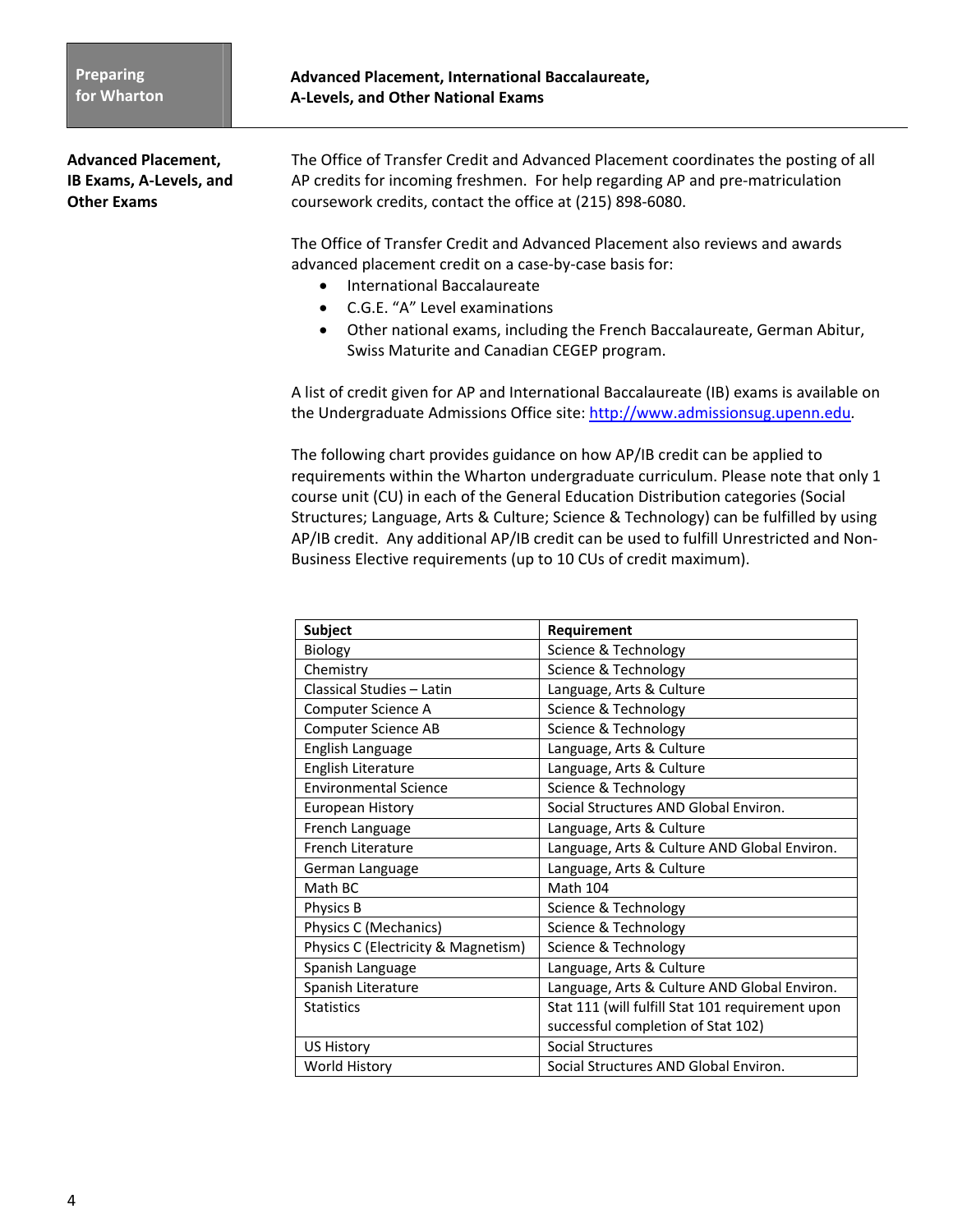## Advanced Placement, International Baccalaureate, A-Levels, and Other National Exams

### Advanced Placement, IB Exams, A-Levels, and Other Exams

The Office of Transfer Credit and Advanced Placement coordinates the posting of all AP credits for incoming freshmen. For help regarding AP and pre-matriculation coursework credits, contact the office at (215) 898-6080.

The Office of Transfer Credit and Advanced Placement also reviews and awards advanced placement credit on a case-by-case basis for:

- International Baccalaureate
- C.G.E. "A" Level examinations
- Other national exams, including the French Baccalaureate, German Abitur, Swiss Maturite and Canadian CEGEP program.

A list of credit given for AP and International Baccalaureate (IB) exams is available on the Undergraduate Admissions Office site: http://www.admissionsug.upenn.edu.

The following chart provides guidance on how AP/IB credit can be applied to requirements within the Wharton undergraduate curriculum. Please note that only 1 course unit (CU) in each of the General Education Distribution categories (Social Structures; Language, Arts & Culture; Science & Technology) can be fulfilled by using AP/IB credit. Any additional AP/IB credit can be used to fulfill Unrestricted and Non-Business Elective requirements (up to 10 CUs of credit maximum).

| Subject | Requirement |
|---|---|
| Biology | Science & Technology |
| Chemistry | Science & Technology |
| Classical Studies – Latin | Language, Arts & Culture |
| Computer Science A | Science & Technology |
| Computer Science AB | Science & Technology |
| English Language | Language, Arts & Culture |
| English Literature | Language, Arts & Culture |
| Environmental Science | Science & Technology |
| European History | Social Structures AND Global Environ. |
| French Language | Language, Arts & Culture |
| French Literature | Language, Arts & Culture AND Global Environ. |
| German Language | Language, Arts & Culture |
| Math BC | Math 104 |
| Physics B | Science & Technology |
| Physics C (Mechanics) | Science & Technology |
| Physics C (Electricity & Magnetism) | Science & Technology |
| Spanish Language | Language, Arts & Culture |
| Spanish Literature | Language, Arts & Culture AND Global Environ. |
| Statistics | Stat 111 (will fulfill Stat 101 requirement upon successful completion of Stat 102) |
| US History | Social Structures |
| World History | Social Structures AND Global Environ. |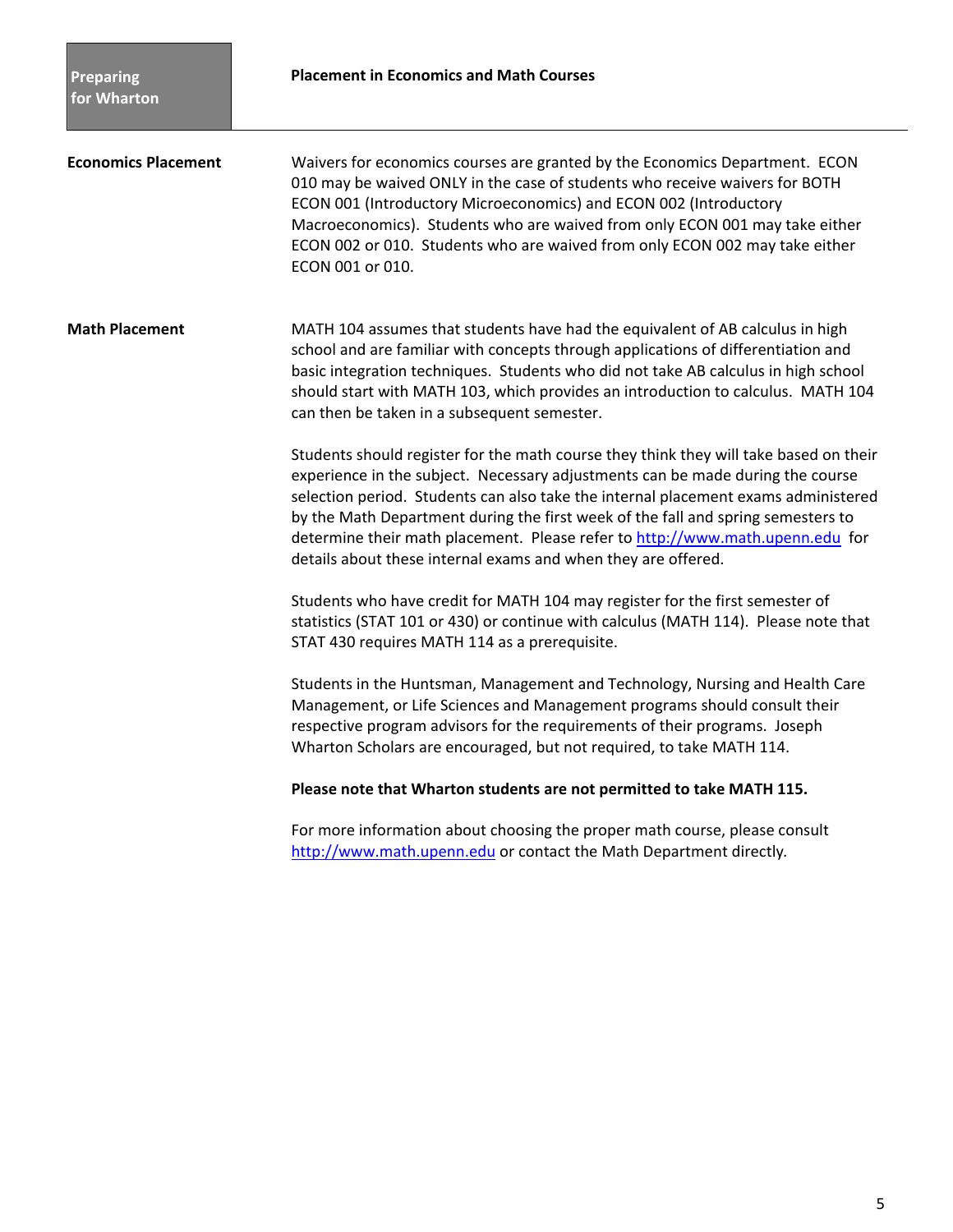## Placement in Economics and Math Courses

### Economics Placement

Waivers for economics courses are granted by the Economics Department. ECON 010 may be waived ONLY in the case of students who receive waivers for BOTH ECON 001 (Introductory Microeconomics) and ECON 002 (Introductory Macroeconomics). Students who are waived from only ECON 001 may take either ECON 002 or 010. Students who are waived from only ECON 002 may take either ECON 001 or 010.

### Math Placement

MATH 104 assumes that students have had the equivalent of AB calculus in high school and are familiar with concepts through applications of differentiation and basic integration techniques. Students who did not take AB calculus in high school should start with MATH 103, which provides an introduction to calculus. MATH 104 can then be taken in a subsequent semester.

Students should register for the math course they think they will take based on their experience in the subject. Necessary adjustments can be made during the course selection period. Students can also take the internal placement exams administered by the Math Department during the first week of the fall and spring semesters to determine their math placement. Please refer to http://www.math.upenn.edu for details about these internal exams and when they are offered.

Students who have credit for MATH 104 may register for the first semester of statistics (STAT 101 or 430) or continue with calculus (MATH 114). Please note that STAT 430 requires MATH 114 as a prerequisite.

Students in the Huntsman, Management and Technology, Nursing and Health Care Management, or Life Sciences and Management programs should consult their respective program advisors for the requirements of their programs. Joseph Wharton Scholars are encouraged, but not required, to take MATH 114.

**Please note that Wharton students are not permitted to take MATH 115.**

For more information about choosing the proper math course, please consult http://www.math.upenn.edu or contact the Math Department directly.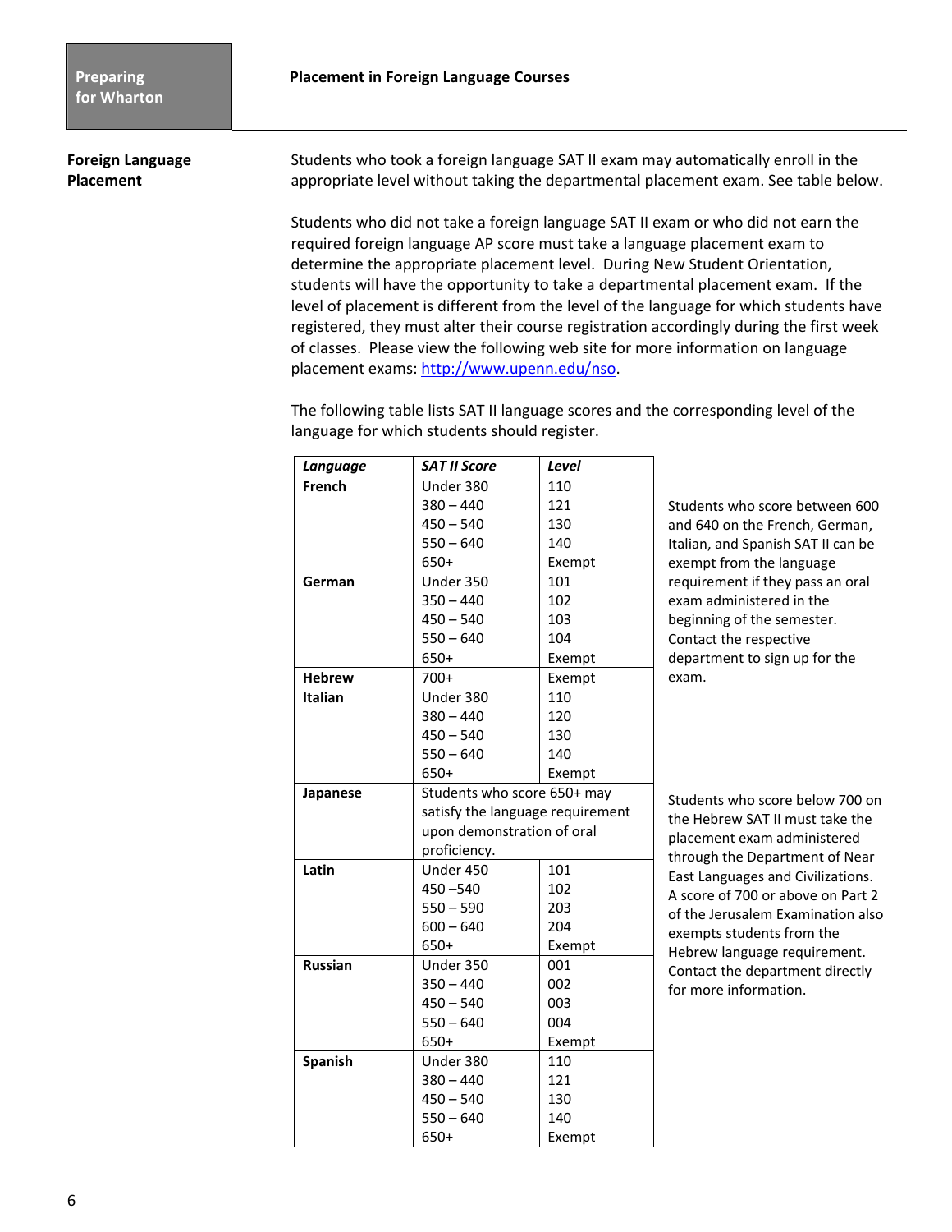## Placement in Foreign Language Courses

### Foreign Language Placement

Students who took a foreign language SAT II exam may automatically enroll in the appropriate level without taking the departmental placement exam. See table below.

Students who did not take a foreign language SAT II exam or who did not earn the required foreign language AP score must take a language placement exam to determine the appropriate placement level. During New Student Orientation, students will have the opportunity to take a departmental placement exam. If the level of placement is different from the level of the language for which students have registered, they must alter their course registration accordingly during the first week of classes. Please view the following web site for more information on language placement exams: http://www.upenn.edu/nso.

The following table lists SAT II language scores and the corresponding level of the language for which students should register.

| *Language* | *SAT II Score* | *Level* |
|---|---|---|
| **French** | Under 380 | 110 |
| | 380 – 440 | 121 |
| | 450 – 540 | 130 |
| | 550 – 640 | 140 |
| | 650+ | Exempt |
| **German** | Under 350 | 101 |
| | 350 – 440 | 102 |
| | 450 – 540 | 103 |
| | 550 – 640 | 104 |
| | 650+ | Exempt |
| **Hebrew** | 700+ | Exempt |
| **Italian** | Under 380 | 110 |
| | 380 – 440 | 120 |
| | 450 – 540 | 130 |
| | 550 – 640 | 140 |
| | 650+ | Exempt |
| **Japanese** | Students who score 650+ may satisfy the language requirement upon demonstration of oral proficiency. | |
| **Latin** | Under 450 | 101 |
| | 450 –540 | 102 |
| | 550 – 590 | 203 |
| | 600 – 640 | 204 |
| | 650+ | Exempt |
| **Russian** | Under 350 | 001 |
| | 350 – 440 | 002 |
| | 450 – 540 | 003 |
| | 550 – 640 | 004 |
| | 650+ | Exempt |
| **Spanish** | Under 380 | 110 |
| | 380 – 440 | 121 |
| | 450 – 540 | 130 |
| | 550 – 640 | 140 |
| | 650+ | Exempt |

Students who score between 600 and 640 on the French, German, Italian, and Spanish SAT II can be exempt from the language requirement if they pass an oral exam administered in the beginning of the semester. Contact the respective department to sign up for the exam.

Students who score below 700 on the Hebrew SAT II must take the placement exam administered through the Department of Near East Languages and Civilizations. A score of 700 or above on Part 2 of the Jerusalem Examination also exempts students from the Hebrew language requirement. Contact the department directly for more information.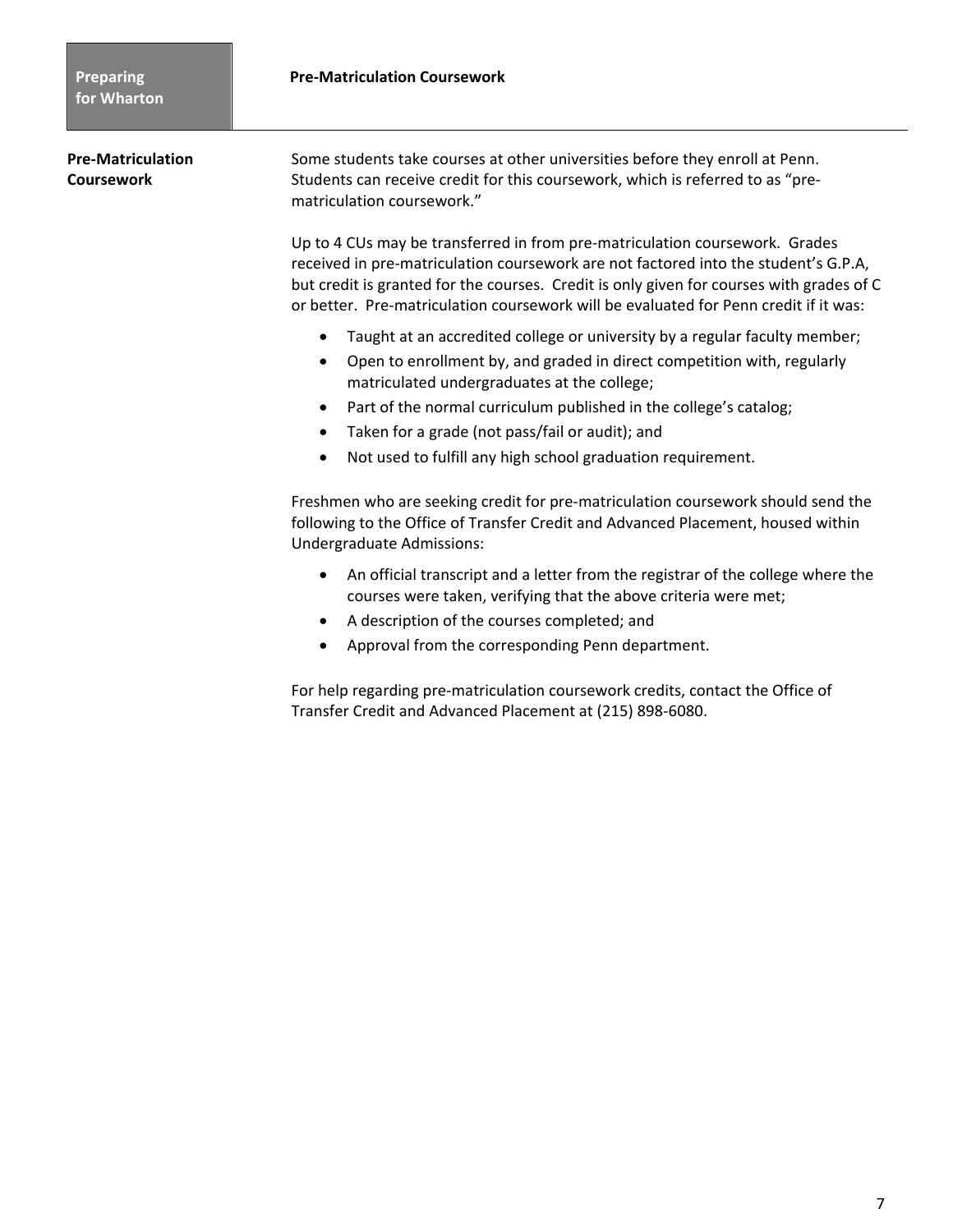## Pre-Matriculation Coursework

Some students take courses at other universities before they enroll at Penn. Students can receive credit for this coursework, which is referred to as "pre-matriculation coursework."

Up to 4 CUs may be transferred in from pre-matriculation coursework. Grades received in pre-matriculation coursework are not factored into the student's G.P.A, but credit is granted for the courses. Credit is only given for courses with grades of C or better. Pre-matriculation coursework will be evaluated for Penn credit if it was:

- Taught at an accredited college or university by a regular faculty member;
- Open to enrollment by, and graded in direct competition with, regularly matriculated undergraduates at the college;
- Part of the normal curriculum published in the college's catalog;
- Taken for a grade (not pass/fail or audit); and
- Not used to fulfill any high school graduation requirement.

Freshmen who are seeking credit for pre-matriculation coursework should send the following to the Office of Transfer Credit and Advanced Placement, housed within Undergraduate Admissions:

- An official transcript and a letter from the registrar of the college where the courses were taken, verifying that the above criteria were met;
- A description of the courses completed; and
- Approval from the corresponding Penn department.

For help regarding pre-matriculation coursework credits, contact the Office of Transfer Credit and Advanced Placement at (215) 898-6080.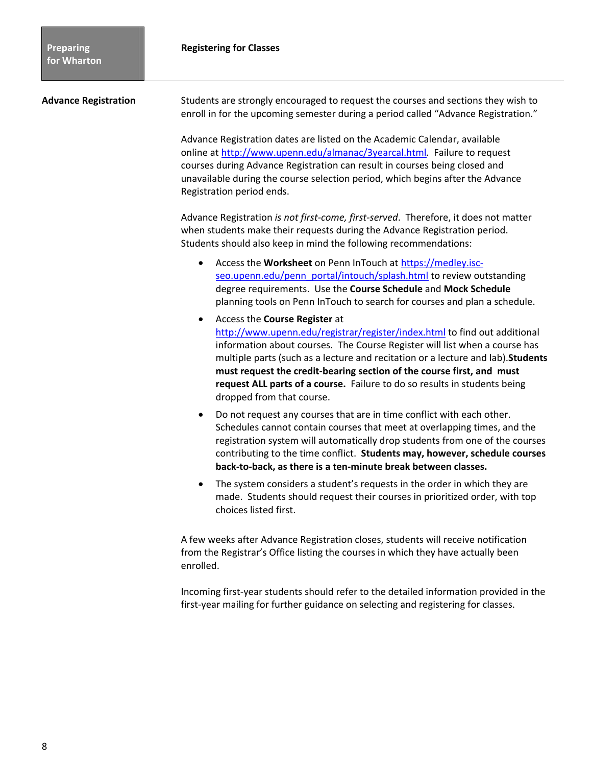## Registering for Classes

### Advance Registration

Students are strongly encouraged to request the courses and sections they wish to enroll in for the upcoming semester during a period called "Advance Registration."

Advance Registration dates are listed on the Academic Calendar, available online at http://www.upenn.edu/almanac/3yearcal.html. Failure to request courses during Advance Registration can result in courses being closed and unavailable during the course selection period, which begins after the Advance Registration period ends.

Advance Registration *is not first-come, first-served*. Therefore, it does not matter when students make their requests during the Advance Registration period. Students should also keep in mind the following recommendations:

- Access the **Worksheet** on Penn InTouch at https://medley.isc-seo.upenn.edu/penn_portal/intouch/splash.html to review outstanding degree requirements. Use the **Course Schedule** and **Mock Schedule** planning tools on Penn InTouch to search for courses and plan a schedule.
- Access the **Course Register** at http://www.upenn.edu/registrar/register/index.html to find out additional information about courses. The Course Register will list when a course has multiple parts (such as a lecture and recitation or a lecture and lab). **Students must request the credit-bearing section of the course first, and must request ALL parts of a course.** Failure to do so results in students being dropped from that course.
- Do not request any courses that are in time conflict with each other. Schedules cannot contain courses that meet at overlapping times, and the registration system will automatically drop students from one of the courses contributing to the time conflict. **Students may, however, schedule courses back-to-back, as there is a ten-minute break between classes.**
- The system considers a student's requests in the order in which they are made. Students should request their courses in prioritized order, with top choices listed first.

A few weeks after Advance Registration closes, students will receive notification from the Registrar's Office listing the courses in which they have actually been enrolled.

Incoming first-year students should refer to the detailed information provided in the first-year mailing for further guidance on selecting and registering for classes.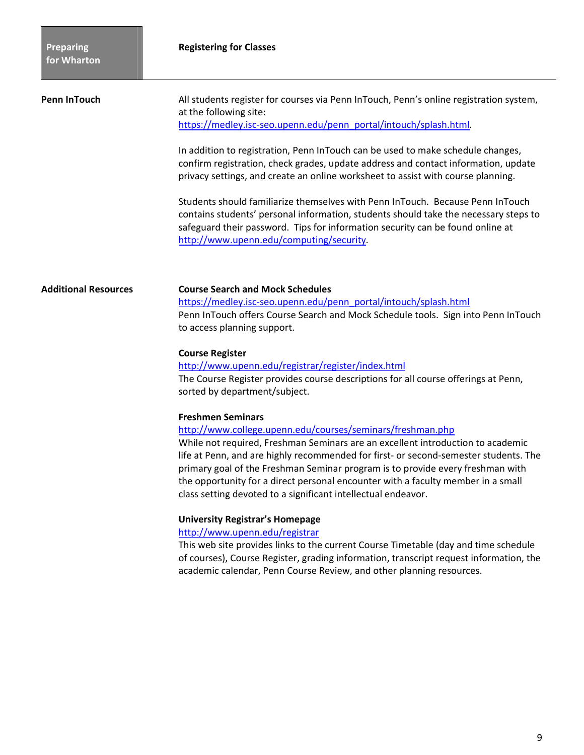# Registering for Classes

## Penn InTouch

All students register for courses via Penn InTouch, Penn's online registration system, at the following site:
https://medley.isc-seo.upenn.edu/penn_portal/intouch/splash.html.

In addition to registration, Penn InTouch can be used to make schedule changes, confirm registration, check grades, update address and contact information, update privacy settings, and create an online worksheet to assist with course planning.

Students should familiarize themselves with Penn InTouch. Because Penn InTouch contains students' personal information, students should take the necessary steps to safeguard their password. Tips for information security can be found online at http://www.upenn.edu/computing/security.

## Additional Resources

**Course Search and Mock Schedules**
https://medley.isc-seo.upenn.edu/penn_portal/intouch/splash.html
Penn InTouch offers Course Search and Mock Schedule tools. Sign into Penn InTouch to access planning support.

**Course Register**
http://www.upenn.edu/registrar/register/index.html
The Course Register provides course descriptions for all course offerings at Penn, sorted by department/subject.

**Freshmen Seminars**
http://www.college.upenn.edu/courses/seminars/freshman.php
While not required, Freshman Seminars are an excellent introduction to academic life at Penn, and are highly recommended for first- or second-semester students. The primary goal of the Freshman Seminar program is to provide every freshman with the opportunity for a direct personal encounter with a faculty member in a small class setting devoted to a significant intellectual endeavor.

**University Registrar's Homepage**
http://www.upenn.edu/registrar
This web site provides links to the current Course Timetable (day and time schedule of courses), Course Register, grading information, transcript request information, the academic calendar, Penn Course Review, and other planning resources.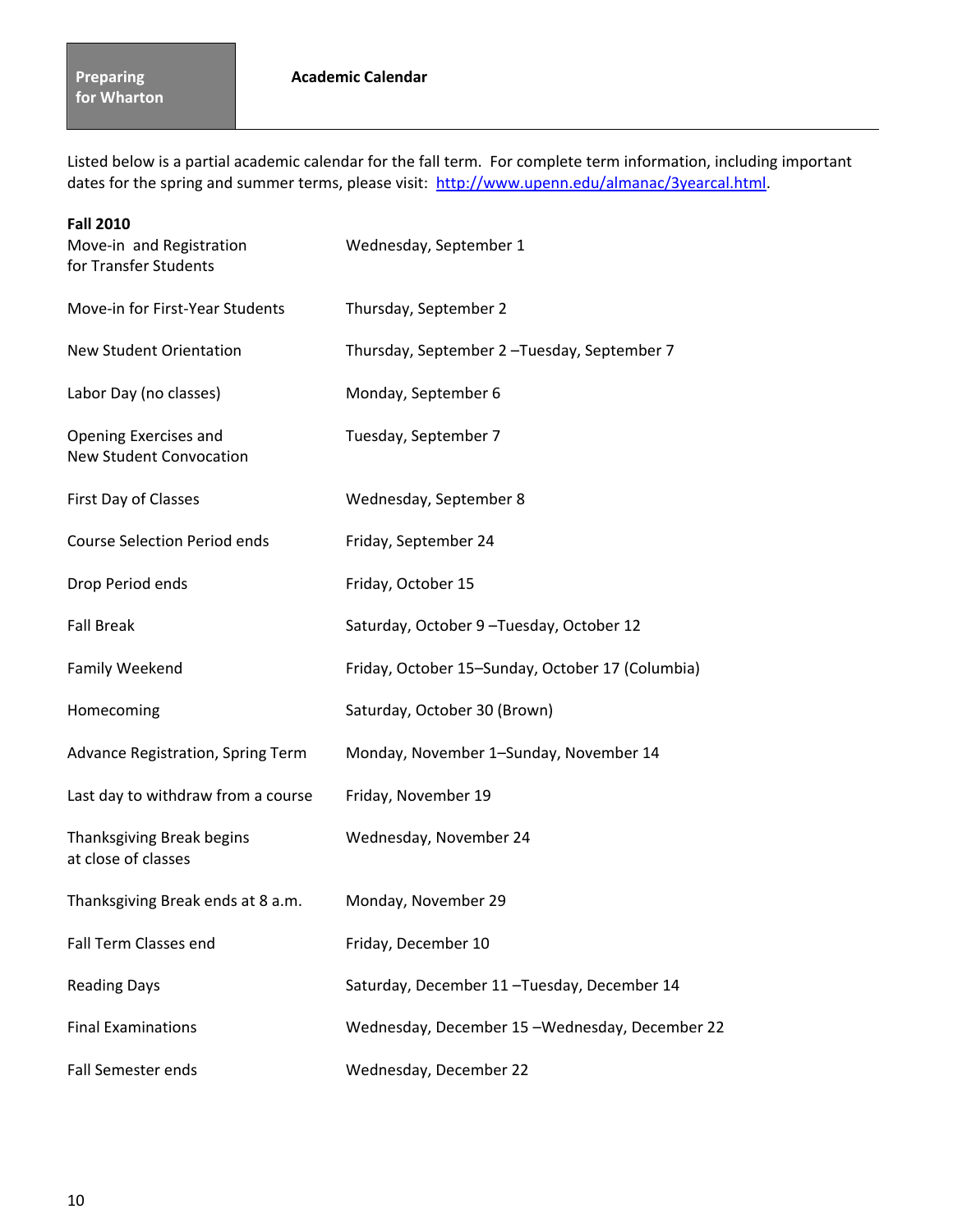**Preparing for Wharton**

# Academic Calendar

Listed below is a partial academic calendar for the fall term. For complete term information, including important dates for the spring and summer terms, please visit: [http://www.upenn.edu/almanac/3yearcal.html](http://www.upenn.edu/almanac/3yearcal.html).

**Fall 2010**

| | |
|---|---|
| Move-in and Registration for Transfer Students | Wednesday, September 1 |
| Move-in for First-Year Students | Thursday, September 2 |
| New Student Orientation | Thursday, September 2 –Tuesday, September 7 |
| Labor Day (no classes) | Monday, September 6 |
| Opening Exercises and New Student Convocation | Tuesday, September 7 |
| First Day of Classes | Wednesday, September 8 |
| Course Selection Period ends | Friday, September 24 |
| Drop Period ends | Friday, October 15 |
| Fall Break | Saturday, October 9 –Tuesday, October 12 |
| Family Weekend | Friday, October 15–Sunday, October 17 (Columbia) |
| Homecoming | Saturday, October 30 (Brown) |
| Advance Registration, Spring Term | Monday, November 1–Sunday, November 14 |
| Last day to withdraw from a course | Friday, November 19 |
| Thanksgiving Break begins at close of classes | Wednesday, November 24 |
| Thanksgiving Break ends at 8 a.m. | Monday, November 29 |
| Fall Term Classes end | Friday, December 10 |
| Reading Days | Saturday, December 11 –Tuesday, December 14 |
| Final Examinations | Wednesday, December 15 –Wednesday, December 22 |
| Fall Semester ends | Wednesday, December 22 |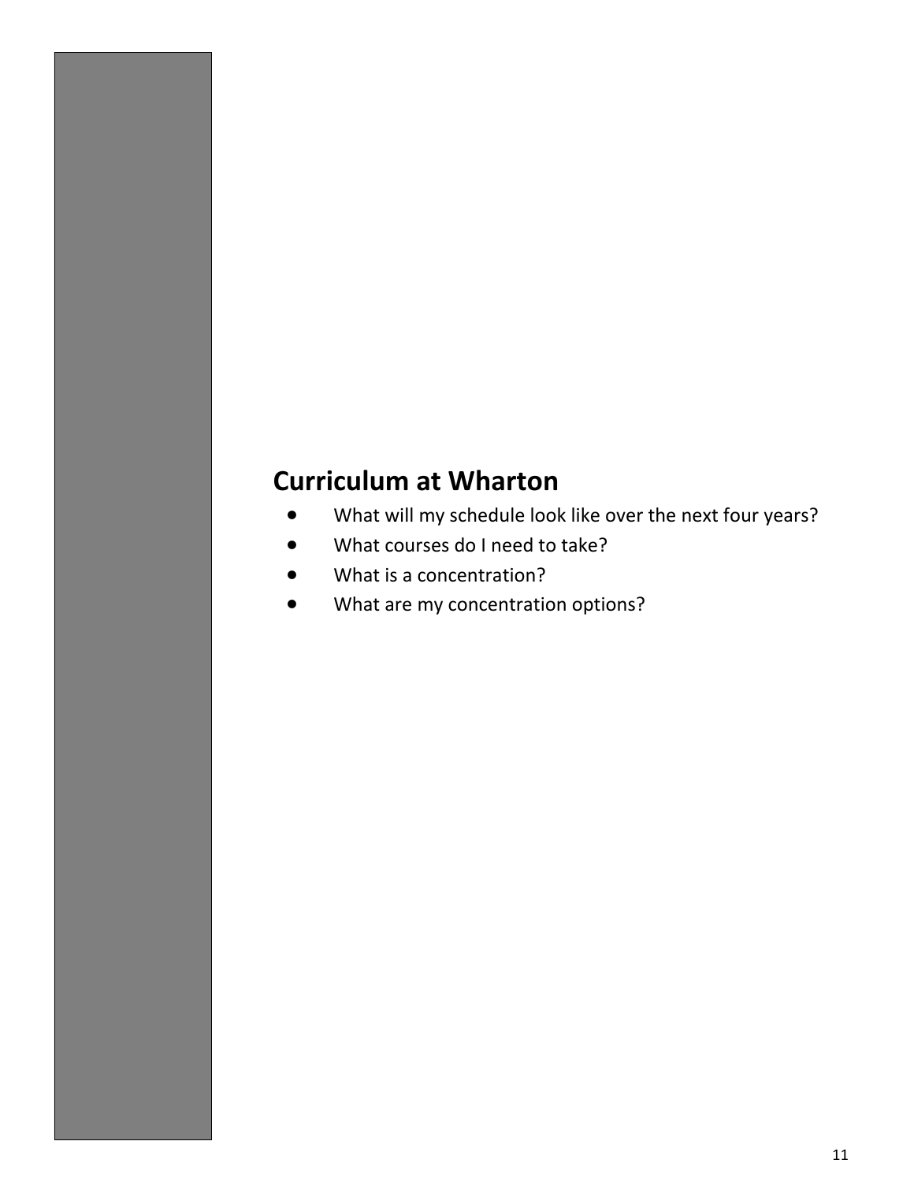# Curriculum at Wharton

- What will my schedule look like over the next four years?
- What courses do I need to take?
- What is a concentration?
- What are my concentration options?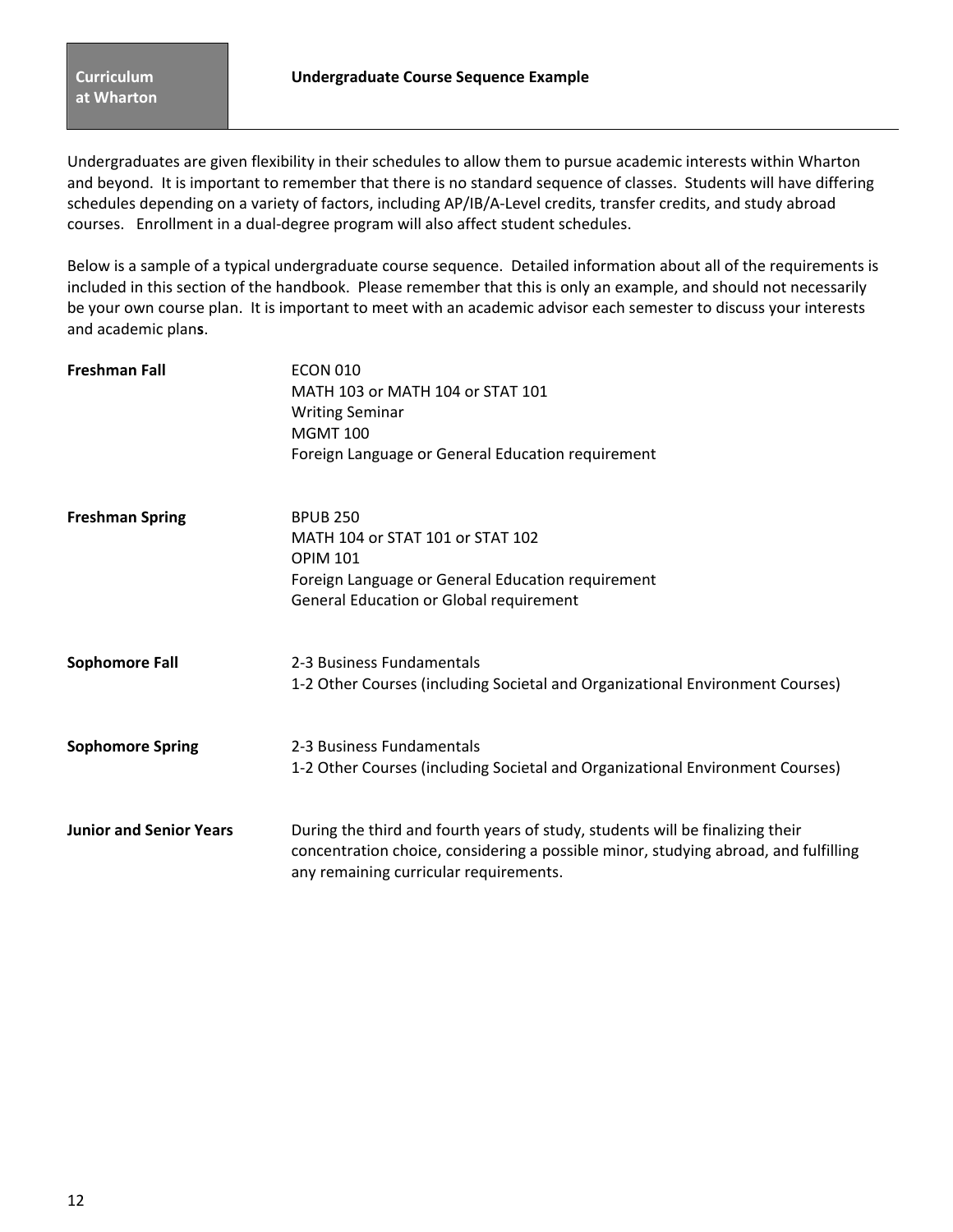**Curriculum at Wharton**

## Undergraduate Course Sequence Example

Undergraduates are given flexibility in their schedules to allow them to pursue academic interests within Wharton and beyond. It is important to remember that there is no standard sequence of classes. Students will have differing schedules depending on a variety of factors, including AP/IB/A-Level credits, transfer credits, and study abroad courses. Enrollment in a dual-degree program will also affect student schedules.

Below is a sample of a typical undergraduate course sequence. Detailed information about all of the requirements is included in this section of the handbook. Please remember that this is only an example, and should not necessarily be your own course plan. It is important to meet with an academic advisor each semester to discuss your interests and academic plans.

**Freshman Fall**

- ECON 010
- MATH 103 or MATH 104 or STAT 101
- Writing Seminar
- MGMT 100
- Foreign Language or General Education requirement

**Freshman Spring**

- BPUB 250
- MATH 104 or STAT 101 or STAT 102
- OPIM 101
- Foreign Language or General Education requirement
- General Education or Global requirement

**Sophomore Fall**

- 2-3 Business Fundamentals
- 1-2 Other Courses (including Societal and Organizational Environment Courses)

**Sophomore Spring**

- 2-3 Business Fundamentals
- 1-2 Other Courses (including Societal and Organizational Environment Courses)

**Junior and Senior Years**

During the third and fourth years of study, students will be finalizing their concentration choice, considering a possible minor, studying abroad, and fulfilling any remaining curricular requirements.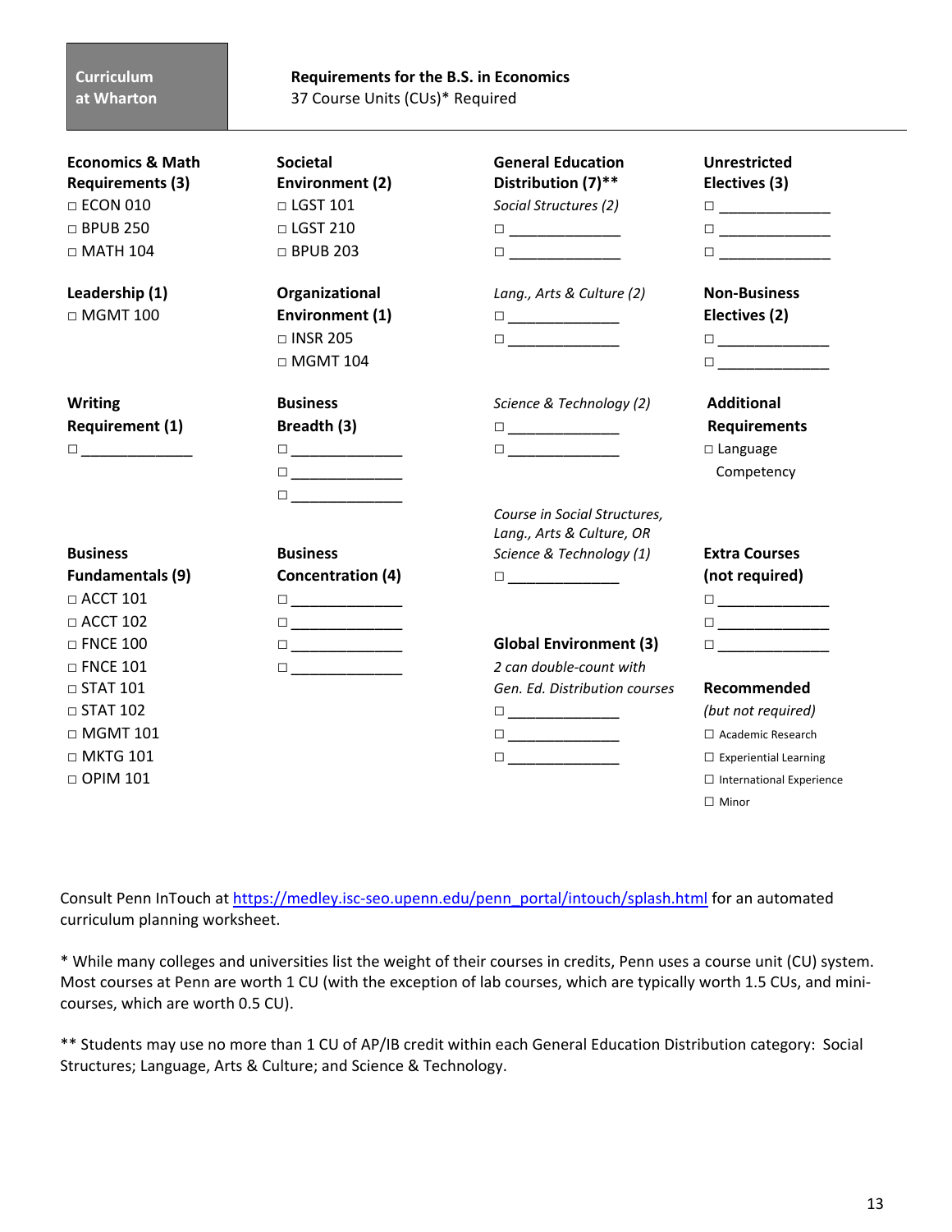**Curriculum at Wharton**

## Requirements for the B.S. in Economics

37 Course Units (CUs)* Required

**Economics & Math Requirements (3)**
- □ ECON 010
- □ BPUB 250
- □ MATH 104

**Leadership (1)**
- □ MGMT 100

**Writing Requirement (1)**
- □ _____________

**Business Fundamentals (9)**
- □ ACCT 101
- □ ACCT 102
- □ FNCE 100
- □ FNCE 101
- □ STAT 101
- □ STAT 102
- □ MGMT 101
- □ MKTG 101
- □ OPIM 101

**Societal Environment (2)**
- □ LGST 101
- □ LGST 210
- □ BPUB 203

**Organizational Environment (1)**
- □ INSR 205
- □ MGMT 104

**Business Breadth (3)**
- □ _____________
- □ _____________
- □ _____________

**Business Concentration (4)**
- □ _____________
- □ _____________
- □ _____________
- □ _____________

**General Education Distribution (7)****

*Social Structures (2)*
- □ _____________
- □ _____________

*Lang., Arts & Culture (2)*
- □ _____________
- □ _____________

*Science & Technology (2)*
- □ _____________
- □ _____________

*Course in Social Structures, Lang., Arts & Culture, OR Science & Technology (1)*
- □ _____________

**Global Environment (3)**

*2 can double-count with Gen. Ed. Distribution courses*
- □ _____________
- □ _____________
- □ _____________

**Unrestricted Electives (3)**
- □ _____________
- □ _____________
- □ _____________

**Non-Business Electives (2)**
- □ _____________
- □ _____________

**Additional Requirements**
- □ Language Competency

**Extra Courses (not required)**
- □ _____________
- □ _____________
- □ _____________

**Recommended** *(but not required)*
- ☐ Academic Research
- ☐ Experiential Learning
- ☐ International Experience
- ☐ Minor

Consult Penn InTouch at https://medley.isc-seo.upenn.edu/penn_portal/intouch/splash.html for an automated curriculum planning worksheet.

* While many colleges and universities list the weight of their courses in credits, Penn uses a course unit (CU) system. Most courses at Penn are worth 1 CU (with the exception of lab courses, which are typically worth 1.5 CUs, and mini-courses, which are worth 0.5 CU).

** Students may use no more than 1 CU of AP/IB credit within each General Education Distribution category: Social Structures; Language, Arts & Culture; and Science & Technology.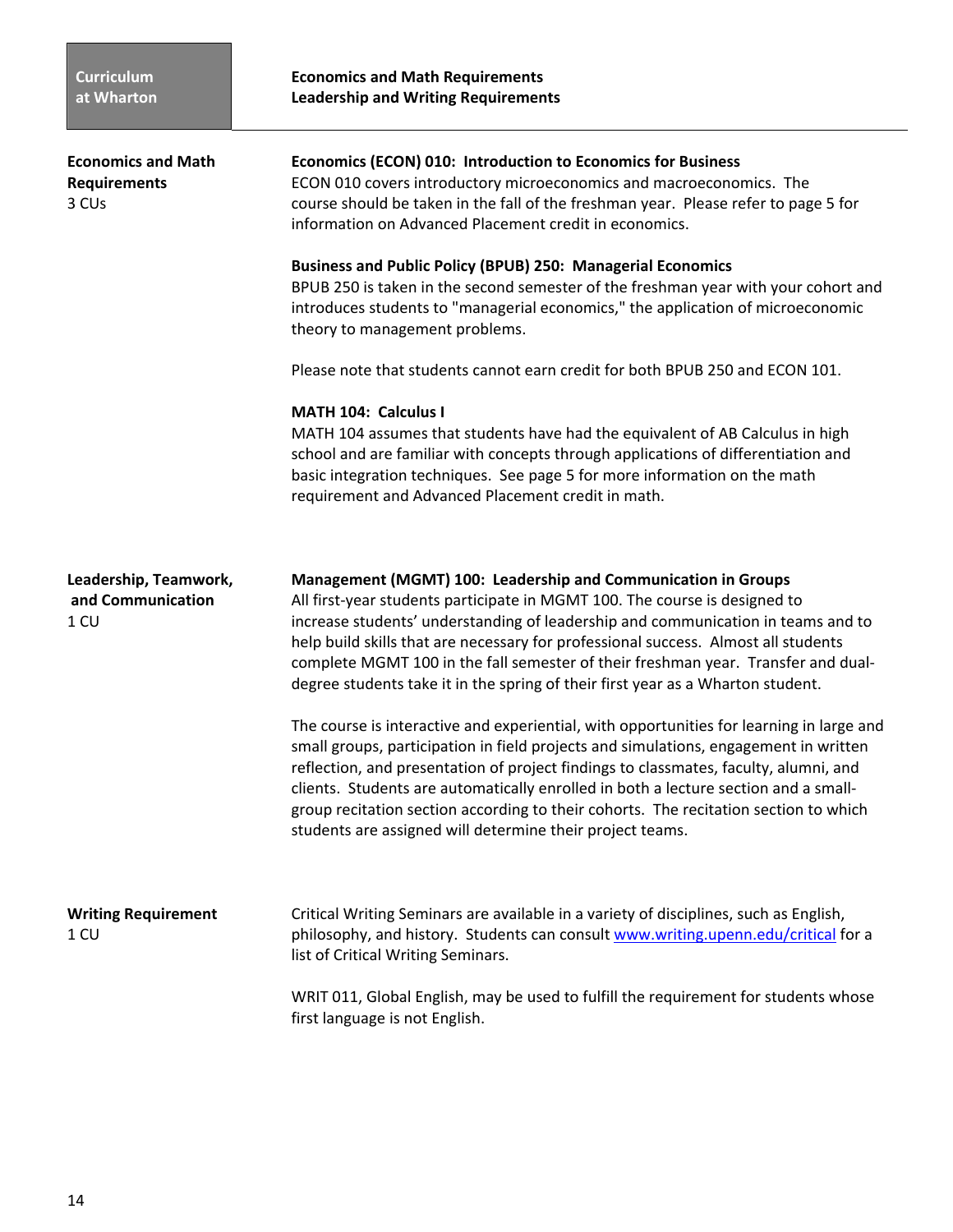## Economics and Math Requirements

3 CUs

**Economics (ECON) 010: Introduction to Economics for Business**
ECON 010 covers introductory microeconomics and macroeconomics. The course should be taken in the fall of the freshman year. Please refer to page 5 for information on Advanced Placement credit in economics.

**Business and Public Policy (BPUB) 250: Managerial Economics**
BPUB 250 is taken in the second semester of the freshman year with your cohort and introduces students to "managerial economics," the application of microeconomic theory to management problems.

Please note that students cannot earn credit for both BPUB 250 and ECON 101.

**MATH 104: Calculus I**
MATH 104 assumes that students have had the equivalent of AB Calculus in high school and are familiar with concepts through applications of differentiation and basic integration techniques. See page 5 for more information on the math requirement and Advanced Placement credit in math.

## Leadership, Teamwork, and Communication

1 CU

**Management (MGMT) 100: Leadership and Communication in Groups**
All first-year students participate in MGMT 100. The course is designed to increase students' understanding of leadership and communication in teams and to help build skills that are necessary for professional success. Almost all students complete MGMT 100 in the fall semester of their freshman year. Transfer and dual-degree students take it in the spring of their first year as a Wharton student.

The course is interactive and experiential, with opportunities for learning in large and small groups, participation in field projects and simulations, engagement in written reflection, and presentation of project findings to classmates, faculty, alumni, and clients. Students are automatically enrolled in both a lecture section and a small-group recitation section according to their cohorts. The recitation section to which students are assigned will determine their project teams.

## Writing Requirement

1 CU

Critical Writing Seminars are available in a variety of disciplines, such as English, philosophy, and history. Students can consult www.writing.upenn.edu/critical for a list of Critical Writing Seminars.

WRIT 011, Global English, may be used to fulfill the requirement for students whose first language is not English.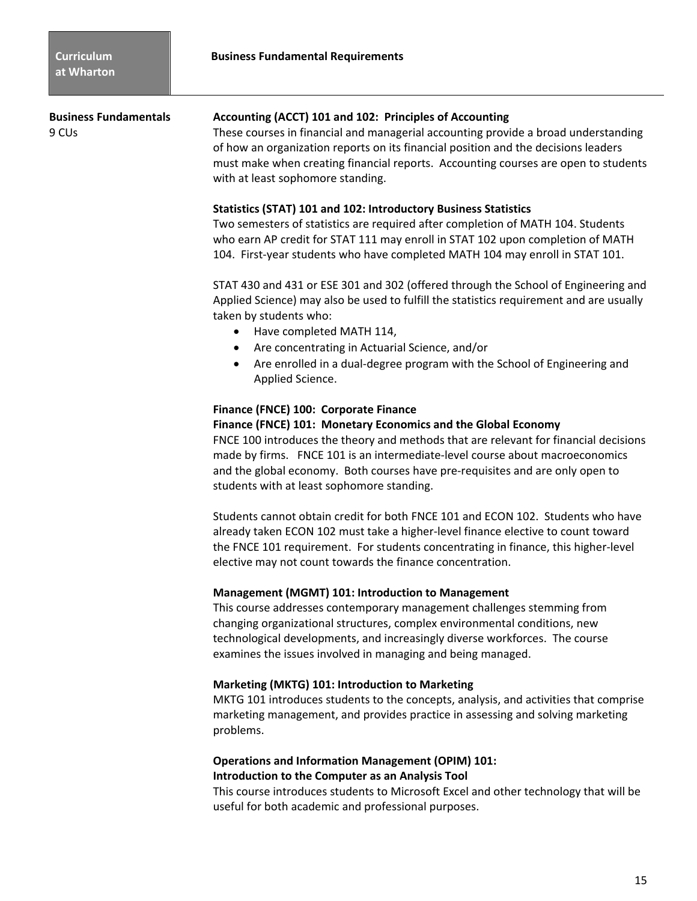**Curriculum at Wharton** — **Business Fundamental Requirements**

## Business Fundamentals

9 CUs

### Accounting (ACCT) 101 and 102: Principles of Accounting

These courses in financial and managerial accounting provide a broad understanding of how an organization reports on its financial position and the decisions leaders must make when creating financial reports. Accounting courses are open to students with at least sophomore standing.

### Statistics (STAT) 101 and 102: Introductory Business Statistics

Two semesters of statistics are required after completion of MATH 104. Students who earn AP credit for STAT 111 may enroll in STAT 102 upon completion of MATH 104. First-year students who have completed MATH 104 may enroll in STAT 101.

STAT 430 and 431 or ESE 301 and 302 (offered through the School of Engineering and Applied Science) may also be used to fulfill the statistics requirement and are usually taken by students who:

- Have completed MATH 114,
- Are concentrating in Actuarial Science, and/or
- Are enrolled in a dual-degree program with the School of Engineering and Applied Science.

### Finance (FNCE) 100: Corporate Finance
### Finance (FNCE) 101: Monetary Economics and the Global Economy

FNCE 100 introduces the theory and methods that are relevant for financial decisions made by firms. FNCE 101 is an intermediate-level course about macroeconomics and the global economy. Both courses have pre-requisites and are only open to students with at least sophomore standing.

Students cannot obtain credit for both FNCE 101 and ECON 102. Students who have already taken ECON 102 must take a higher-level finance elective to count toward the FNCE 101 requirement. For students concentrating in finance, this higher-level elective may not count towards the finance concentration.

### Management (MGMT) 101: Introduction to Management

This course addresses contemporary management challenges stemming from changing organizational structures, complex environmental conditions, new technological developments, and increasingly diverse workforces. The course examines the issues involved in managing and being managed.

### Marketing (MKTG) 101: Introduction to Marketing

MKTG 101 introduces students to the concepts, analysis, and activities that comprise marketing management, and provides practice in assessing and solving marketing problems.

### Operations and Information Management (OPIM) 101: Introduction to the Computer as an Analysis Tool

This course introduces students to Microsoft Excel and other technology that will be useful for both academic and professional purposes.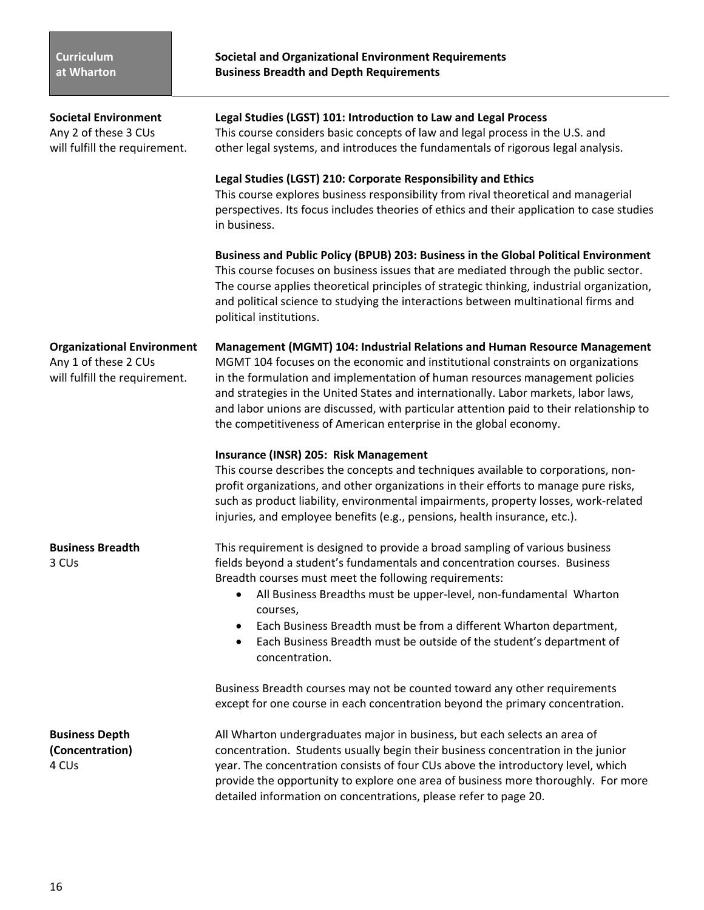**Curriculum at Wharton**

## Societal and Organizational Environment Requirements
## Business Breadth and Depth Requirements

### Societal Environment

Any 2 of these 3 CUs will fulfill the requirement.

**Legal Studies (LGST) 101: Introduction to Law and Legal Process**
This course considers basic concepts of law and legal process in the U.S. and other legal systems, and introduces the fundamentals of rigorous legal analysis.

**Legal Studies (LGST) 210: Corporate Responsibility and Ethics**
This course explores business responsibility from rival theoretical and managerial perspectives. Its focus includes theories of ethics and their application to case studies in business.

**Business and Public Policy (BPUB) 203: Business in the Global Political Environment**
This course focuses on business issues that are mediated through the public sector. The course applies theoretical principles of strategic thinking, industrial organization, and political science to studying the interactions between multinational firms and political institutions.

### Organizational Environment

Any 1 of these 2 CUs will fulfill the requirement.

**Management (MGMT) 104: Industrial Relations and Human Resource Management**
MGMT 104 focuses on the economic and institutional constraints on organizations in the formulation and implementation of human resources management policies and strategies in the United States and internationally. Labor markets, labor laws, and labor unions are discussed, with particular attention paid to their relationship to the competitiveness of American enterprise in the global economy.

**Insurance (INSR) 205: Risk Management**
This course describes the concepts and techniques available to corporations, non-profit organizations, and other organizations in their efforts to manage pure risks, such as product liability, environmental impairments, property losses, work-related injuries, and employee benefits (e.g., pensions, health insurance, etc.).

### Business Breadth

3 CUs

This requirement is designed to provide a broad sampling of various business fields beyond a student's fundamentals and concentration courses. Business Breadth courses must meet the following requirements:

- All Business Breadths must be upper-level, non-fundamental Wharton courses,
- Each Business Breadth must be from a different Wharton department,
- Each Business Breadth must be outside of the student's department of concentration.

Business Breadth courses may not be counted toward any other requirements except for one course in each concentration beyond the primary concentration.

### Business Depth (Concentration)

4 CUs

All Wharton undergraduates major in business, but each selects an area of concentration. Students usually begin their business concentration in the junior year. The concentration consists of four CUs above the introductory level, which provide the opportunity to explore one area of business more thoroughly. For more detailed information on concentrations, please refer to page 20.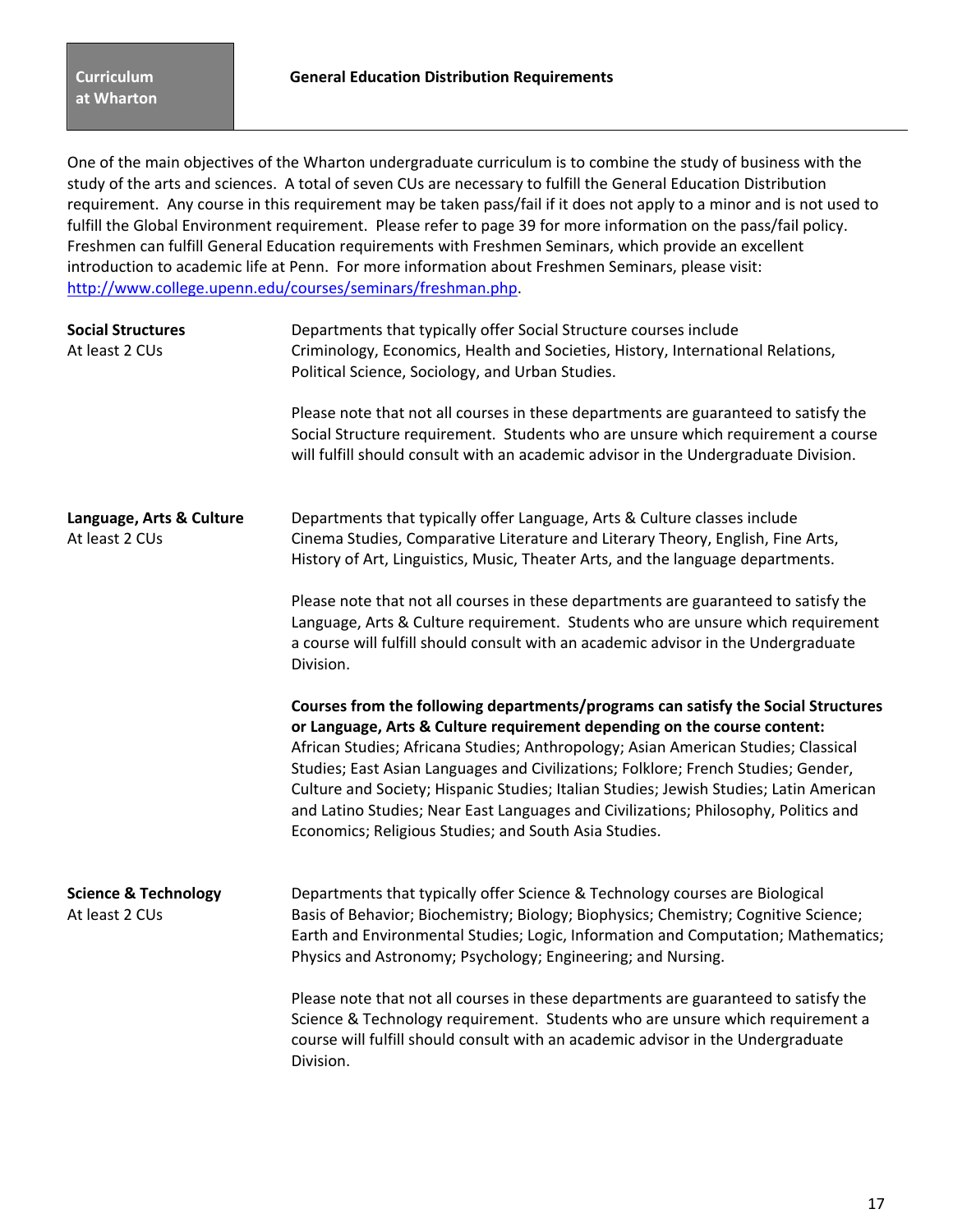Curriculum at Wharton

## General Education Distribution Requirements

One of the main objectives of the Wharton undergraduate curriculum is to combine the study of business with the study of the arts and sciences. A total of seven CUs are necessary to fulfill the General Education Distribution requirement. Any course in this requirement may be taken pass/fail if it does not apply to a minor and is not used to fulfill the Global Environment requirement. Please refer to page 39 for more information on the pass/fail policy. Freshmen can fulfill General Education requirements with Freshmen Seminars, which provide an excellent introduction to academic life at Penn. For more information about Freshmen Seminars, please visit: [http://www.college.upenn.edu/courses/seminars/freshman.php](http://www.college.upenn.edu/courses/seminars/freshman.php).

**Social Structures**
At least 2 CUs

Departments that typically offer Social Structure courses include Criminology, Economics, Health and Societies, History, International Relations, Political Science, Sociology, and Urban Studies.

Please note that not all courses in these departments are guaranteed to satisfy the Social Structure requirement. Students who are unsure which requirement a course will fulfill should consult with an academic advisor in the Undergraduate Division.

**Language, Arts & Culture**
At least 2 CUs

Departments that typically offer Language, Arts & Culture classes include Cinema Studies, Comparative Literature and Literary Theory, English, Fine Arts, History of Art, Linguistics, Music, Theater Arts, and the language departments.

Please note that not all courses in these departments are guaranteed to satisfy the Language, Arts & Culture requirement. Students who are unsure which requirement a course will fulfill should consult with an academic advisor in the Undergraduate Division.

**Courses from the following departments/programs can satisfy the Social Structures or Language, Arts & Culture requirement depending on the course content:** African Studies; Africana Studies; Anthropology; Asian American Studies; Classical Studies; East Asian Languages and Civilizations; Folklore; French Studies; Gender, Culture and Society; Hispanic Studies; Italian Studies; Jewish Studies; Latin American and Latino Studies; Near East Languages and Civilizations; Philosophy, Politics and Economics; Religious Studies; and South Asia Studies.

**Science & Technology**
At least 2 CUs

Departments that typically offer Science & Technology courses are Biological Basis of Behavior; Biochemistry; Biology; Biophysics; Chemistry; Cognitive Science; Earth and Environmental Studies; Logic, Information and Computation; Mathematics; Physics and Astronomy; Psychology; Engineering; and Nursing.

Please note that not all courses in these departments are guaranteed to satisfy the Science & Technology requirement. Students who are unsure which requirement a course will fulfill should consult with an academic advisor in the Undergraduate Division.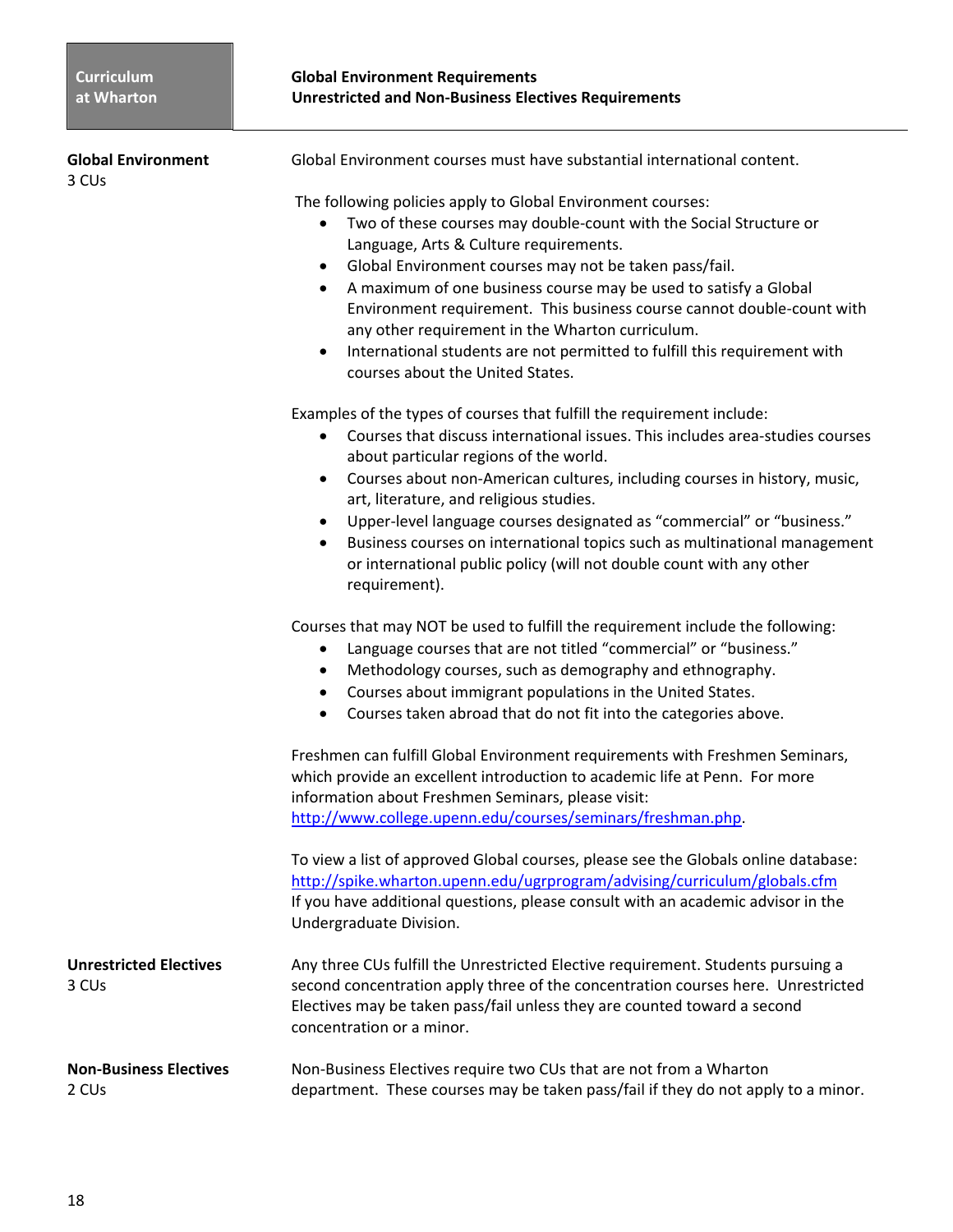## Global Environment Requirements
## Unrestricted and Non-Business Electives Requirements

### Global Environment
3 CUs

Global Environment courses must have substantial international content.

The following policies apply to Global Environment courses:

- Two of these courses may double-count with the Social Structure or Language, Arts & Culture requirements.
- Global Environment courses may not be taken pass/fail.
- A maximum of one business course may be used to satisfy a Global Environment requirement. This business course cannot double-count with any other requirement in the Wharton curriculum.
- International students are not permitted to fulfill this requirement with courses about the United States.

Examples of the types of courses that fulfill the requirement include:

- Courses that discuss international issues. This includes area-studies courses about particular regions of the world.
- Courses about non-American cultures, including courses in history, music, art, literature, and religious studies.
- Upper-level language courses designated as "commercial" or "business."
- Business courses on international topics such as multinational management or international public policy (will not double count with any other requirement).

Courses that may NOT be used to fulfill the requirement include the following:

- Language courses that are not titled "commercial" or "business."
- Methodology courses, such as demography and ethnography.
- Courses about immigrant populations in the United States.
- Courses taken abroad that do not fit into the categories above.

Freshmen can fulfill Global Environment requirements with Freshmen Seminars, which provide an excellent introduction to academic life at Penn. For more information about Freshmen Seminars, please visit: http://www.college.upenn.edu/courses/seminars/freshman.php.

To view a list of approved Global courses, please see the Globals online database: http://spike.wharton.upenn.edu/ugrprogram/advising/curriculum/globals.cfm
If you have additional questions, please consult with an academic advisor in the Undergraduate Division.

### Unrestricted Electives
3 CUs

Any three CUs fulfill the Unrestricted Elective requirement. Students pursuing a second concentration apply three of the concentration courses here. Unrestricted Electives may be taken pass/fail unless they are counted toward a second concentration or a minor.

### Non-Business Electives
2 CUs

Non-Business Electives require two CUs that are not from a Wharton department. These courses may be taken pass/fail if they do not apply to a minor.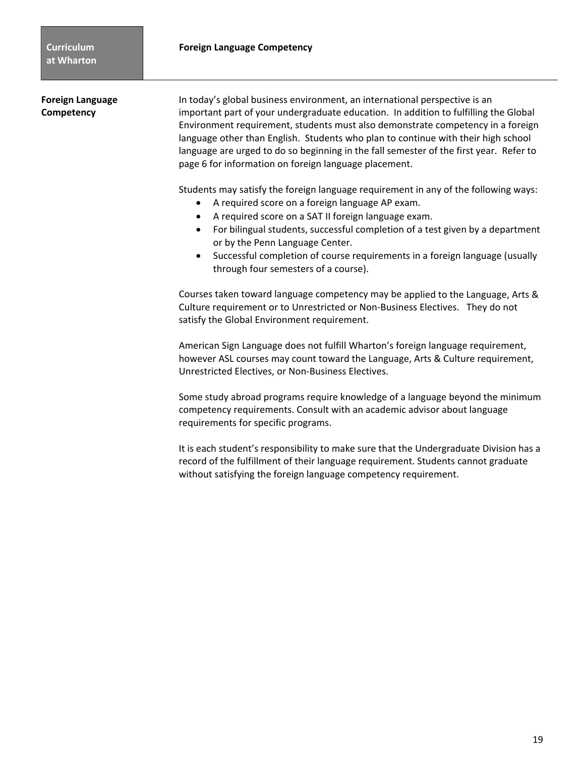## Foreign Language Competency

In today's global business environment, an international perspective is an important part of your undergraduate education. In addition to fulfilling the Global Environment requirement, students must also demonstrate competency in a foreign language other than English. Students who plan to continue with their high school language are urged to do so beginning in the fall semester of the first year. Refer to page 6 for information on foreign language placement.

Students may satisfy the foreign language requirement in any of the following ways:

- A required score on a foreign language AP exam.
- A required score on a SAT II foreign language exam.
- For bilingual students, successful completion of a test given by a department or by the Penn Language Center.
- Successful completion of course requirements in a foreign language (usually through four semesters of a course).

Courses taken toward language competency may be applied to the Language, Arts & Culture requirement or to Unrestricted or Non-Business Electives. They do not satisfy the Global Environment requirement.

American Sign Language does not fulfill Wharton's foreign language requirement, however ASL courses may count toward the Language, Arts & Culture requirement, Unrestricted Electives, or Non-Business Electives.

Some study abroad programs require knowledge of a language beyond the minimum competency requirements. Consult with an academic advisor about language requirements for specific programs.

It is each student's responsibility to make sure that the Undergraduate Division has a record of the fulfillment of their language requirement. Students cannot graduate without satisfying the foreign language competency requirement.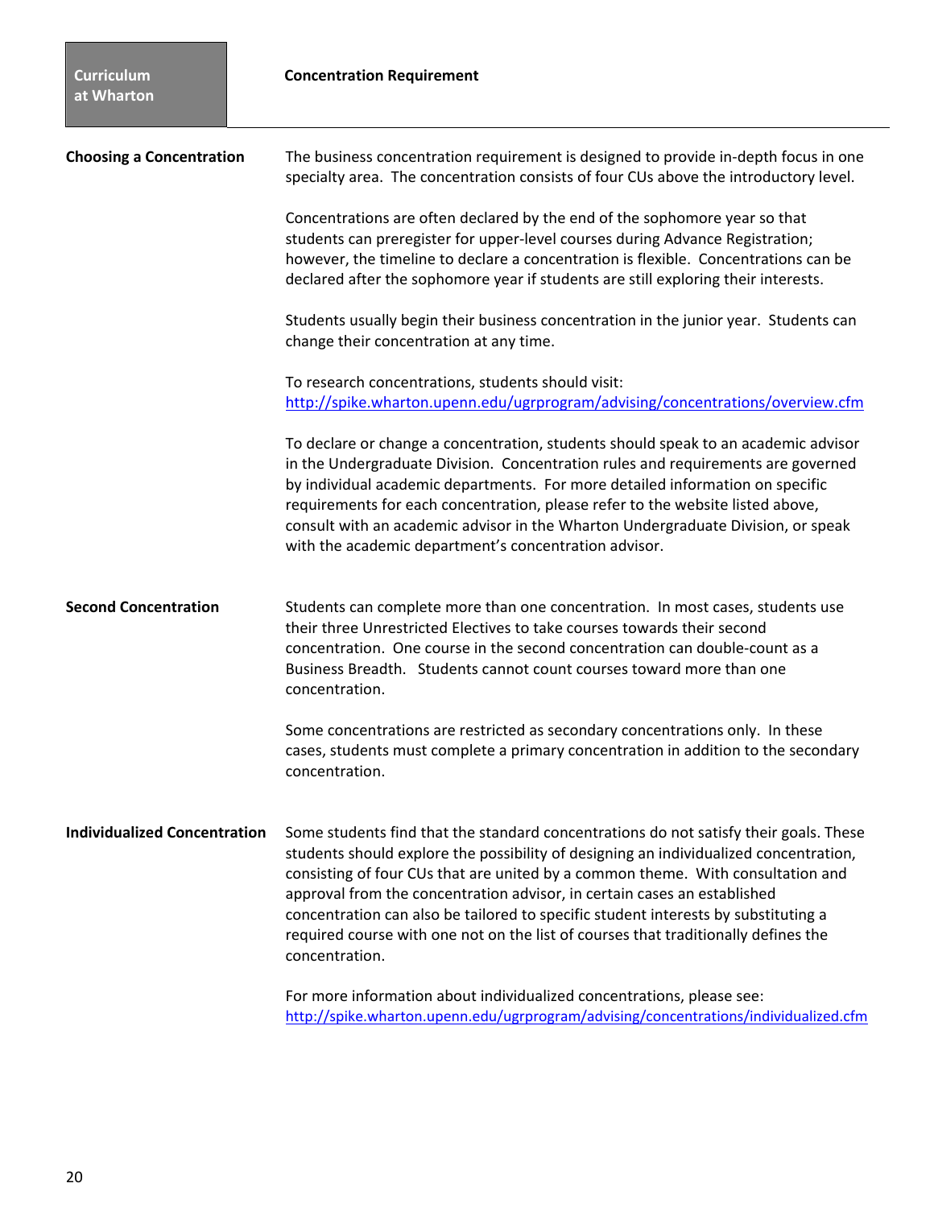# Concentration Requirement

## Choosing a Concentration

The business concentration requirement is designed to provide in-depth focus in one specialty area. The concentration consists of four CUs above the introductory level.

Concentrations are often declared by the end of the sophomore year so that students can preregister for upper-level courses during Advance Registration; however, the timeline to declare a concentration is flexible. Concentrations can be declared after the sophomore year if students are still exploring their interests.

Students usually begin their business concentration in the junior year. Students can change their concentration at any time.

To research concentrations, students should visit:
http://spike.wharton.upenn.edu/ugrprogram/advising/concentrations/overview.cfm

To declare or change a concentration, students should speak to an academic advisor in the Undergraduate Division. Concentration rules and requirements are governed by individual academic departments. For more detailed information on specific requirements for each concentration, please refer to the website listed above, consult with an academic advisor in the Wharton Undergraduate Division, or speak with the academic department's concentration advisor.

## Second Concentration

Students can complete more than one concentration. In most cases, students use their three Unrestricted Electives to take courses towards their second concentration. One course in the second concentration can double-count as a Business Breadth. Students cannot count courses toward more than one concentration.

Some concentrations are restricted as secondary concentrations only. In these cases, students must complete a primary concentration in addition to the secondary concentration.

## Individualized Concentration

Some students find that the standard concentrations do not satisfy their goals. These students should explore the possibility of designing an individualized concentration, consisting of four CUs that are united by a common theme. With consultation and approval from the concentration advisor, in certain cases an established concentration can also be tailored to specific student interests by substituting a required course with one not on the list of courses that traditionally defines the concentration.

For more information about individualized concentrations, please see:
http://spike.wharton.upenn.edu/ugrprogram/advising/concentrations/individualized.cfm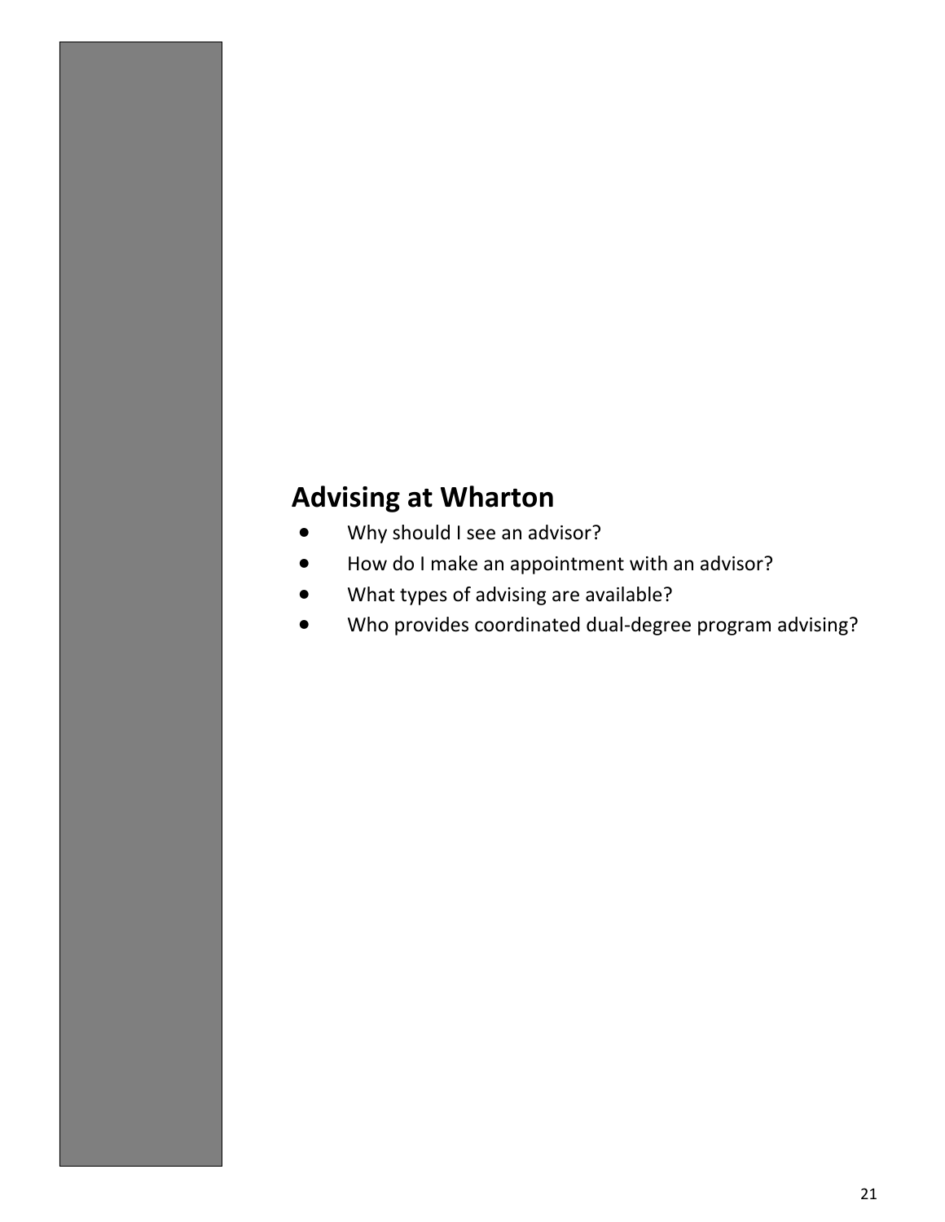## Advising at Wharton

- Why should I see an advisor?
- How do I make an appointment with an advisor?
- What types of advising are available?
- Who provides coordinated dual-degree program advising?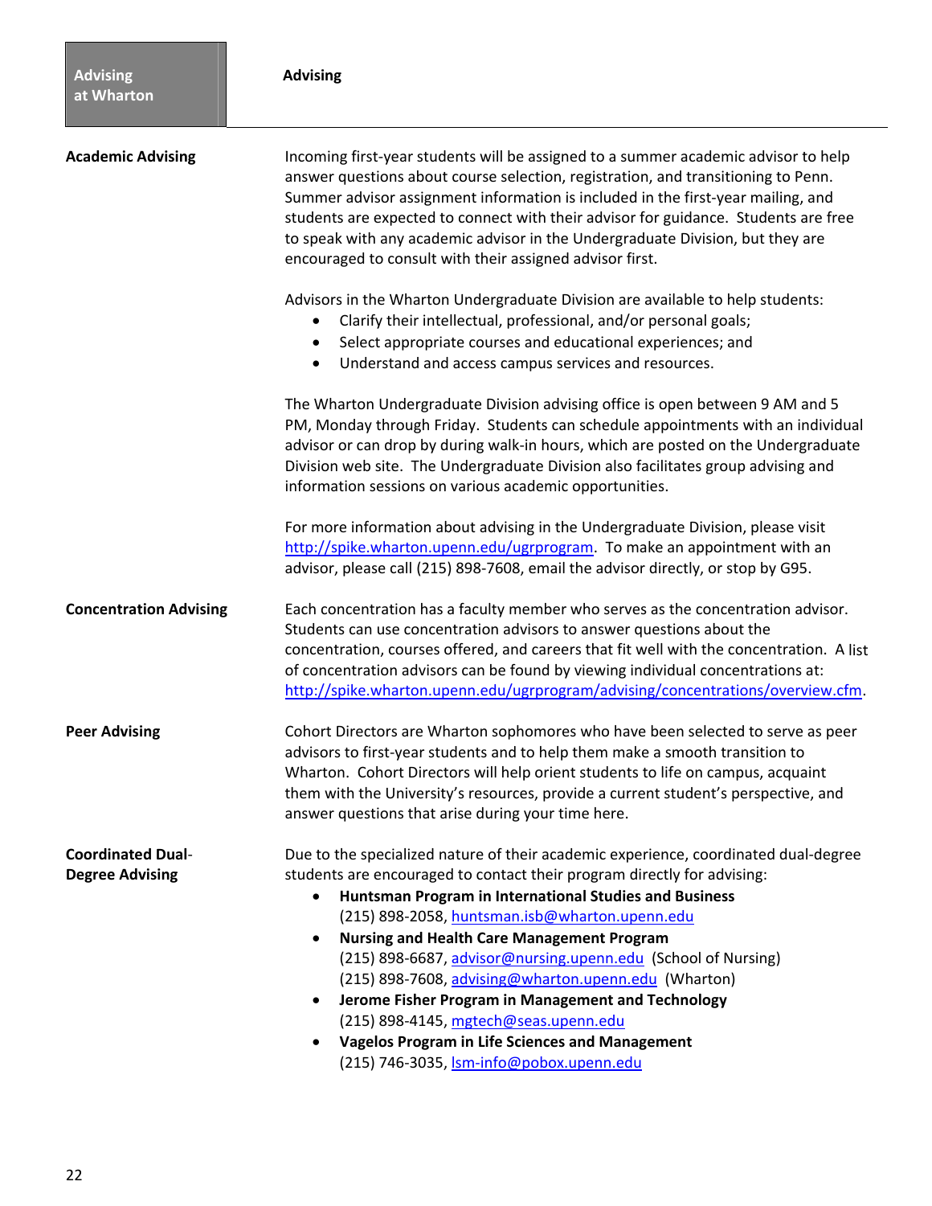# Advising

## Academic Advising

Incoming first-year students will be assigned to a summer academic advisor to help answer questions about course selection, registration, and transitioning to Penn. Summer advisor assignment information is included in the first-year mailing, and students are expected to connect with their advisor for guidance. Students are free to speak with any academic advisor in the Undergraduate Division, but they are encouraged to consult with their assigned advisor first.

Advisors in the Wharton Undergraduate Division are available to help students:

- Clarify their intellectual, professional, and/or personal goals;
- Select appropriate courses and educational experiences; and
- Understand and access campus services and resources.

The Wharton Undergraduate Division advising office is open between 9 AM and 5 PM, Monday through Friday. Students can schedule appointments with an individual advisor or can drop by during walk-in hours, which are posted on the Undergraduate Division web site. The Undergraduate Division also facilitates group advising and information sessions on various academic opportunities.

For more information about advising in the Undergraduate Division, please visit http://spike.wharton.upenn.edu/ugrprogram. To make an appointment with an advisor, please call (215) 898-7608, email the advisor directly, or stop by G95.

## Concentration Advising

Each concentration has a faculty member who serves as the concentration advisor. Students can use concentration advisors to answer questions about the concentration, courses offered, and careers that fit well with the concentration. A list of concentration advisors can be found by viewing individual concentrations at: http://spike.wharton.upenn.edu/ugrprogram/advising/concentrations/overview.cfm.

## Peer Advising

Cohort Directors are Wharton sophomores who have been selected to serve as peer advisors to first-year students and to help them make a smooth transition to Wharton. Cohort Directors will help orient students to life on campus, acquaint them with the University's resources, provide a current student's perspective, and answer questions that arise during your time here.

## Coordinated Dual-Degree Advising

Due to the specialized nature of their academic experience, coordinated dual-degree students are encouraged to contact their program directly for advising:

- **Huntsman Program in International Studies and Business**
  (215) 898-2058, huntsman.isb@wharton.upenn.edu
- **Nursing and Health Care Management Program**
  (215) 898-6687, advisor@nursing.upenn.edu (School of Nursing)
  (215) 898-7608, advising@wharton.upenn.edu (Wharton)
- **Jerome Fisher Program in Management and Technology**
  (215) 898-4145, mgtech@seas.upenn.edu
- **Vagelos Program in Life Sciences and Management**
  (215) 746-3035, lsm-info@pobox.upenn.edu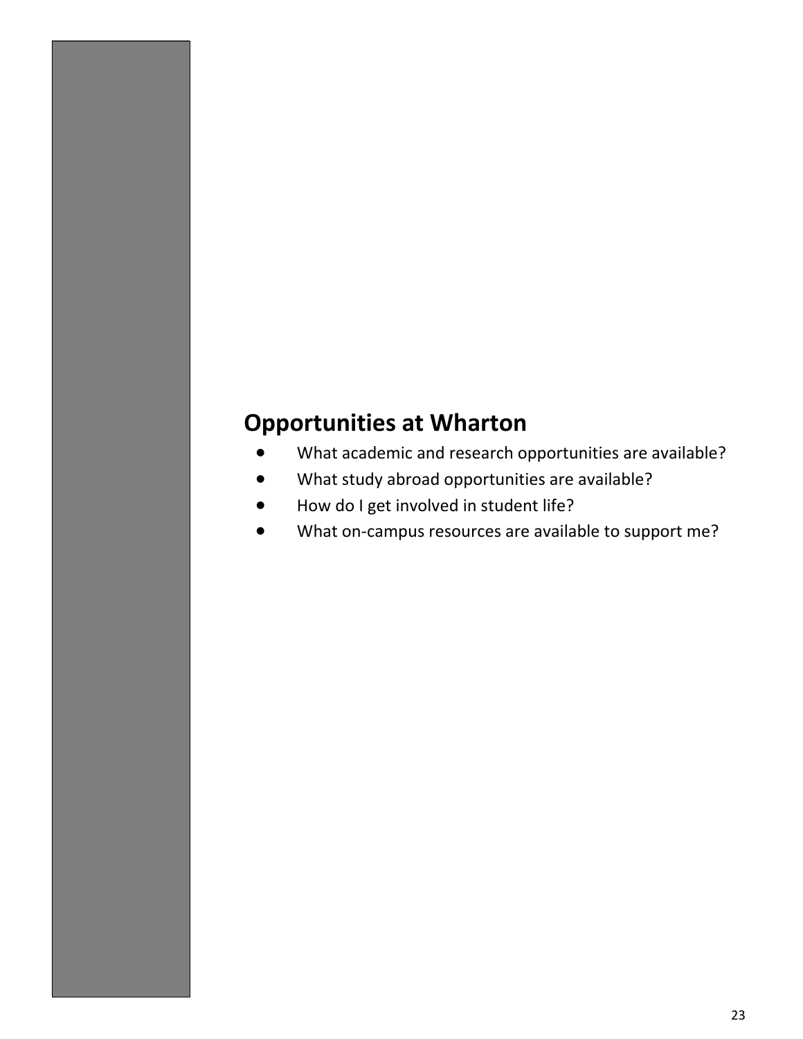## Opportunities at Wharton

- What academic and research opportunities are available?
- What study abroad opportunities are available?
- How do I get involved in student life?
- What on-campus resources are available to support me?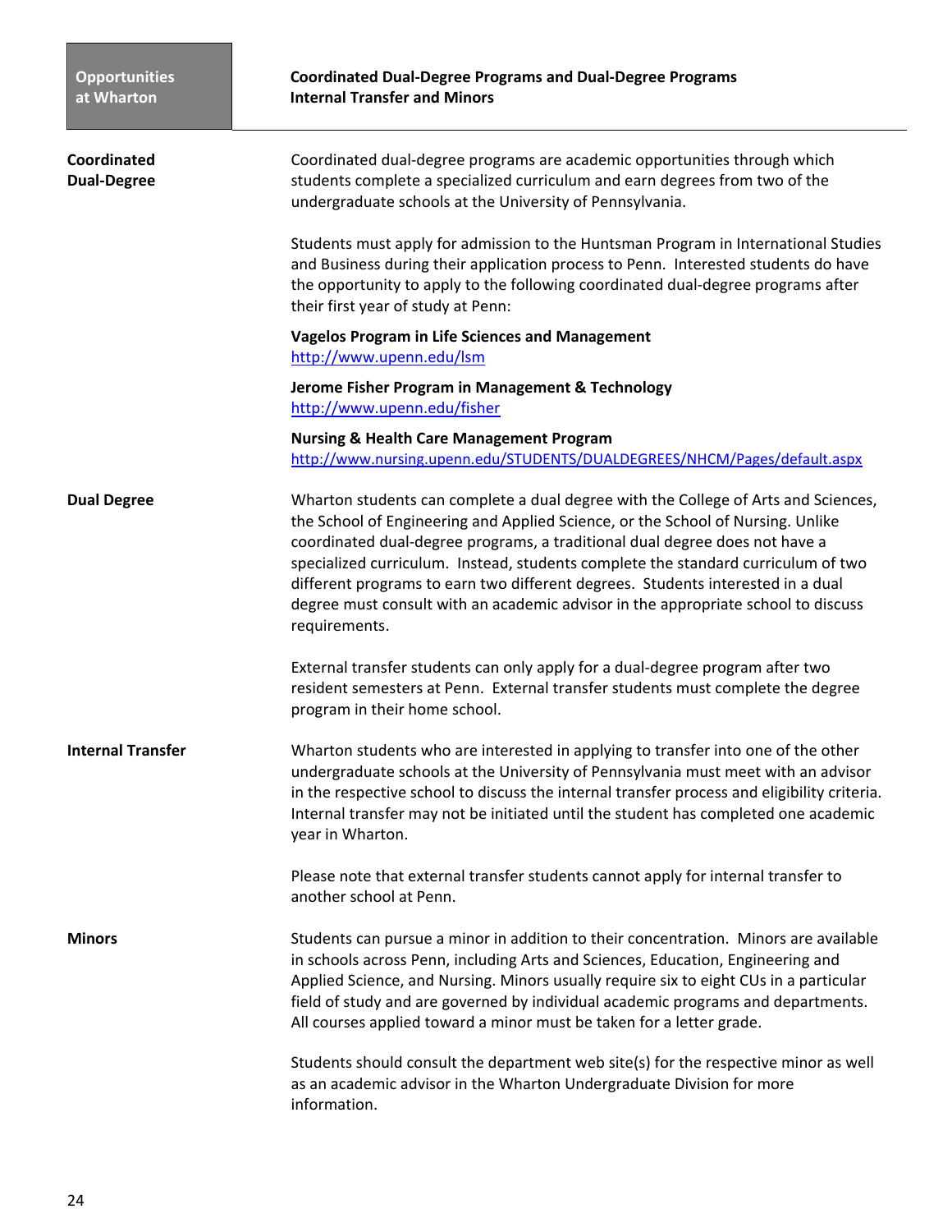**Opportunities at Wharton**

## Coordinated Dual-Degree Programs and Dual-Degree Programs
## Internal Transfer and Minors

### Coordinated Dual-Degree

Coordinated dual-degree programs are academic opportunities through which students complete a specialized curriculum and earn degrees from two of the undergraduate schools at the University of Pennsylvania.

Students must apply for admission to the Huntsman Program in International Studies and Business during their application process to Penn. Interested students do have the opportunity to apply to the following coordinated dual-degree programs after their first year of study at Penn:

**Vagelos Program in Life Sciences and Management**
http://www.upenn.edu/lsm

**Jerome Fisher Program in Management & Technology**
http://www.upenn.edu/fisher

**Nursing & Health Care Management Program**
http://www.nursing.upenn.edu/STUDENTS/DUALDEGREES/NHCM/Pages/default.aspx

### Dual Degree

Wharton students can complete a dual degree with the College of Arts and Sciences, the School of Engineering and Applied Science, or the School of Nursing. Unlike coordinated dual-degree programs, a traditional dual degree does not have a specialized curriculum. Instead, students complete the standard curriculum of two different programs to earn two different degrees. Students interested in a dual degree must consult with an academic advisor in the appropriate school to discuss requirements.

External transfer students can only apply for a dual-degree program after two resident semesters at Penn. External transfer students must complete the degree program in their home school.

### Internal Transfer

Wharton students who are interested in applying to transfer into one of the other undergraduate schools at the University of Pennsylvania must meet with an advisor in the respective school to discuss the internal transfer process and eligibility criteria. Internal transfer may not be initiated until the student has completed one academic year in Wharton.

Please note that external transfer students cannot apply for internal transfer to another school at Penn.

### Minors

Students can pursue a minor in addition to their concentration. Minors are available in schools across Penn, including Arts and Sciences, Education, Engineering and Applied Science, and Nursing. Minors usually require six to eight CUs in a particular field of study and are governed by individual academic programs and departments. All courses applied toward a minor must be taken for a letter grade.

Students should consult the department web site(s) for the respective minor as well as an academic advisor in the Wharton Undergraduate Division for more information.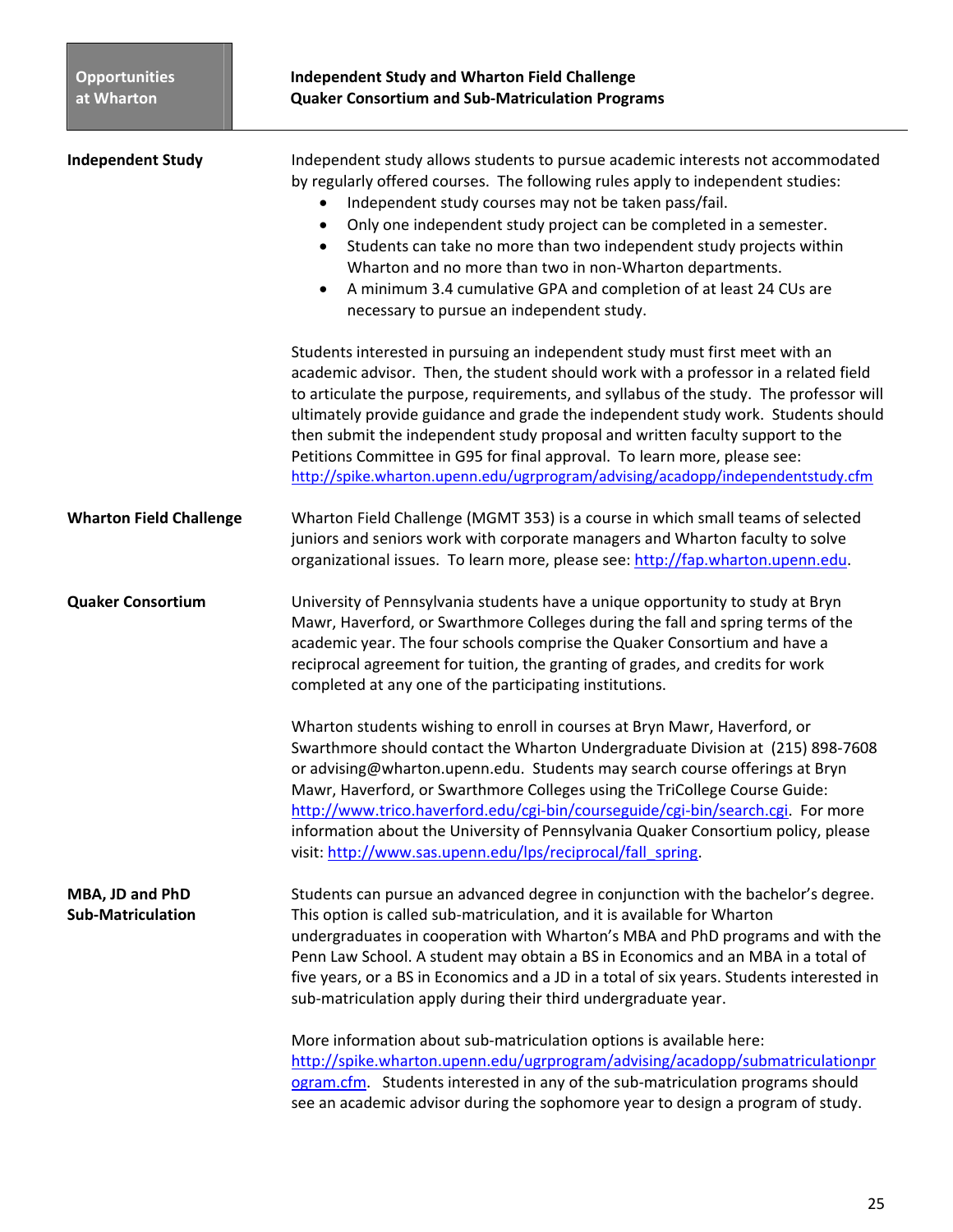**Opportunities at Wharton**

**Independent Study and Wharton Field Challenge**
**Quaker Consortium and Sub-Matriculation Programs**

## Independent Study

Independent study allows students to pursue academic interests not accommodated by regularly offered courses. The following rules apply to independent studies:

- Independent study courses may not be taken pass/fail.
- Only one independent study project can be completed in a semester.
- Students can take no more than two independent study projects within Wharton and no more than two in non-Wharton departments.
- A minimum 3.4 cumulative GPA and completion of at least 24 CUs are necessary to pursue an independent study.

Students interested in pursuing an independent study must first meet with an academic advisor. Then, the student should work with a professor in a related field to articulate the purpose, requirements, and syllabus of the study. The professor will ultimately provide guidance and grade the independent study work. Students should then submit the independent study proposal and written faculty support to the Petitions Committee in G95 for final approval. To learn more, please see: http://spike.wharton.upenn.edu/ugrprogram/advising/acadopp/independentstudy.cfm

## Wharton Field Challenge

Wharton Field Challenge (MGMT 353) is a course in which small teams of selected juniors and seniors work with corporate managers and Wharton faculty to solve organizational issues. To learn more, please see: http://fap.wharton.upenn.edu.

## Quaker Consortium

University of Pennsylvania students have a unique opportunity to study at Bryn Mawr, Haverford, or Swarthmore Colleges during the fall and spring terms of the academic year. The four schools comprise the Quaker Consortium and have a reciprocal agreement for tuition, the granting of grades, and credits for work completed at any one of the participating institutions.

Wharton students wishing to enroll in courses at Bryn Mawr, Haverford, or Swarthmore should contact the Wharton Undergraduate Division at (215) 898-7608 or advising@wharton.upenn.edu. Students may search course offerings at Bryn Mawr, Haverford, or Swarthmore Colleges using the TriCollege Course Guide: http://www.trico.haverford.edu/cgi-bin/courseguide/cgi-bin/search.cgi. For more information about the University of Pennsylvania Quaker Consortium policy, please visit: http://www.sas.upenn.edu/lps/reciprocal/fall_spring.

## MBA, JD and PhD Sub-Matriculation

Students can pursue an advanced degree in conjunction with the bachelor's degree. This option is called sub-matriculation, and it is available for Wharton undergraduates in cooperation with Wharton's MBA and PhD programs and with the Penn Law School. A student may obtain a BS in Economics and an MBA in a total of five years, or a BS in Economics and a JD in a total of six years. Students interested in sub-matriculation apply during their third undergraduate year.

More information about sub-matriculation options is available here: http://spike.wharton.upenn.edu/ugrprogram/advising/acadopp/submatriculationprogram.cfm. Students interested in any of the sub-matriculation programs should see an academic advisor during the sophomore year to design a program of study.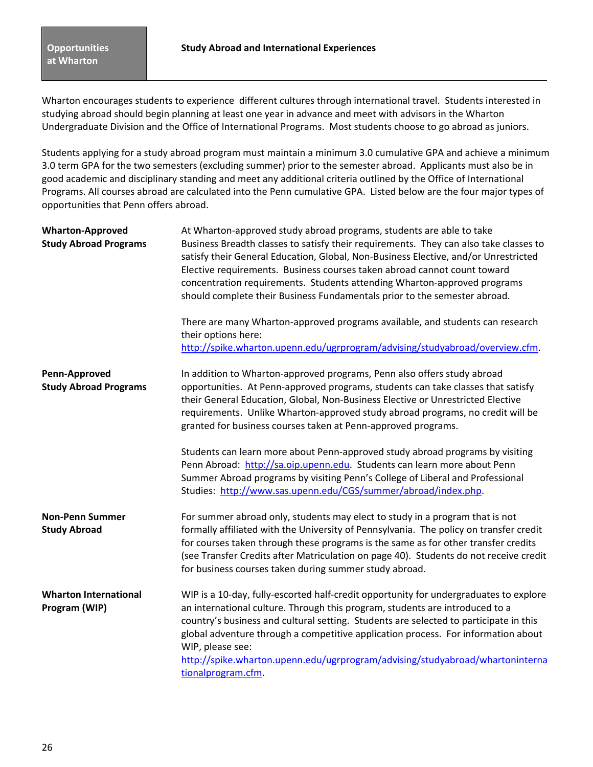**Opportunities at Wharton**

## Study Abroad and International Experiences

Wharton encourages students to experience different cultures through international travel. Students interested in studying abroad should begin planning at least one year in advance and meet with advisors in the Wharton Undergraduate Division and the Office of International Programs. Most students choose to go abroad as juniors.

Students applying for a study abroad program must maintain a minimum 3.0 cumulative GPA and achieve a minimum 3.0 term GPA for the two semesters (excluding summer) prior to the semester abroad. Applicants must also be in good academic and disciplinary standing and meet any additional criteria outlined by the Office of International Programs. All courses abroad are calculated into the Penn cumulative GPA. Listed below are the four major types of opportunities that Penn offers abroad.

**Wharton-Approved Study Abroad Programs**

At Wharton-approved study abroad programs, students are able to take Business Breadth classes to satisfy their requirements. They can also take classes to satisfy their General Education, Global, Non-Business Elective, and/or Unrestricted Elective requirements. Business courses taken abroad cannot count toward concentration requirements. Students attending Wharton-approved programs should complete their Business Fundamentals prior to the semester abroad.

There are many Wharton-approved programs available, and students can research their options here: http://spike.wharton.upenn.edu/ugrprogram/advising/studyabroad/overview.cfm.

**Penn-Approved Study Abroad Programs**

In addition to Wharton-approved programs, Penn also offers study abroad opportunities. At Penn-approved programs, students can take classes that satisfy their General Education, Global, Non-Business Elective or Unrestricted Elective requirements. Unlike Wharton-approved study abroad programs, no credit will be granted for business courses taken at Penn-approved programs.

Students can learn more about Penn-approved study abroad programs by visiting Penn Abroad: http://sa.oip.upenn.edu. Students can learn more about Penn Summer Abroad programs by visiting Penn's College of Liberal and Professional Studies: http://www.sas.upenn.edu/CGS/summer/abroad/index.php.

**Non-Penn Summer Study Abroad**

For summer abroad only, students may elect to study in a program that is not formally affiliated with the University of Pennsylvania. The policy on transfer credit for courses taken through these programs is the same as for other transfer credits (see Transfer Credits after Matriculation on page 40). Students do not receive credit for business courses taken during summer study abroad.

**Wharton International Program (WIP)**

WIP is a 10-day, fully-escorted half-credit opportunity for undergraduates to explore an international culture. Through this program, students are introduced to a country's business and cultural setting. Students are selected to participate in this global adventure through a competitive application process. For information about WIP, please see: http://spike.wharton.upenn.edu/ugrprogram/advising/studyabroad/whartoninternationalprogram.cfm.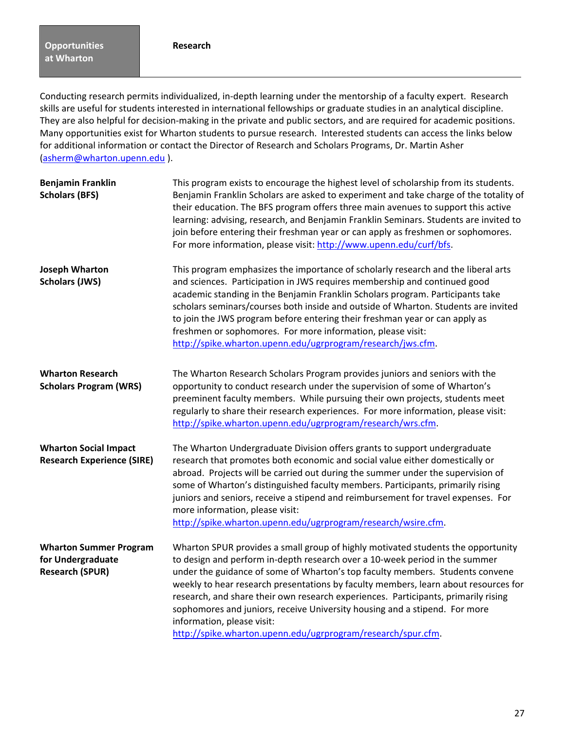**Opportunities at Wharton**

## Research

Conducting research permits individualized, in-depth learning under the mentorship of a faculty expert. Research skills are useful for students interested in international fellowships or graduate studies in an analytical discipline. They are also helpful for decision-making in the private and public sectors, and are required for academic positions. Many opportunities exist for Wharton students to pursue research. Interested students can access the links below for additional information or contact the Director of Research and Scholars Programs, Dr. Martin Asher (asherm@wharton.upenn.edu ).

**Benjamin Franklin Scholars (BFS)**

This program exists to encourage the highest level of scholarship from its students. Benjamin Franklin Scholars are asked to experiment and take charge of the totality of their education. The BFS program offers three main avenues to support this active learning: advising, research, and Benjamin Franklin Seminars. Students are invited to join before entering their freshman year or can apply as freshmen or sophomores. For more information, please visit: http://www.upenn.edu/curf/bfs.

**Joseph Wharton Scholars (JWS)**

This program emphasizes the importance of scholarly research and the liberal arts and sciences. Participation in JWS requires membership and continued good academic standing in the Benjamin Franklin Scholars program. Participants take scholars seminars/courses both inside and outside of Wharton. Students are invited to join the JWS program before entering their freshman year or can apply as freshmen or sophomores. For more information, please visit: http://spike.wharton.upenn.edu/ugrprogram/research/jws.cfm.

**Wharton Research Scholars Program (WRS)**

The Wharton Research Scholars Program provides juniors and seniors with the opportunity to conduct research under the supervision of some of Wharton's preeminent faculty members. While pursuing their own projects, students meet regularly to share their research experiences. For more information, please visit: http://spike.wharton.upenn.edu/ugrprogram/research/wrs.cfm.

**Wharton Social Impact Research Experience (SIRE)**

The Wharton Undergraduate Division offers grants to support undergraduate research that promotes both economic and social value either domestically or abroad. Projects will be carried out during the summer under the supervision of some of Wharton's distinguished faculty members. Participants, primarily rising juniors and seniors, receive a stipend and reimbursement for travel expenses. For more information, please visit: http://spike.wharton.upenn.edu/ugrprogram/research/wsire.cfm.

**Wharton Summer Program for Undergraduate Research (SPUR)**

Wharton SPUR provides a small group of highly motivated students the opportunity to design and perform in-depth research over a 10-week period in the summer under the guidance of some of Wharton's top faculty members. Students convene weekly to hear research presentations by faculty members, learn about resources for research, and share their own research experiences. Participants, primarily rising sophomores and juniors, receive University housing and a stipend. For more information, please visit: http://spike.wharton.upenn.edu/ugrprogram/research/spur.cfm.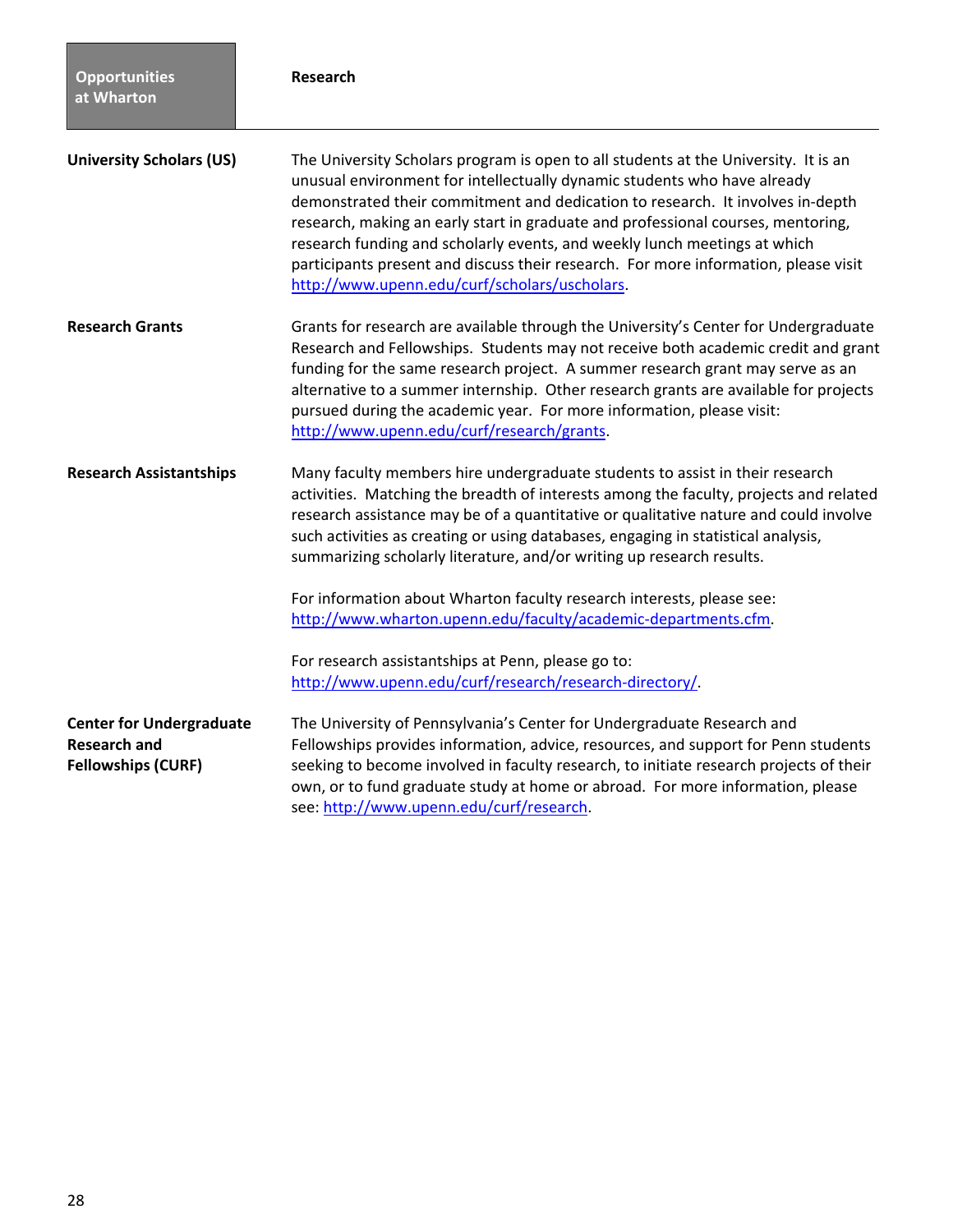**Opportunities at Wharton**

## Research

**University Scholars (US)**

The University Scholars program is open to all students at the University. It is an unusual environment for intellectually dynamic students who have already demonstrated their commitment and dedication to research. It involves in-depth research, making an early start in graduate and professional courses, mentoring, research funding and scholarly events, and weekly lunch meetings at which participants present and discuss their research. For more information, please visit http://www.upenn.edu/curf/scholars/uscholars.

**Research Grants**

Grants for research are available through the University's Center for Undergraduate Research and Fellowships. Students may not receive both academic credit and grant funding for the same research project. A summer research grant may serve as an alternative to a summer internship. Other research grants are available for projects pursued during the academic year. For more information, please visit: http://www.upenn.edu/curf/research/grants.

**Research Assistantships**

Many faculty members hire undergraduate students to assist in their research activities. Matching the breadth of interests among the faculty, projects and related research assistance may be of a quantitative or qualitative nature and could involve such activities as creating or using databases, engaging in statistical analysis, summarizing scholarly literature, and/or writing up research results.

For information about Wharton faculty research interests, please see: http://www.wharton.upenn.edu/faculty/academic-departments.cfm.

For research assistantships at Penn, please go to: http://www.upenn.edu/curf/research/research-directory/.

**Center for Undergraduate Research and Fellowships (CURF)**

The University of Pennsylvania's Center for Undergraduate Research and Fellowships provides information, advice, resources, and support for Penn students seeking to become involved in faculty research, to initiate research projects of their own, or to fund graduate study at home or abroad. For more information, please see: http://www.upenn.edu/curf/research.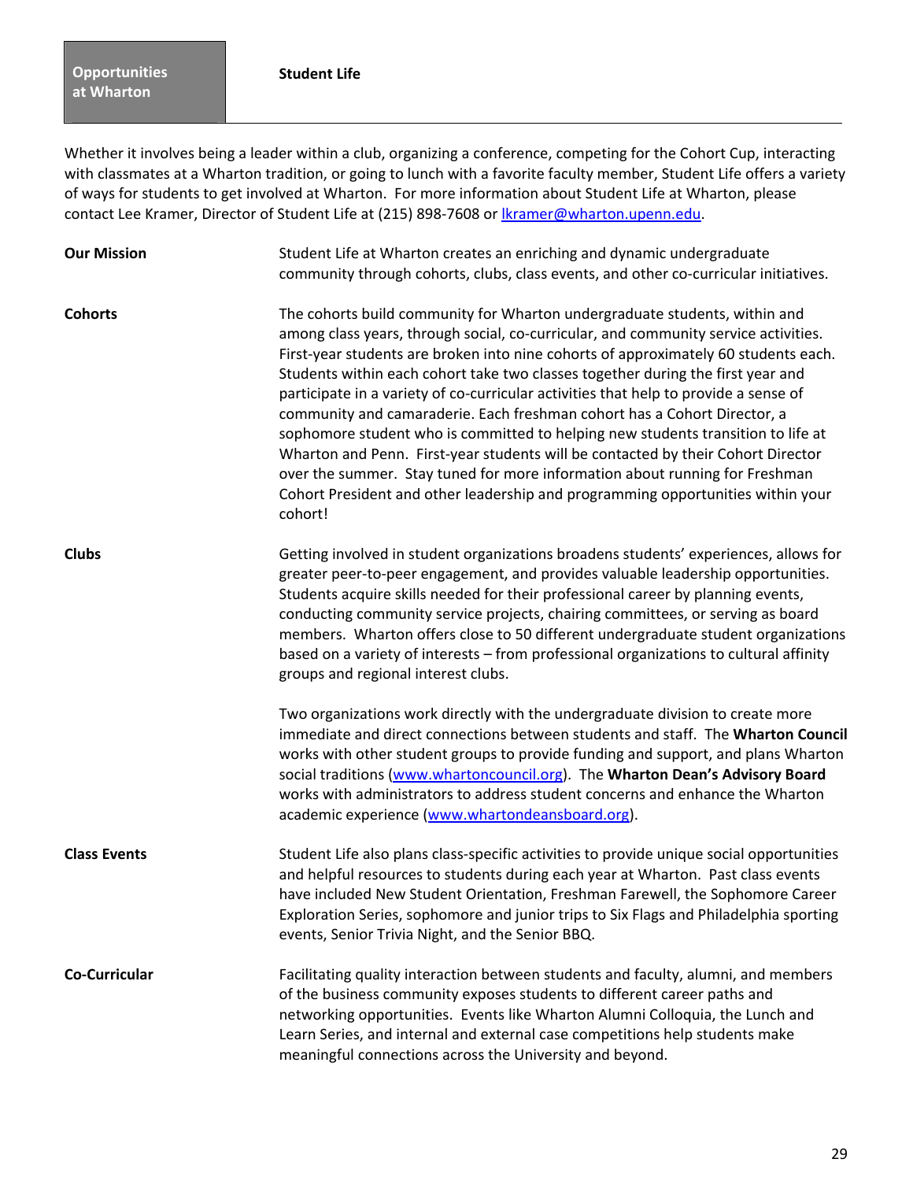**Opportunities at Wharton**

## Student Life

Whether it involves being a leader within a club, organizing a conference, competing for the Cohort Cup, interacting with classmates at a Wharton tradition, or going to lunch with a favorite faculty member, Student Life offers a variety of ways for students to get involved at Wharton. For more information about Student Life at Wharton, please contact Lee Kramer, Director of Student Life at (215) 898-7608 or lkramer@wharton.upenn.edu.

**Our Mission**

Student Life at Wharton creates an enriching and dynamic undergraduate community through cohorts, clubs, class events, and other co-curricular initiatives.

**Cohorts**

The cohorts build community for Wharton undergraduate students, within and among class years, through social, co-curricular, and community service activities. First-year students are broken into nine cohorts of approximately 60 students each. Students within each cohort take two classes together during the first year and participate in a variety of co-curricular activities that help to provide a sense of community and camaraderie. Each freshman cohort has a Cohort Director, a sophomore student who is committed to helping new students transition to life at Wharton and Penn. First-year students will be contacted by their Cohort Director over the summer. Stay tuned for more information about running for Freshman Cohort President and other leadership and programming opportunities within your cohort!

**Clubs**

Getting involved in student organizations broadens students' experiences, allows for greater peer-to-peer engagement, and provides valuable leadership opportunities. Students acquire skills needed for their professional career by planning events, conducting community service projects, chairing committees, or serving as board members. Wharton offers close to 50 different undergraduate student organizations based on a variety of interests – from professional organizations to cultural affinity groups and regional interest clubs.

Two organizations work directly with the undergraduate division to create more immediate and direct connections between students and staff. The **Wharton Council** works with other student groups to provide funding and support, and plans Wharton social traditions (www.whartoncouncil.org). The **Wharton Dean's Advisory Board** works with administrators to address student concerns and enhance the Wharton academic experience (www.whartondeansboard.org).

**Class Events**

Student Life also plans class-specific activities to provide unique social opportunities and helpful resources to students during each year at Wharton. Past class events have included New Student Orientation, Freshman Farewell, the Sophomore Career Exploration Series, sophomore and junior trips to Six Flags and Philadelphia sporting events, Senior Trivia Night, and the Senior BBQ.

**Co-Curricular**

Facilitating quality interaction between students and faculty, alumni, and members of the business community exposes students to different career paths and networking opportunities. Events like Wharton Alumni Colloquia, the Lunch and Learn Series, and internal and external case competitions help students make meaningful connections across the University and beyond.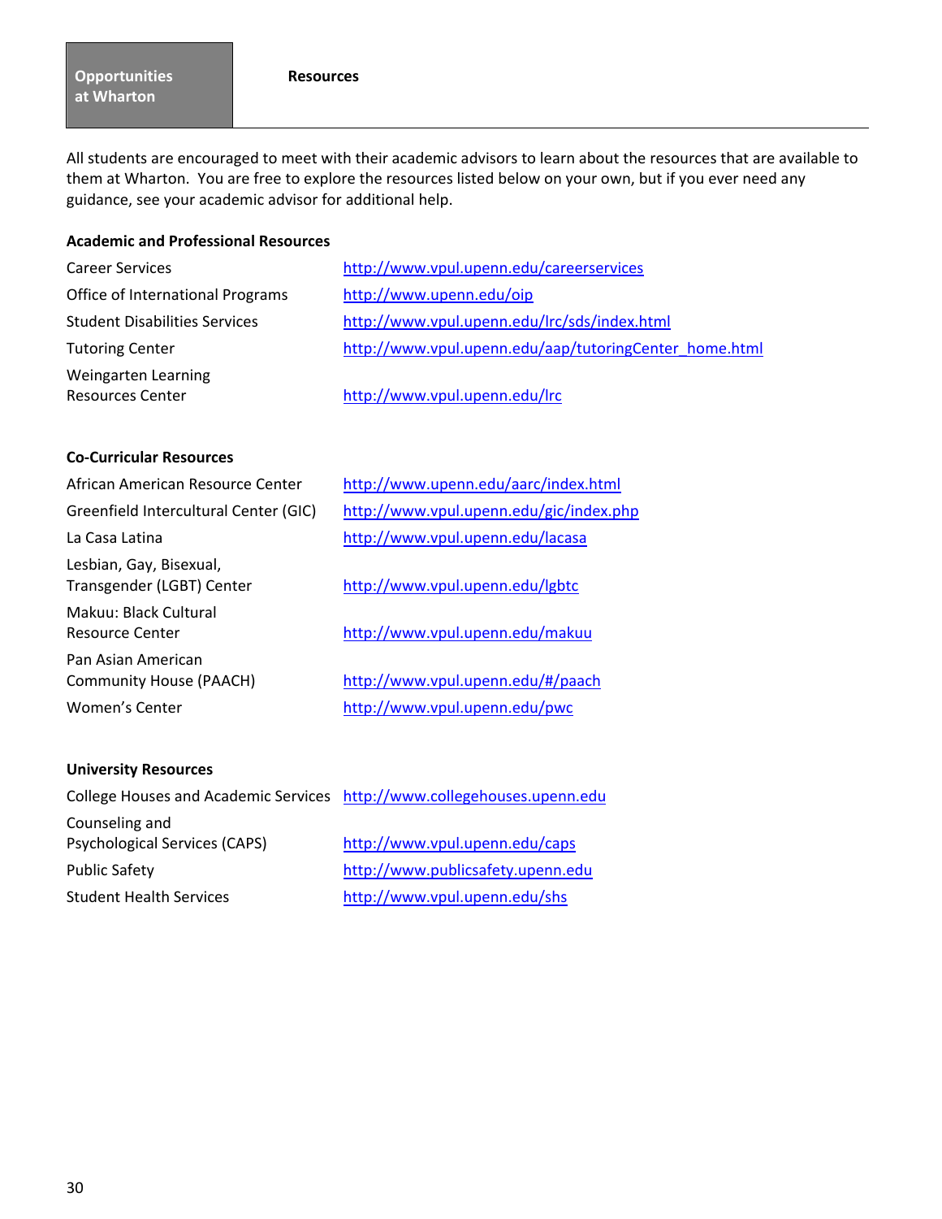**Opportunities at Wharton** | **Resources**

All students are encouraged to meet with their academic advisors to learn about the resources that are available to them at Wharton. You are free to explore the resources listed below on your own, but if you ever need any guidance, see your academic advisor for additional help.

### Academic and Professional Resources

| | |
|---|---|
| Career Services | http://www.vpul.upenn.edu/careerservices |
| Office of International Programs | http://www.upenn.edu/oip |
| Student Disabilities Services | http://www.vpul.upenn.edu/lrc/sds/index.html |
| Tutoring Center | http://www.vpul.upenn.edu/aap/tutoringCenter_home.html |
| Weingarten Learning Resources Center | http://www.vpul.upenn.edu/lrc |

### Co-Curricular Resources

| | |
|---|---|
| African American Resource Center | http://www.upenn.edu/aarc/index.html |
| Greenfield Intercultural Center (GIC) | http://www.vpul.upenn.edu/gic/index.php |
| La Casa Latina | http://www.vpul.upenn.edu/lacasa |
| Lesbian, Gay, Bisexual, Transgender (LGBT) Center | http://www.vpul.upenn.edu/lgbtc |
| Makuu: Black Cultural Resource Center | http://www.vpul.upenn.edu/makuu |
| Pan Asian American Community House (PAACH) | http://www.vpul.upenn.edu/#/paach |
| Women's Center | http://www.vpul.upenn.edu/pwc |

### University Resources

| | |
|---|---|
| College Houses and Academic Services | http://www.collegehouses.upenn.edu |
| Counseling and Psychological Services (CAPS) | http://www.vpul.upenn.edu/caps |
| Public Safety | http://www.publicsafety.upenn.edu |
| Student Health Services | http://www.vpul.upenn.edu/shs |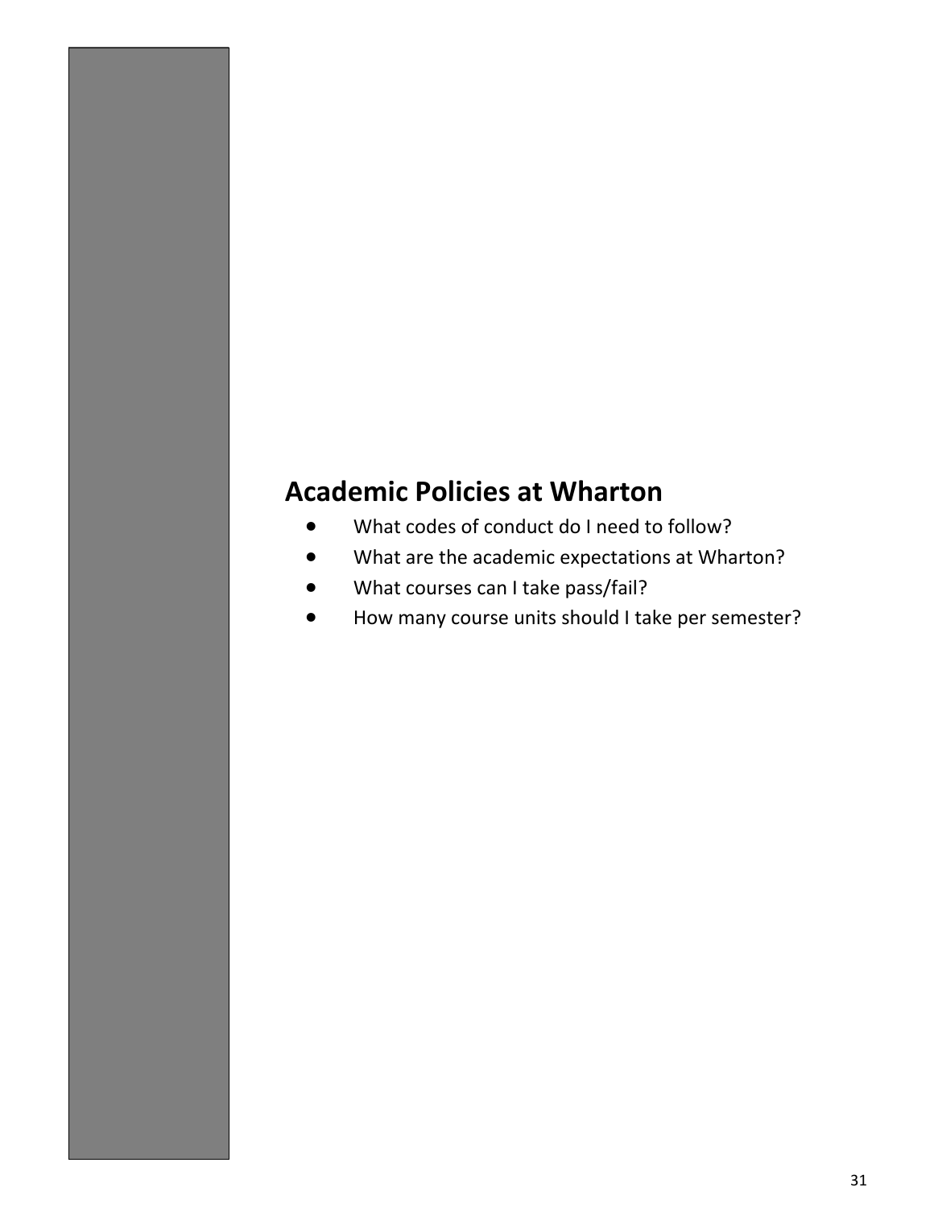## Academic Policies at Wharton

- What codes of conduct do I need to follow?
- What are the academic expectations at Wharton?
- What courses can I take pass/fail?
- How many course units should I take per semester?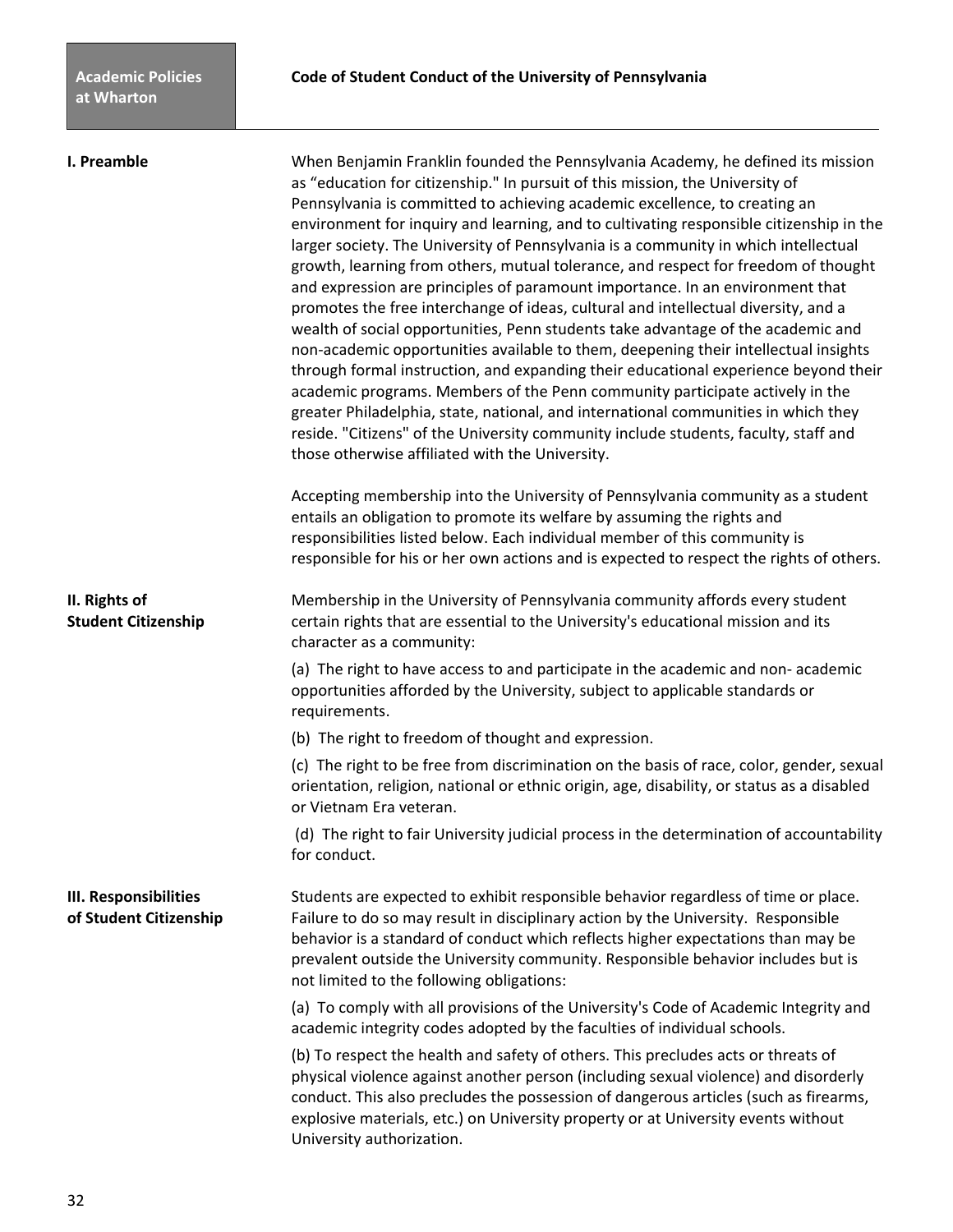# Code of Student Conduct of the University of Pennsylvania

## I. Preamble

When Benjamin Franklin founded the Pennsylvania Academy, he defined its mission as "education for citizenship." In pursuit of this mission, the University of Pennsylvania is committed to achieving academic excellence, to creating an environment for inquiry and learning, and to cultivating responsible citizenship in the larger society. The University of Pennsylvania is a community in which intellectual growth, learning from others, mutual tolerance, and respect for freedom of thought and expression are principles of paramount importance. In an environment that promotes the free interchange of ideas, cultural and intellectual diversity, and a wealth of social opportunities, Penn students take advantage of the academic and non-academic opportunities available to them, deepening their intellectual insights through formal instruction, and expanding their educational experience beyond their academic programs. Members of the Penn community participate actively in the greater Philadelphia, state, national, and international communities in which they reside. "Citizens" of the University community include students, faculty, staff and those otherwise affiliated with the University.

Accepting membership into the University of Pennsylvania community as a student entails an obligation to promote its welfare by assuming the rights and responsibilities listed below. Each individual member of this community is responsible for his or her own actions and is expected to respect the rights of others.

## II. Rights of Student Citizenship

Membership in the University of Pennsylvania community affords every student certain rights that are essential to the University's educational mission and its character as a community:

(a) The right to have access to and participate in the academic and non- academic opportunities afforded by the University, subject to applicable standards or requirements.

(b) The right to freedom of thought and expression.

(c) The right to be free from discrimination on the basis of race, color, gender, sexual orientation, religion, national or ethnic origin, age, disability, or status as a disabled or Vietnam Era veteran.

(d) The right to fair University judicial process in the determination of accountability for conduct.

## III. Responsibilities of Student Citizenship

Students are expected to exhibit responsible behavior regardless of time or place. Failure to do so may result in disciplinary action by the University. Responsible behavior is a standard of conduct which reflects higher expectations than may be prevalent outside the University community. Responsible behavior includes but is not limited to the following obligations:

(a) To comply with all provisions of the University's Code of Academic Integrity and academic integrity codes adopted by the faculties of individual schools.

(b) To respect the health and safety of others. This precludes acts or threats of physical violence against another person (including sexual violence) and disorderly conduct. This also precludes the possession of dangerous articles (such as firearms, explosive materials, etc.) on University property or at University events without University authorization.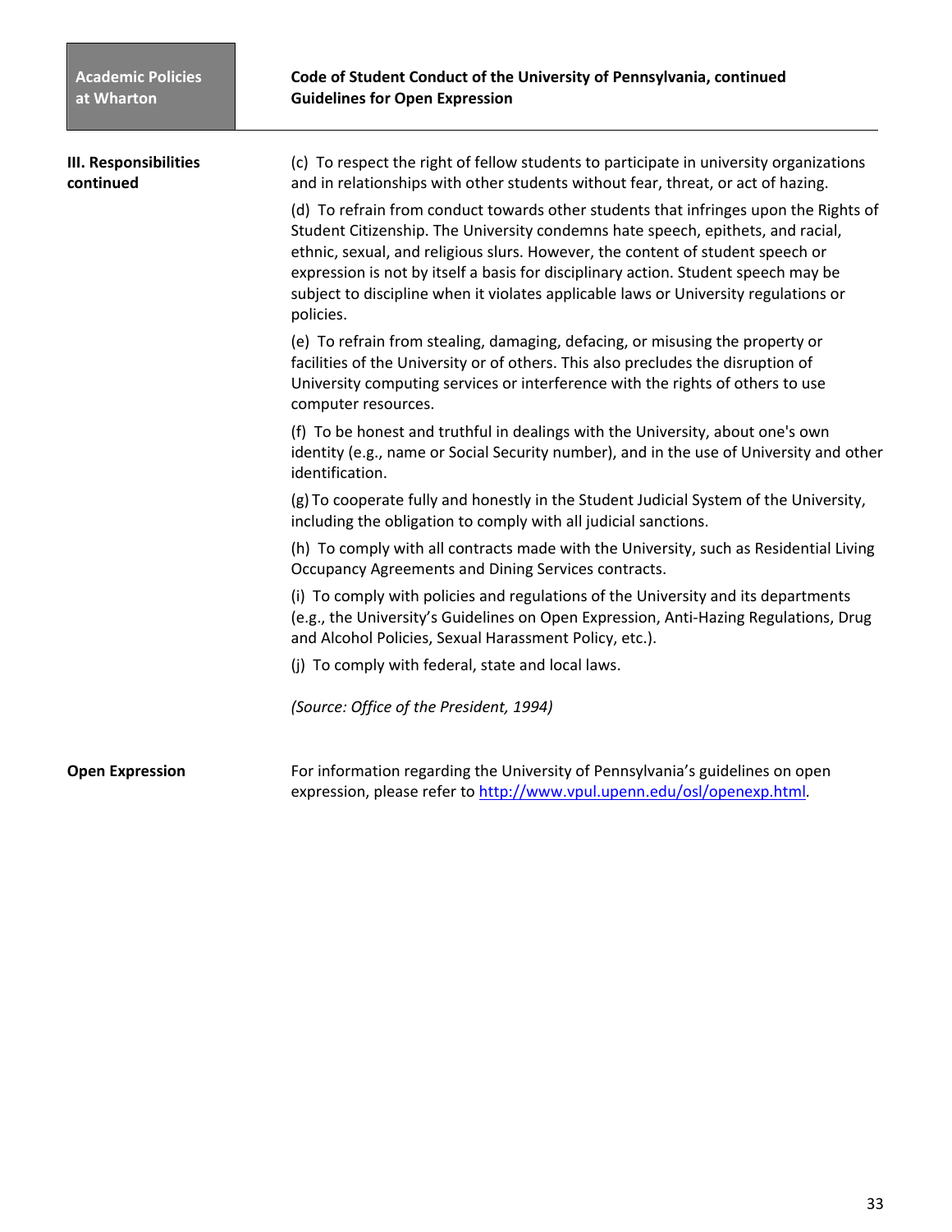**III. Responsibilities continued**

(c) To respect the right of fellow students to participate in university organizations and in relationships with other students without fear, threat, or act of hazing.

(d) To refrain from conduct towards other students that infringes upon the Rights of Student Citizenship. The University condemns hate speech, epithets, and racial, ethnic, sexual, and religious slurs. However, the content of student speech or expression is not by itself a basis for disciplinary action. Student speech may be subject to discipline when it violates applicable laws or University regulations or policies.

(e) To refrain from stealing, damaging, defacing, or misusing the property or facilities of the University or of others. This also precludes the disruption of University computing services or interference with the rights of others to use computer resources.

(f) To be honest and truthful in dealings with the University, about one's own identity (e.g., name or Social Security number), and in the use of University and other identification.

(g) To cooperate fully and honestly in the Student Judicial System of the University, including the obligation to comply with all judicial sanctions.

(h) To comply with all contracts made with the University, such as Residential Living Occupancy Agreements and Dining Services contracts.

(i) To comply with policies and regulations of the University and its departments (e.g., the University's Guidelines on Open Expression, Anti-Hazing Regulations, Drug and Alcohol Policies, Sexual Harassment Policy, etc.).

(j) To comply with federal, state and local laws.

*(Source: Office of the President, 1994)*

**Open Expression**

For information regarding the University of Pennsylvania's guidelines on open expression, please refer to http://www.vpul.upenn.edu/osl/openexp.html.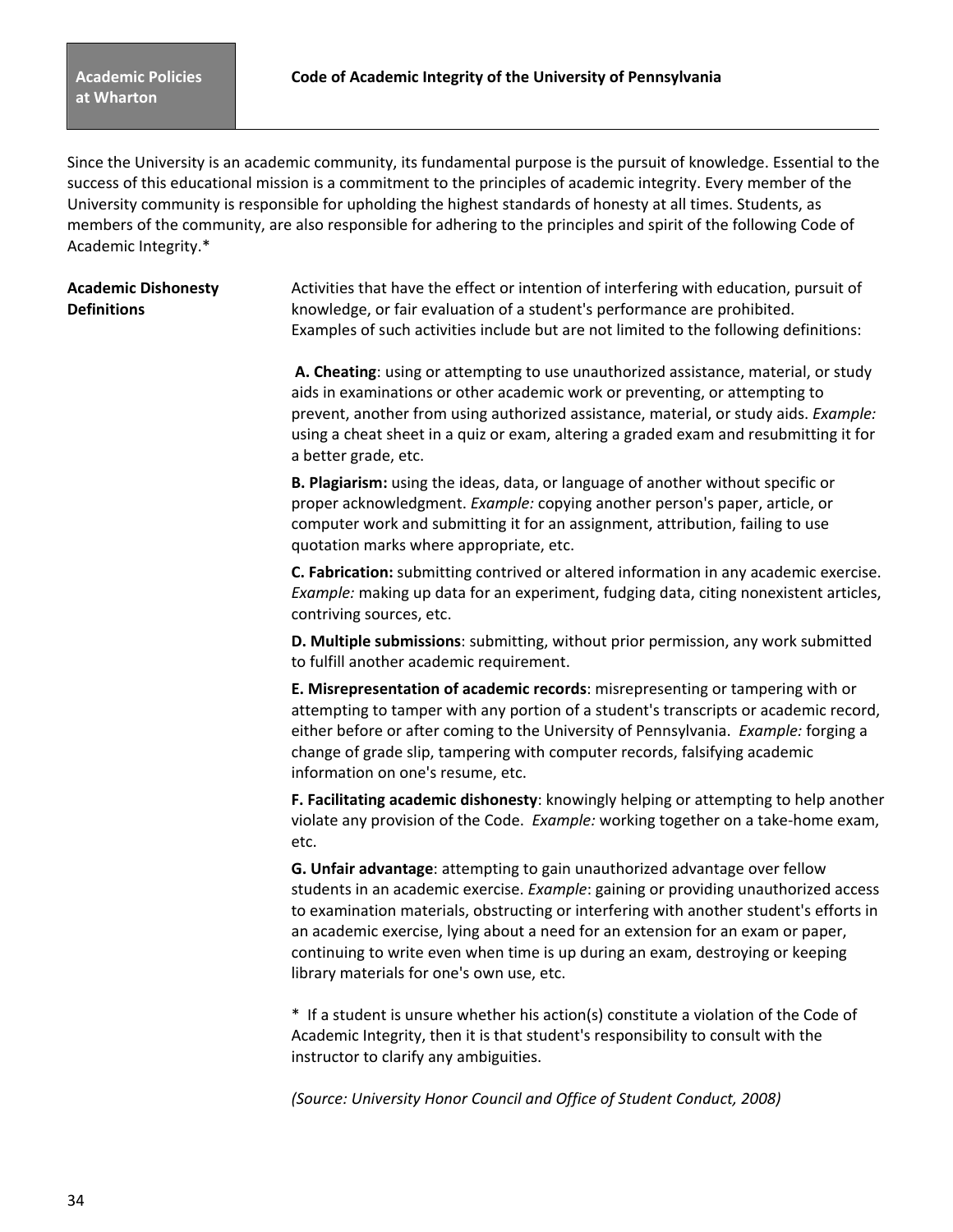# Code of Academic Integrity of the University of Pennsylvania

Since the University is an academic community, its fundamental purpose is the pursuit of knowledge. Essential to the success of this educational mission is a commitment to the principles of academic integrity. Every member of the University community is responsible for upholding the highest standards of honesty at all times. Students, as members of the community, are also responsible for adhering to the principles and spirit of the following Code of Academic Integrity.*

## Academic Dishonesty Definitions

Activities that have the effect or intention of interfering with education, pursuit of knowledge, or fair evaluation of a student's performance are prohibited. Examples of such activities include but are not limited to the following definitions:

**A. Cheating**: using or attempting to use unauthorized assistance, material, or study aids in examinations or other academic work or preventing, or attempting to prevent, another from using authorized assistance, material, or study aids. *Example:* using a cheat sheet in a quiz or exam, altering a graded exam and resubmitting it for a better grade, etc.

**B. Plagiarism:** using the ideas, data, or language of another without specific or proper acknowledgment. *Example:* copying another person's paper, article, or computer work and submitting it for an assignment, attribution, failing to use quotation marks where appropriate, etc.

**C. Fabrication:** submitting contrived or altered information in any academic exercise. *Example:* making up data for an experiment, fudging data, citing nonexistent articles, contriving sources, etc.

**D. Multiple submissions**: submitting, without prior permission, any work submitted to fulfill another academic requirement.

**E. Misrepresentation of academic records**: misrepresenting or tampering with or attempting to tamper with any portion of a student's transcripts or academic record, either before or after coming to the University of Pennsylvania. *Example:* forging a change of grade slip, tampering with computer records, falsifying academic information on one's resume, etc.

**F. Facilitating academic dishonesty**: knowingly helping or attempting to help another violate any provision of the Code. *Example:* working together on a take-home exam, etc.

**G. Unfair advantage**: attempting to gain unauthorized advantage over fellow students in an academic exercise. *Example*: gaining or providing unauthorized access to examination materials, obstructing or interfering with another student's efforts in an academic exercise, lying about a need for an extension for an exam or paper, continuing to write even when time is up during an exam, destroying or keeping library materials for one's own use, etc.

\* If a student is unsure whether his action(s) constitute a violation of the Code of Academic Integrity, then it is that student's responsibility to consult with the instructor to clarify any ambiguities.

*(Source: University Honor Council and Office of Student Conduct, 2008)*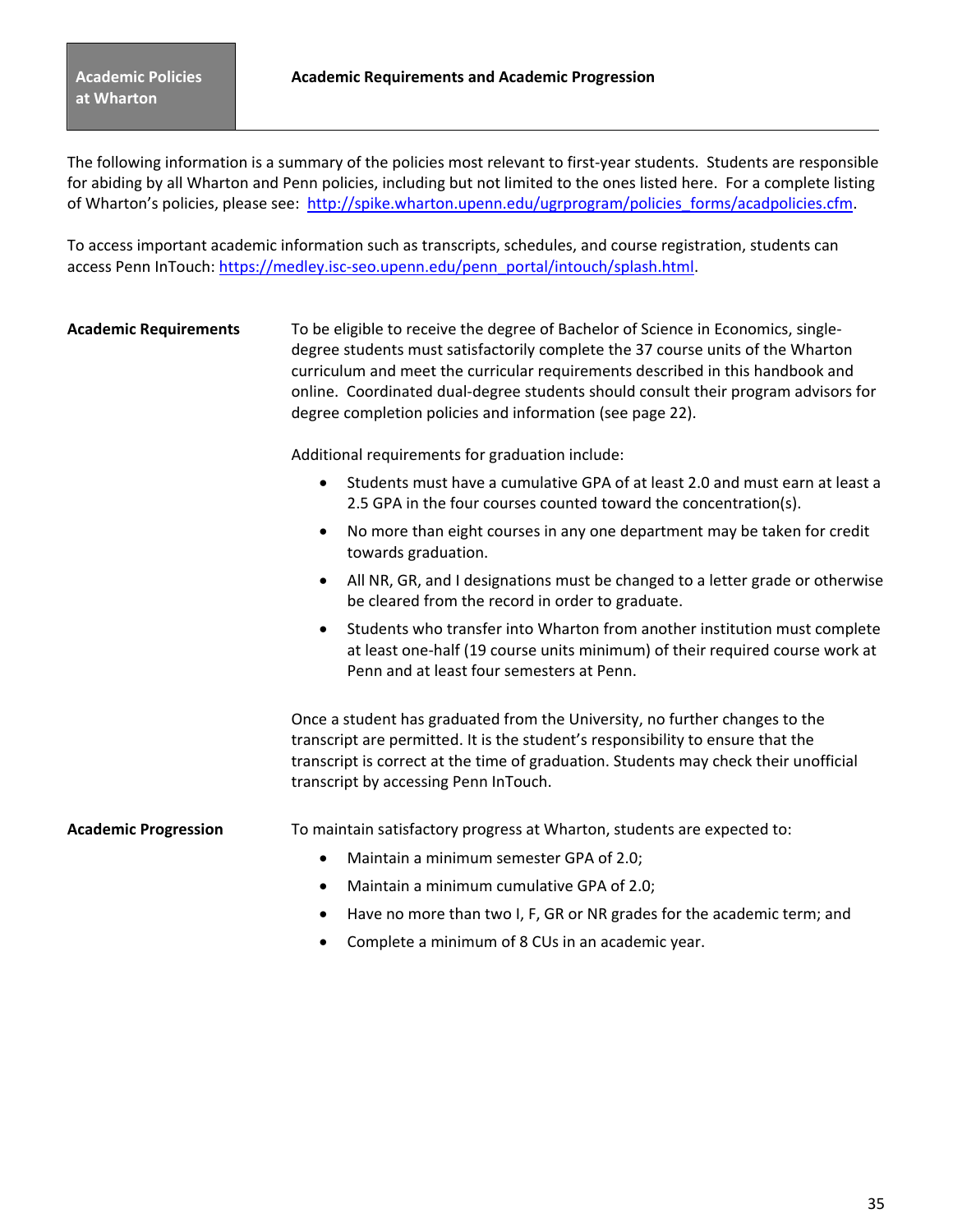**Academic Policies at Wharton**

## Academic Requirements and Academic Progression

The following information is a summary of the policies most relevant to first-year students. Students are responsible for abiding by all Wharton and Penn policies, including but not limited to the ones listed here. For a complete listing of Wharton's policies, please see: [http://spike.wharton.upenn.edu/ugrprogram/policies_forms/acadpolicies.cfm](http://spike.wharton.upenn.edu/ugrprogram/policies_forms/acadpolicies.cfm).

To access important academic information such as transcripts, schedules, and course registration, students can access Penn InTouch: [https://medley.isc-seo.upenn.edu/penn_portal/intouch/splash.html](https://medley.isc-seo.upenn.edu/penn_portal/intouch/splash.html).

### Academic Requirements

To be eligible to receive the degree of Bachelor of Science in Economics, single-degree students must satisfactorily complete the 37 course units of the Wharton curriculum and meet the curricular requirements described in this handbook and online. Coordinated dual-degree students should consult their program advisors for degree completion policies and information (see page 22).

Additional requirements for graduation include:

- Students must have a cumulative GPA of at least 2.0 and must earn at least a 2.5 GPA in the four courses counted toward the concentration(s).
- No more than eight courses in any one department may be taken for credit towards graduation.
- All NR, GR, and I designations must be changed to a letter grade or otherwise be cleared from the record in order to graduate.
- Students who transfer into Wharton from another institution must complete at least one-half (19 course units minimum) of their required course work at Penn and at least four semesters at Penn.

Once a student has graduated from the University, no further changes to the transcript are permitted. It is the student's responsibility to ensure that the transcript is correct at the time of graduation. Students may check their unofficial transcript by accessing Penn InTouch.

### Academic Progression

To maintain satisfactory progress at Wharton, students are expected to:

- Maintain a minimum semester GPA of 2.0;
- Maintain a minimum cumulative GPA of 2.0;
- Have no more than two I, F, GR or NR grades for the academic term; and
- Complete a minimum of 8 CUs in an academic year.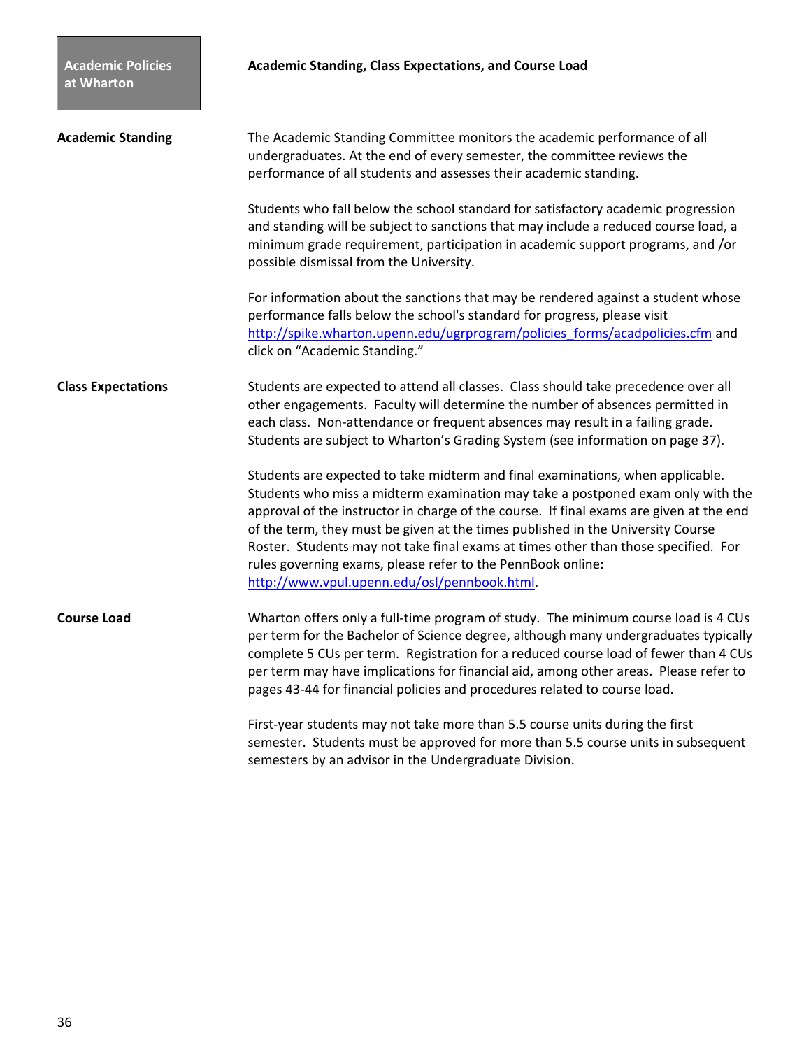# Academic Standing, Class Expectations, and Course Load

Academic Policies at Wharton

## Academic Standing

The Academic Standing Committee monitors the academic performance of all undergraduates. At the end of every semester, the committee reviews the performance of all students and assesses their academic standing.

Students who fall below the school standard for satisfactory academic progression and standing will be subject to sanctions that may include a reduced course load, a minimum grade requirement, participation in academic support programs, and /or possible dismissal from the University.

For information about the sanctions that may be rendered against a student whose performance falls below the school's standard for progress, please visit [http://spike.wharton.upenn.edu/ugrprogram/policies_forms/acadpolicies.cfm](http://spike.wharton.upenn.edu/ugrprogram/policies_forms/acadpolicies.cfm) and click on "Academic Standing."

## Class Expectations

Students are expected to attend all classes. Class should take precedence over all other engagements. Faculty will determine the number of absences permitted in each class. Non-attendance or frequent absences may result in a failing grade. Students are subject to Wharton's Grading System (see information on page 37).

Students are expected to take midterm and final examinations, when applicable. Students who miss a midterm examination may take a postponed exam only with the approval of the instructor in charge of the course. If final exams are given at the end of the term, they must be given at the times published in the University Course Roster. Students may not take final exams at times other than those specified. For rules governing exams, please refer to the PennBook online: [http://www.vpul.upenn.edu/osl/pennbook.html](http://www.vpul.upenn.edu/osl/pennbook.html).

## Course Load

Wharton offers only a full-time program of study. The minimum course load is 4 CUs per term for the Bachelor of Science degree, although many undergraduates typically complete 5 CUs per term. Registration for a reduced course load of fewer than 4 CUs per term may have implications for financial aid, among other areas. Please refer to pages 43-44 for financial policies and procedures related to course load.

First-year students may not take more than 5.5 course units during the first semester. Students must be approved for more than 5.5 course units in subsequent semesters by an advisor in the Undergraduate Division.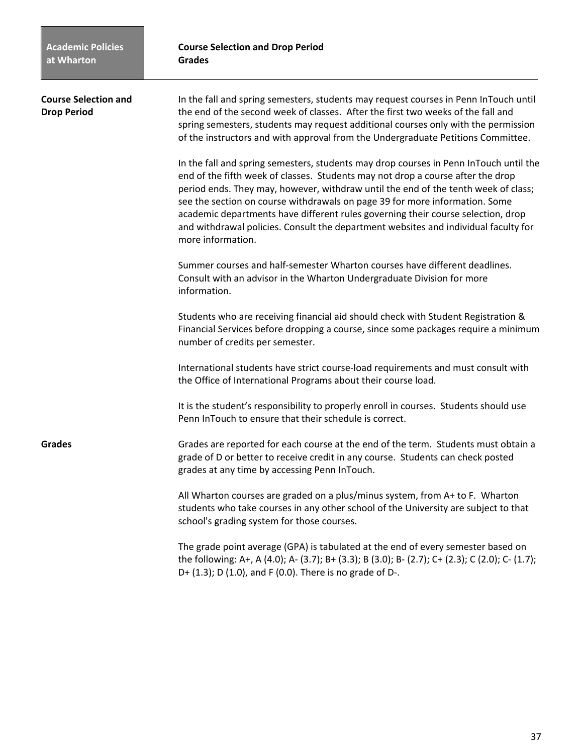## Course Selection and Drop Period

In the fall and spring semesters, students may request courses in Penn InTouch until the end of the second week of classes. After the first two weeks of the fall and spring semesters, students may request additional courses only with the permission of the instructors and with approval from the Undergraduate Petitions Committee.

In the fall and spring semesters, students may drop courses in Penn InTouch until the end of the fifth week of classes. Students may not drop a course after the drop period ends. They may, however, withdraw until the end of the tenth week of class; see the section on course withdrawals on page 39 for more information. Some academic departments have different rules governing their course selection, drop and withdrawal policies. Consult the department websites and individual faculty for more information.

Summer courses and half-semester Wharton courses have different deadlines. Consult with an advisor in the Wharton Undergraduate Division for more information.

Students who are receiving financial aid should check with Student Registration & Financial Services before dropping a course, since some packages require a minimum number of credits per semester.

International students have strict course-load requirements and must consult with the Office of International Programs about their course load.

It is the student's responsibility to properly enroll in courses. Students should use Penn InTouch to ensure that their schedule is correct.

## Grades

Grades are reported for each course at the end of the term. Students must obtain a grade of D or better to receive credit in any course. Students can check posted grades at any time by accessing Penn InTouch.

All Wharton courses are graded on a plus/minus system, from A+ to F. Wharton students who take courses in any other school of the University are subject to that school's grading system for those courses.

The grade point average (GPA) is tabulated at the end of every semester based on the following: A+, A (4.0); A- (3.7); B+ (3.3); B (3.0); B- (2.7); C+ (2.3); C (2.0); C- (1.7); D+ (1.3); D (1.0), and F (0.0). There is no grade of D-.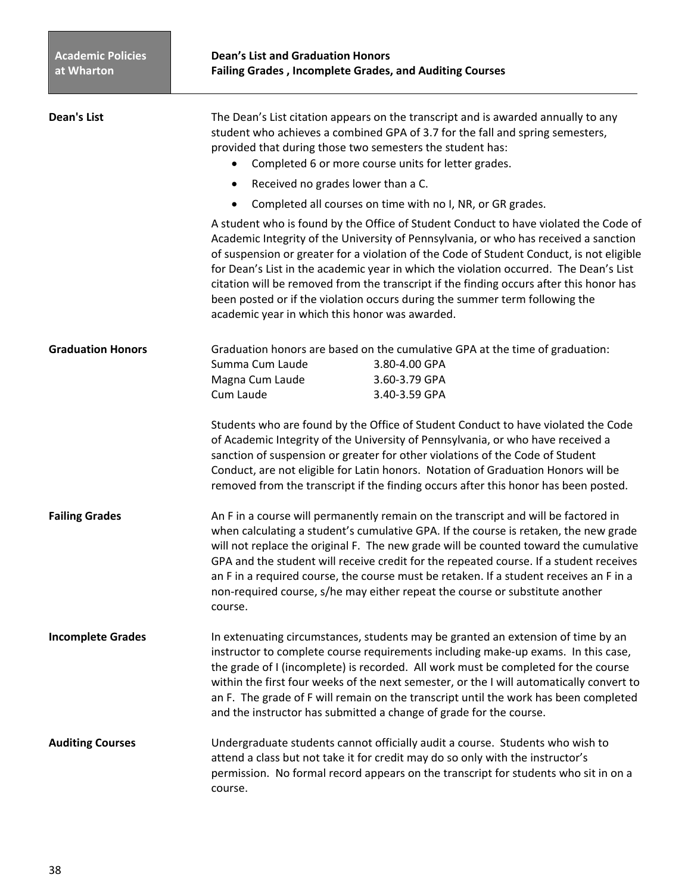## Dean's List

The Dean's List citation appears on the transcript and is awarded annually to any student who achieves a combined GPA of 3.7 for the fall and spring semesters, provided that during those two semesters the student has:

- Completed 6 or more course units for letter grades.
- Received no grades lower than a C.
- Completed all courses on time with no I, NR, or GR grades.

A student who is found by the Office of Student Conduct to have violated the Code of Academic Integrity of the University of Pennsylvania, or who has received a sanction of suspension or greater for a violation of the Code of Student Conduct, is not eligible for Dean's List in the academic year in which the violation occurred. The Dean's List citation will be removed from the transcript if the finding occurs after this honor has been posted or if the violation occurs during the summer term following the academic year in which this honor was awarded.

## Graduation Honors

Graduation honors are based on the cumulative GPA at the time of graduation:

| Honor | GPA |
|---|---|
| Summa Cum Laude | 3.80-4.00 GPA |
| Magna Cum Laude | 3.60-3.79 GPA |
| Cum Laude | 3.40-3.59 GPA |

Students who are found by the Office of Student Conduct to have violated the Code of Academic Integrity of the University of Pennsylvania, or who have received a sanction of suspension or greater for other violations of the Code of Student Conduct, are not eligible for Latin honors. Notation of Graduation Honors will be removed from the transcript if the finding occurs after this honor has been posted.

## Failing Grades

An F in a course will permanently remain on the transcript and will be factored in when calculating a student's cumulative GPA. If the course is retaken, the new grade will not replace the original F. The new grade will be counted toward the cumulative GPA and the student will receive credit for the repeated course. If a student receives an F in a required course, the course must be retaken. If a student receives an F in a non-required course, s/he may either repeat the course or substitute another course.

## Incomplete Grades

In extenuating circumstances, students may be granted an extension of time by an instructor to complete course requirements including make-up exams. In this case, the grade of I (incomplete) is recorded. All work must be completed for the course within the first four weeks of the next semester, or the I will automatically convert to an F. The grade of F will remain on the transcript until the work has been completed and the instructor has submitted a change of grade for the course.

## Auditing Courses

Undergraduate students cannot officially audit a course. Students who wish to attend a class but not take it for credit may do so only with the instructor's permission. No formal record appears on the transcript for students who sit in on a course.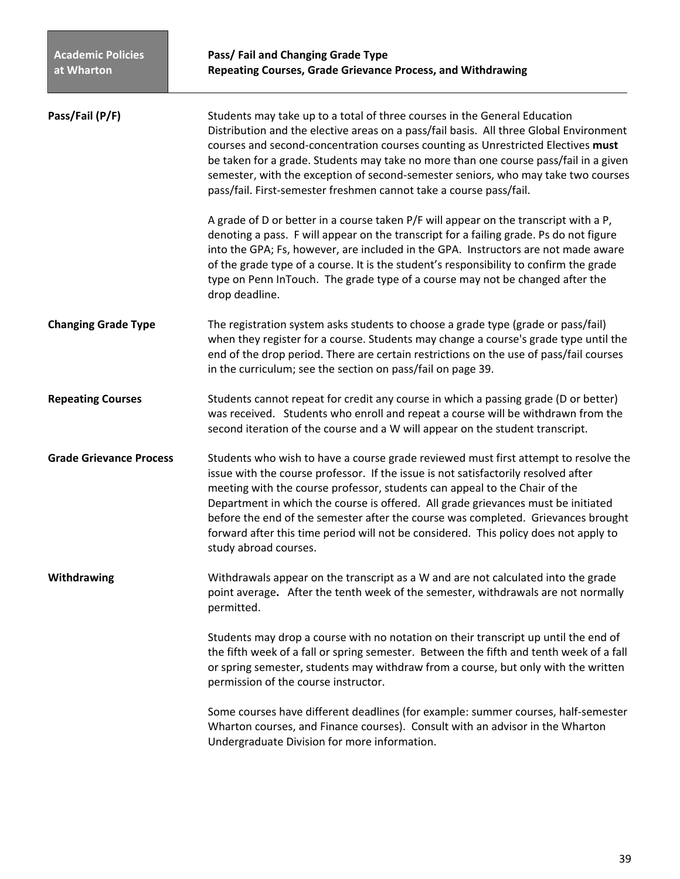**Academic Policies at Wharton**

## Pass/ Fail and Changing Grade Type
## Repeating Courses, Grade Grievance Process, and Withdrawing

**Pass/Fail (P/F)**

Students may take up to a total of three courses in the General Education Distribution and the elective areas on a pass/fail basis. All three Global Environment courses and second-concentration courses counting as Unrestricted Electives **must** be taken for a grade. Students may take no more than one course pass/fail in a given semester, with the exception of second-semester seniors, who may take two courses pass/fail. First-semester freshmen cannot take a course pass/fail.

A grade of D or better in a course taken P/F will appear on the transcript with a P, denoting a pass. F will appear on the transcript for a failing grade. Ps do not figure into the GPA; Fs, however, are included in the GPA. Instructors are not made aware of the grade type of a course. It is the student's responsibility to confirm the grade type on Penn InTouch. The grade type of a course may not be changed after the drop deadline.

**Changing Grade Type**

The registration system asks students to choose a grade type (grade or pass/fail) when they register for a course. Students may change a course's grade type until the end of the drop period. There are certain restrictions on the use of pass/fail courses in the curriculum; see the section on pass/fail on page 39.

**Repeating Courses**

Students cannot repeat for credit any course in which a passing grade (D or better) was received. Students who enroll and repeat a course will be withdrawn from the second iteration of the course and a W will appear on the student transcript.

**Grade Grievance Process**

Students who wish to have a course grade reviewed must first attempt to resolve the issue with the course professor. If the issue is not satisfactorily resolved after meeting with the course professor, students can appeal to the Chair of the Department in which the course is offered. All grade grievances must be initiated before the end of the semester after the course was completed. Grievances brought forward after this time period will not be considered. This policy does not apply to study abroad courses.

**Withdrawing**

Withdrawals appear on the transcript as a W and are not calculated into the grade point average**.** After the tenth week of the semester, withdrawals are not normally permitted.

Students may drop a course with no notation on their transcript up until the end of the fifth week of a fall or spring semester. Between the fifth and tenth week of a fall or spring semester, students may withdraw from a course, but only with the written permission of the course instructor.

Some courses have different deadlines (for example: summer courses, half-semester Wharton courses, and Finance courses). Consult with an advisor in the Wharton Undergraduate Division for more information.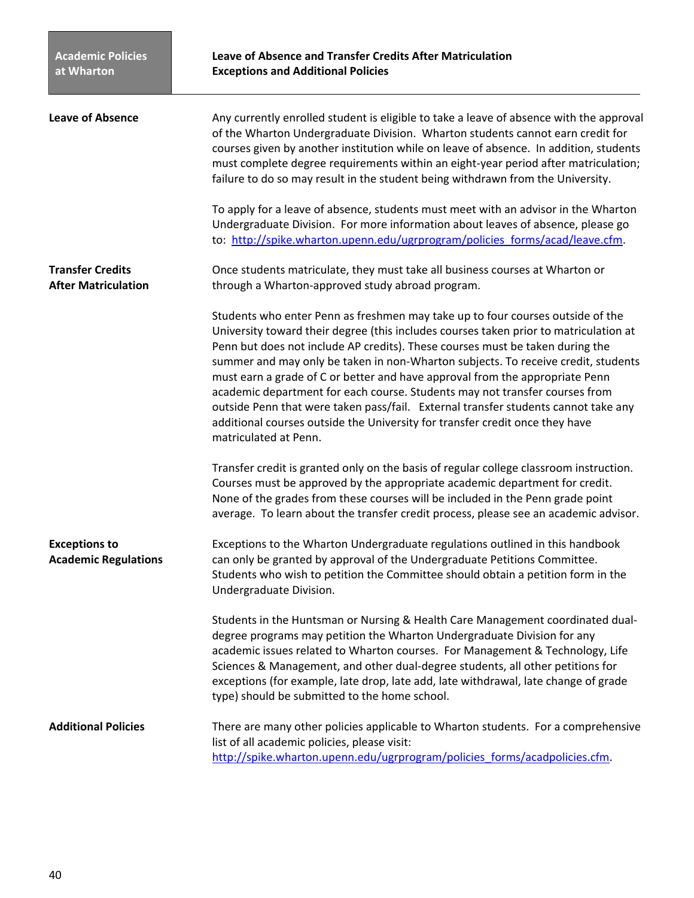## Leave of Absence and Transfer Credits After Matriculation
## Exceptions and Additional Policies

### Leave of Absence

Any currently enrolled student is eligible to take a leave of absence with the approval of the Wharton Undergraduate Division. Wharton students cannot earn credit for courses given by another institution while on leave of absence. In addition, students must complete degree requirements within an eight-year period after matriculation; failure to do so may result in the student being withdrawn from the University.

To apply for a leave of absence, students must meet with an advisor in the Wharton Undergraduate Division. For more information about leaves of absence, please go to: [http://spike.wharton.upenn.edu/ugrprogram/policies_forms/acad/leave.cfm](http://spike.wharton.upenn.edu/ugrprogram/policies_forms/acad/leave.cfm).

### Transfer Credits After Matriculation

Once students matriculate, they must take all business courses at Wharton or through a Wharton-approved study abroad program.

Students who enter Penn as freshmen may take up to four courses outside of the University toward their degree (this includes courses taken prior to matriculation at Penn but does not include AP credits). These courses must be taken during the summer and may only be taken in non-Wharton subjects. To receive credit, students must earn a grade of C or better and have approval from the appropriate Penn academic department for each course. Students may not transfer courses from outside Penn that were taken pass/fail. External transfer students cannot take any additional courses outside the University for transfer credit once they have matriculated at Penn.

Transfer credit is granted only on the basis of regular college classroom instruction. Courses must be approved by the appropriate academic department for credit. None of the grades from these courses will be included in the Penn grade point average. To learn about the transfer credit process, please see an academic advisor.

### Exceptions to Academic Regulations

Exceptions to the Wharton Undergraduate regulations outlined in this handbook can only be granted by approval of the Undergraduate Petitions Committee. Students who wish to petition the Committee should obtain a petition form in the Undergraduate Division.

Students in the Huntsman or Nursing & Health Care Management coordinated dual-degree programs may petition the Wharton Undergraduate Division for any academic issues related to Wharton courses. For Management & Technology, Life Sciences & Management, and other dual-degree students, all other petitions for exceptions (for example, late drop, late add, late withdrawal, late change of grade type) should be submitted to the home school.

### Additional Policies

There are many other policies applicable to Wharton students. For a comprehensive list of all academic policies, please visit: [http://spike.wharton.upenn.edu/ugrprogram/policies_forms/acadpolicies.cfm](http://spike.wharton.upenn.edu/ugrprogram/policies_forms/acadpolicies.cfm).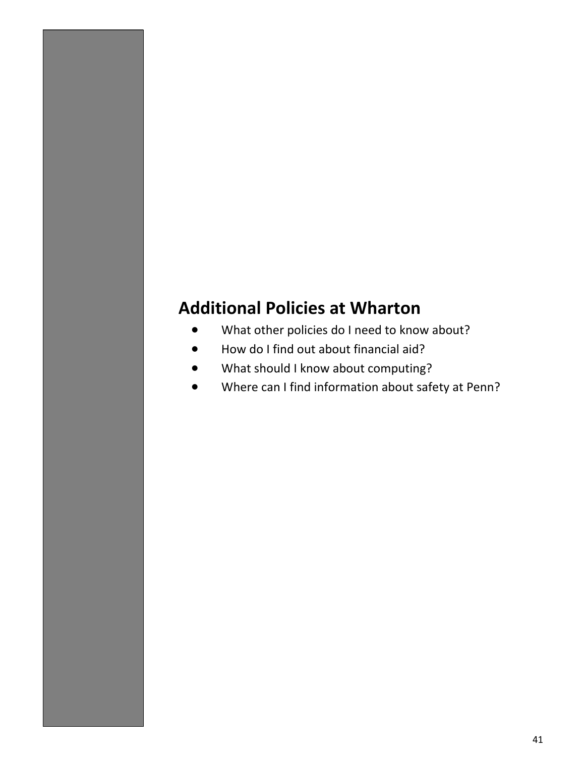## Additional Policies at Wharton

- What other policies do I need to know about?
- How do I find out about financial aid?
- What should I know about computing?
- Where can I find information about safety at Penn?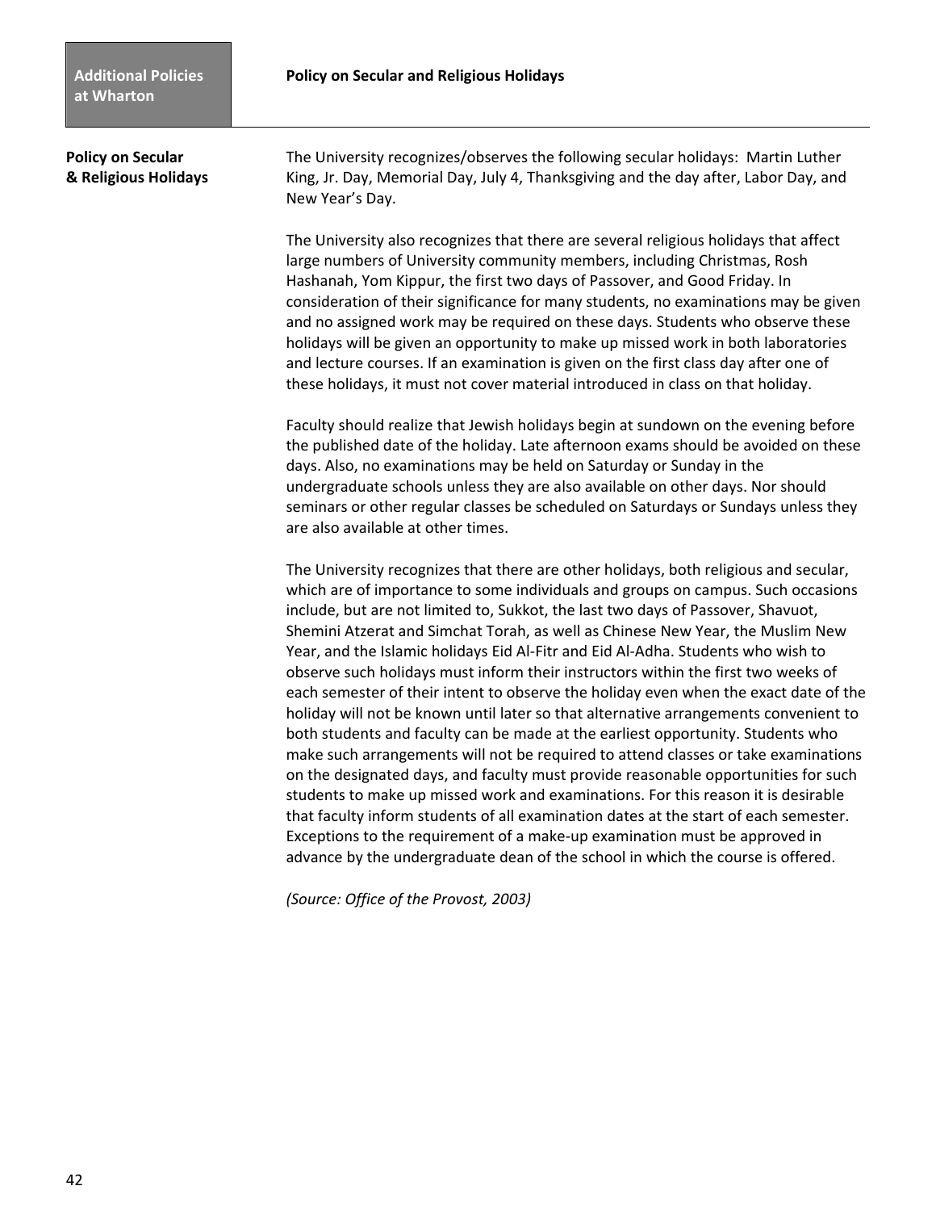## Policy on Secular & Religious Holidays

The University recognizes/observes the following secular holidays: Martin Luther King, Jr. Day, Memorial Day, July 4, Thanksgiving and the day after, Labor Day, and New Year's Day.

The University also recognizes that there are several religious holidays that affect large numbers of University community members, including Christmas, Rosh Hashanah, Yom Kippur, the first two days of Passover, and Good Friday. In consideration of their significance for many students, no examinations may be given and no assigned work may be required on these days. Students who observe these holidays will be given an opportunity to make up missed work in both laboratories and lecture courses. If an examination is given on the first class day after one of these holidays, it must not cover material introduced in class on that holiday.

Faculty should realize that Jewish holidays begin at sundown on the evening before the published date of the holiday. Late afternoon exams should be avoided on these days. Also, no examinations may be held on Saturday or Sunday in the undergraduate schools unless they are also available on other days. Nor should seminars or other regular classes be scheduled on Saturdays or Sundays unless they are also available at other times.

The University recognizes that there are other holidays, both religious and secular, which are of importance to some individuals and groups on campus. Such occasions include, but are not limited to, Sukkot, the last two days of Passover, Shavuot, Shemini Atzerat and Simchat Torah, as well as Chinese New Year, the Muslim New Year, and the Islamic holidays Eid Al-Fitr and Eid Al-Adha. Students who wish to observe such holidays must inform their instructors within the first two weeks of each semester of their intent to observe the holiday even when the exact date of the holiday will not be known until later so that alternative arrangements convenient to both students and faculty can be made at the earliest opportunity. Students who make such arrangements will not be required to attend classes or take examinations on the designated days, and faculty must provide reasonable opportunities for such students to make up missed work and examinations. For this reason it is desirable that faculty inform students of all examination dates at the start of each semester. Exceptions to the requirement of a make-up examination must be approved in advance by the undergraduate dean of the school in which the course is offered.

*(Source: Office of the Provost, 2003)*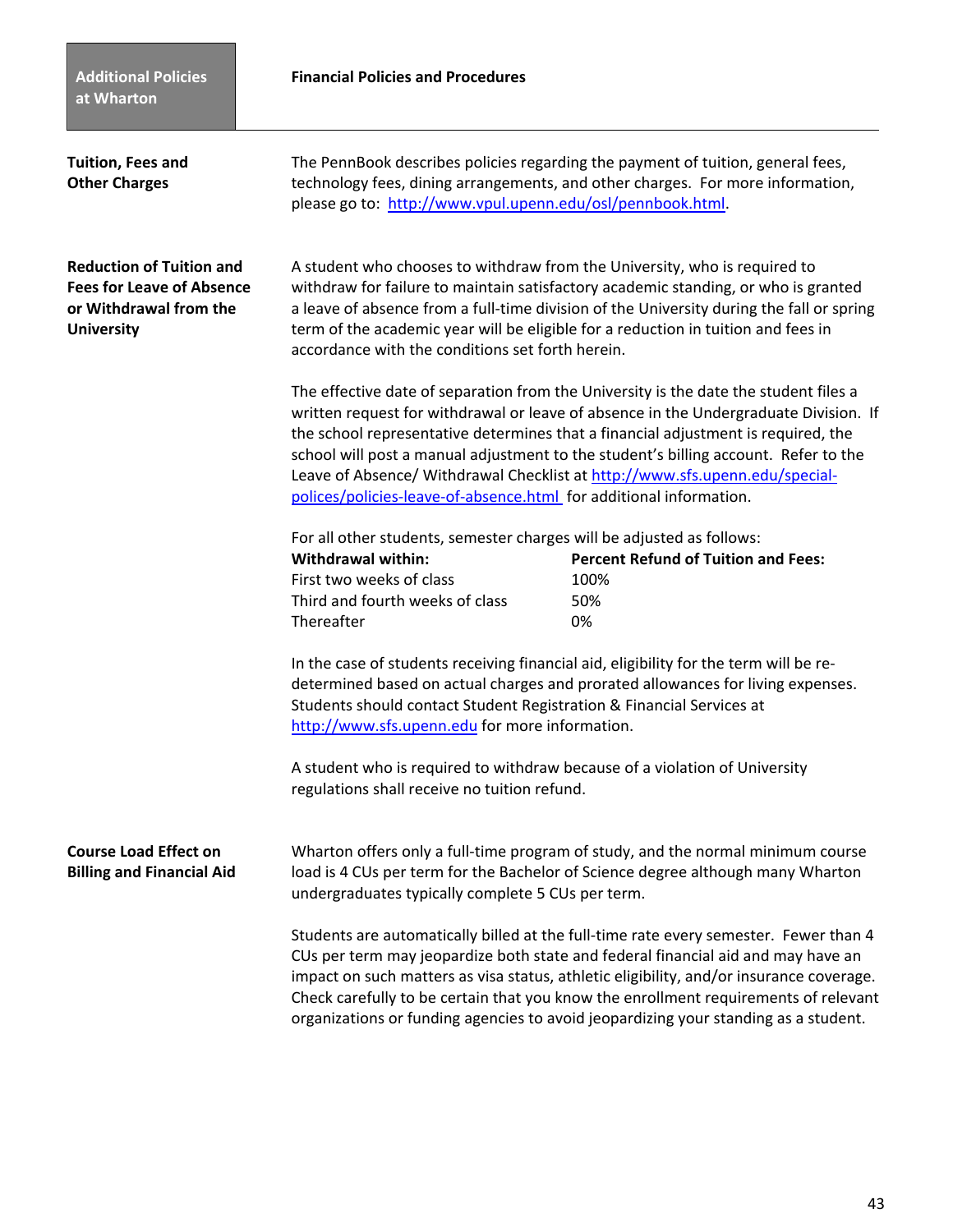## Additional Policies at Wharton

## Financial Policies and Procedures

### Tuition, Fees and Other Charges

The PennBook describes policies regarding the payment of tuition, general fees, technology fees, dining arrangements, and other charges. For more information, please go to: http://www.vpul.upenn.edu/osl/pennbook.html.

### Reduction of Tuition and Fees for Leave of Absence or Withdrawal from the University

A student who chooses to withdraw from the University, who is required to withdraw for failure to maintain satisfactory academic standing, or who is granted a leave of absence from a full-time division of the University during the fall or spring term of the academic year will be eligible for a reduction in tuition and fees in accordance with the conditions set forth herein.

The effective date of separation from the University is the date the student files a written request for withdrawal or leave of absence in the Undergraduate Division. If the school representative determines that a financial adjustment is required, the school will post a manual adjustment to the student's billing account. Refer to the Leave of Absence/ Withdrawal Checklist at http://www.sfs.upenn.edu/special-polices/policies-leave-of-absence.html for additional information.

For all other students, semester charges will be adjusted as follows:

| Withdrawal within: | Percent Refund of Tuition and Fees: |
| --- | --- |
| First two weeks of class | 100% |
| Third and fourth weeks of class | 50% |
| Thereafter | 0% |

In the case of students receiving financial aid, eligibility for the term will be re-determined based on actual charges and prorated allowances for living expenses. Students should contact Student Registration & Financial Services at http://www.sfs.upenn.edu for more information.

A student who is required to withdraw because of a violation of University regulations shall receive no tuition refund.

### Course Load Effect on Billing and Financial Aid

Wharton offers only a full-time program of study, and the normal minimum course load is 4 CUs per term for the Bachelor of Science degree although many Wharton undergraduates typically complete 5 CUs per term.

Students are automatically billed at the full-time rate every semester. Fewer than 4 CUs per term may jeopardize both state and federal financial aid and may have an impact on such matters as visa status, athletic eligibility, and/or insurance coverage. Check carefully to be certain that you know the enrollment requirements of relevant organizations or funding agencies to avoid jeopardizing your standing as a student.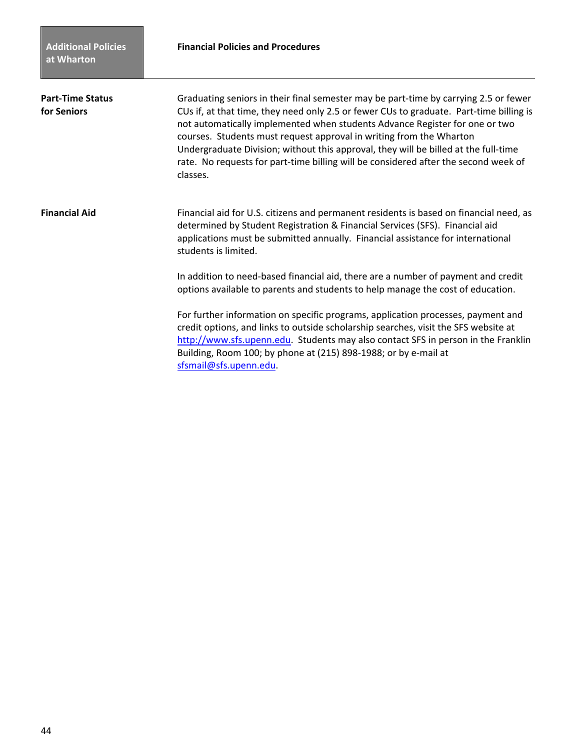## Financial Policies and Procedures

**Part-Time Status for Seniors**

Graduating seniors in their final semester may be part-time by carrying 2.5 or fewer CUs if, at that time, they need only 2.5 or fewer CUs to graduate. Part-time billing is not automatically implemented when students Advance Register for one or two courses. Students must request approval in writing from the Wharton Undergraduate Division; without this approval, they will be billed at the full-time rate. No requests for part-time billing will be considered after the second week of classes.

**Financial Aid**

Financial aid for U.S. citizens and permanent residents is based on financial need, as determined by Student Registration & Financial Services (SFS). Financial aid applications must be submitted annually. Financial assistance for international students is limited.

In addition to need-based financial aid, there are a number of payment and credit options available to parents and students to help manage the cost of education.

For further information on specific programs, application processes, payment and credit options, and links to outside scholarship searches, visit the SFS website at http://www.sfs.upenn.edu. Students may also contact SFS in person in the Franklin Building, Room 100; by phone at (215) 898-1988; or by e-mail at sfsmail@sfs.upenn.edu.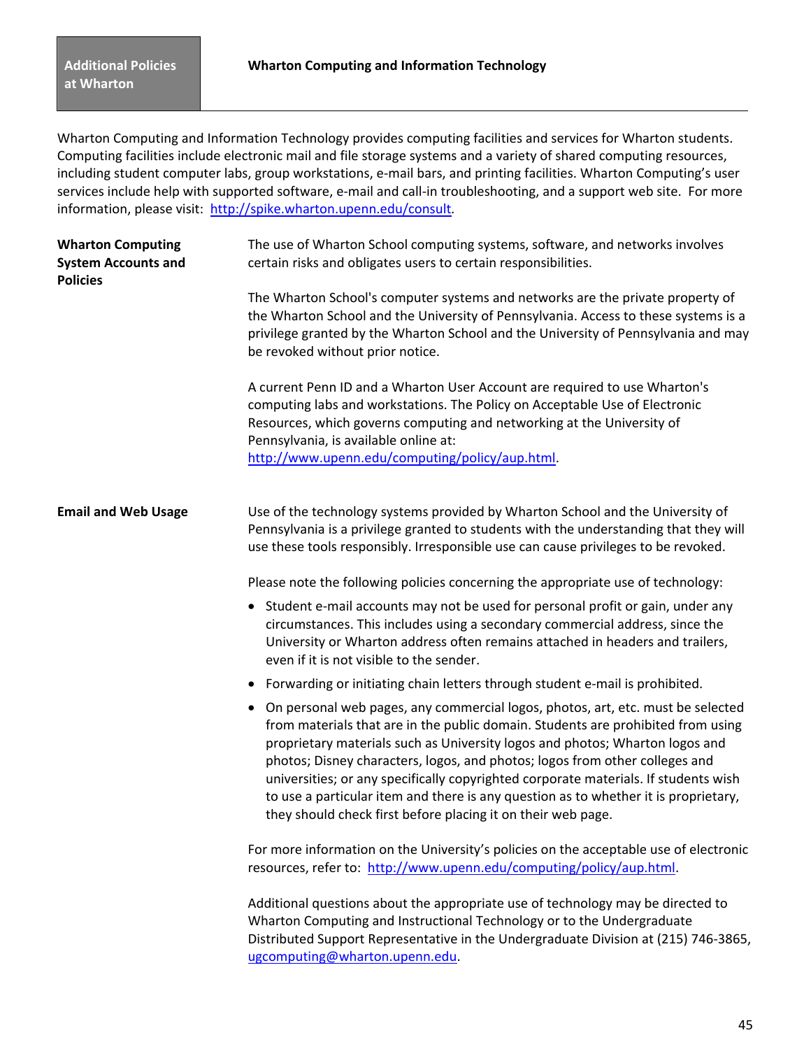**Additional Policies at Wharton**

## Wharton Computing and Information Technology

Wharton Computing and Information Technology provides computing facilities and services for Wharton students. Computing facilities include electronic mail and file storage systems and a variety of shared computing resources, including student computer labs, group workstations, e-mail bars, and printing facilities. Wharton Computing's user services include help with supported software, e-mail and call-in troubleshooting, and a support web site. For more information, please visit: http://spike.wharton.upenn.edu/consult.

### Wharton Computing System Accounts and Policies

The use of Wharton School computing systems, software, and networks involves certain risks and obligates users to certain responsibilities.

The Wharton School's computer systems and networks are the private property of the Wharton School and the University of Pennsylvania. Access to these systems is a privilege granted by the Wharton School and the University of Pennsylvania and may be revoked without prior notice.

A current Penn ID and a Wharton User Account are required to use Wharton's computing labs and workstations. The Policy on Acceptable Use of Electronic Resources, which governs computing and networking at the University of Pennsylvania, is available online at: http://www.upenn.edu/computing/policy/aup.html.

### Email and Web Usage

Use of the technology systems provided by Wharton School and the University of Pennsylvania is a privilege granted to students with the understanding that they will use these tools responsibly. Irresponsible use can cause privileges to be revoked.

Please note the following policies concerning the appropriate use of technology:

- Student e-mail accounts may not be used for personal profit or gain, under any circumstances. This includes using a secondary commercial address, since the University or Wharton address often remains attached in headers and trailers, even if it is not visible to the sender.
- Forwarding or initiating chain letters through student e-mail is prohibited.
- On personal web pages, any commercial logos, photos, art, etc. must be selected from materials that are in the public domain. Students are prohibited from using proprietary materials such as University logos and photos; Wharton logos and photos; Disney characters, logos, and photos; logos from other colleges and universities; or any specifically copyrighted corporate materials. If students wish to use a particular item and there is any question as to whether it is proprietary, they should check first before placing it on their web page.

For more information on the University's policies on the acceptable use of electronic resources, refer to: http://www.upenn.edu/computing/policy/aup.html.

Additional questions about the appropriate use of technology may be directed to Wharton Computing and Instructional Technology or to the Undergraduate Distributed Support Representative in the Undergraduate Division at (215) 746-3865, ugcomputing@wharton.upenn.edu.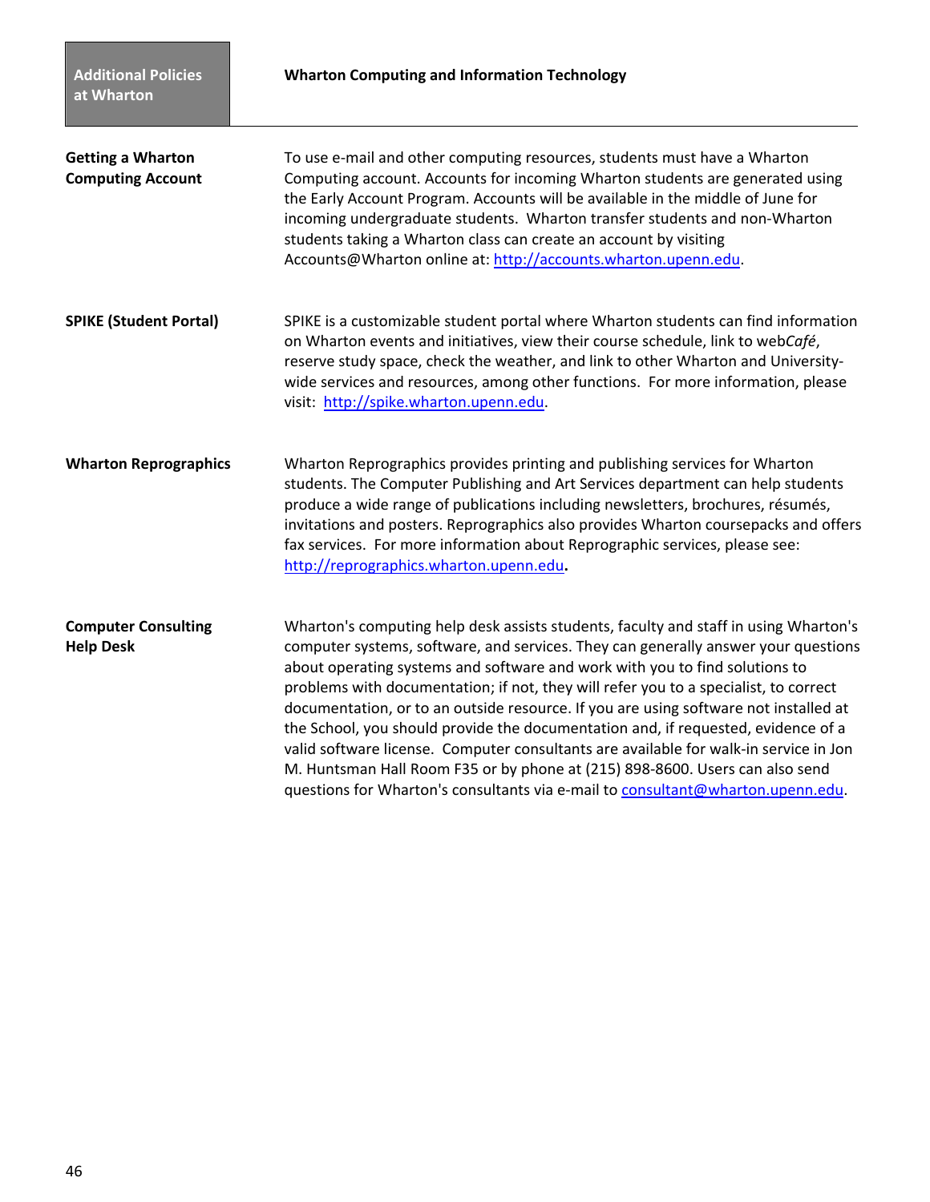## Additional Policies at Wharton

## Wharton Computing and Information Technology

### Getting a Wharton Computing Account

To use e-mail and other computing resources, students must have a Wharton Computing account. Accounts for incoming Wharton students are generated using the Early Account Program. Accounts will be available in the middle of June for incoming undergraduate students. Wharton transfer students and non-Wharton students taking a Wharton class can create an account by visiting Accounts@Wharton online at: http://accounts.wharton.upenn.edu.

### SPIKE (Student Portal)

SPIKE is a customizable student portal where Wharton students can find information on Wharton events and initiatives, view their course schedule, link to web*Café*, reserve study space, check the weather, and link to other Wharton and University-wide services and resources, among other functions. For more information, please visit: http://spike.wharton.upenn.edu.

### Wharton Reprographics

Wharton Reprographics provides printing and publishing services for Wharton students. The Computer Publishing and Art Services department can help students produce a wide range of publications including newsletters, brochures, résumés, invitations and posters. Reprographics also provides Wharton coursepacks and offers fax services. For more information about Reprographic services, please see: http://reprographics.wharton.upenn.edu.

### Computer Consulting Help Desk

Wharton's computing help desk assists students, faculty and staff in using Wharton's computer systems, software, and services. They can generally answer your questions about operating systems and software and work with you to find solutions to problems with documentation; if not, they will refer you to a specialist, to correct documentation, or to an outside resource. If you are using software not installed at the School, you should provide the documentation and, if requested, evidence of a valid software license. Computer consultants are available for walk-in service in Jon M. Huntsman Hall Room F35 or by phone at (215) 898-8600. Users can also send questions for Wharton's consultants via e-mail to consultant@wharton.upenn.edu.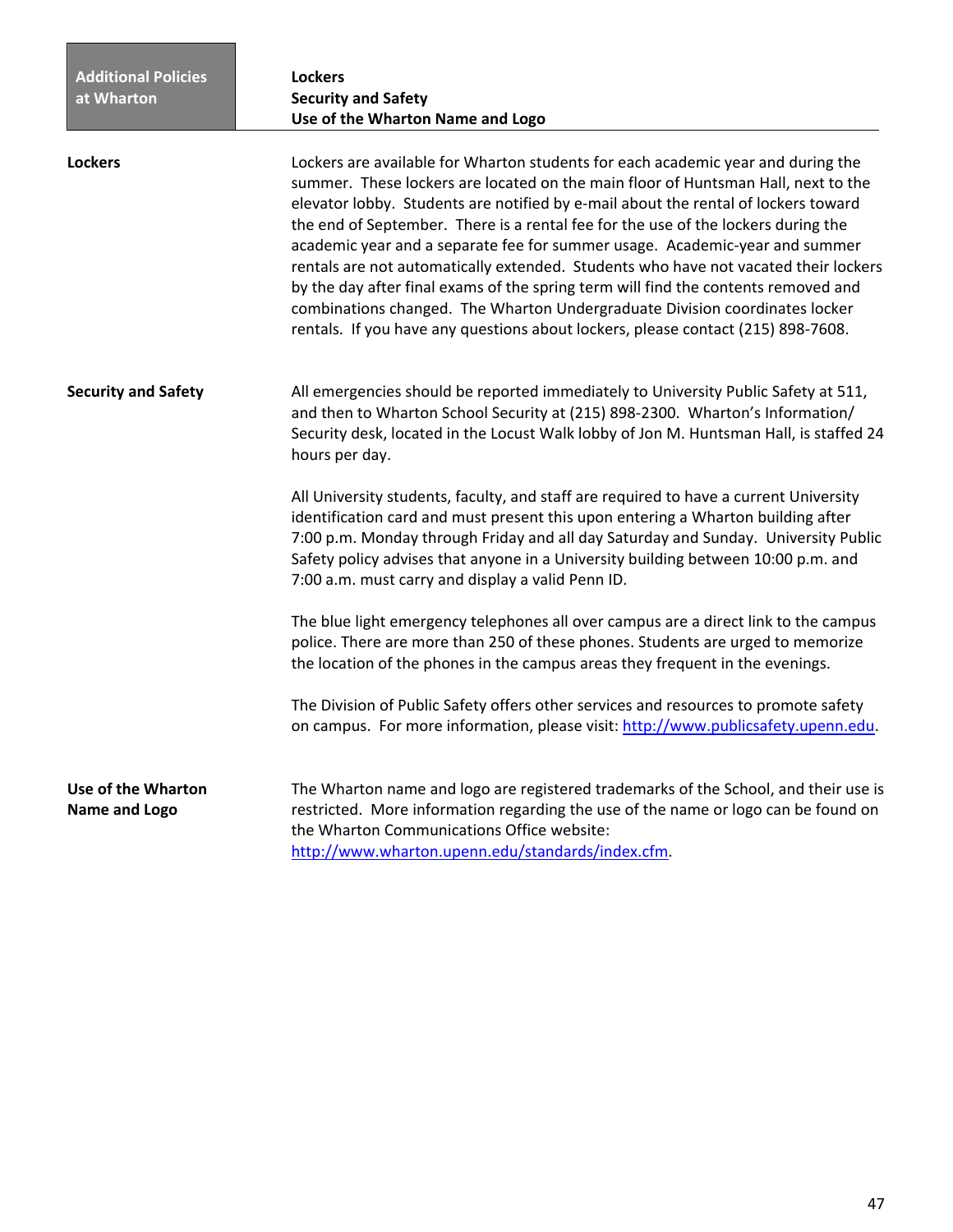## Additional Policies at Wharton

**Lockers**
**Security and Safety**
**Use of the Wharton Name and Logo**

### Lockers

Lockers are available for Wharton students for each academic year and during the summer. These lockers are located on the main floor of Huntsman Hall, next to the elevator lobby. Students are notified by e-mail about the rental of lockers toward the end of September. There is a rental fee for the use of the lockers during the academic year and a separate fee for summer usage. Academic-year and summer rentals are not automatically extended. Students who have not vacated their lockers by the day after final exams of the spring term will find the contents removed and combinations changed. The Wharton Undergraduate Division coordinates locker rentals. If you have any questions about lockers, please contact (215) 898-7608.

### Security and Safety

All emergencies should be reported immediately to University Public Safety at 511, and then to Wharton School Security at (215) 898-2300. Wharton's Information/Security desk, located in the Locust Walk lobby of Jon M. Huntsman Hall, is staffed 24 hours per day.

All University students, faculty, and staff are required to have a current University identification card and must present this upon entering a Wharton building after 7:00 p.m. Monday through Friday and all day Saturday and Sunday. University Public Safety policy advises that anyone in a University building between 10:00 p.m. and 7:00 a.m. must carry and display a valid Penn ID.

The blue light emergency telephones all over campus are a direct link to the campus police. There are more than 250 of these phones. Students are urged to memorize the location of the phones in the campus areas they frequent in the evenings.

The Division of Public Safety offers other services and resources to promote safety on campus. For more information, please visit: http://www.publicsafety.upenn.edu.

### Use of the Wharton Name and Logo

The Wharton name and logo are registered trademarks of the School, and their use is restricted. More information regarding the use of the name or logo can be found on the Wharton Communications Office website: http://www.wharton.upenn.edu/standards/index.cfm.